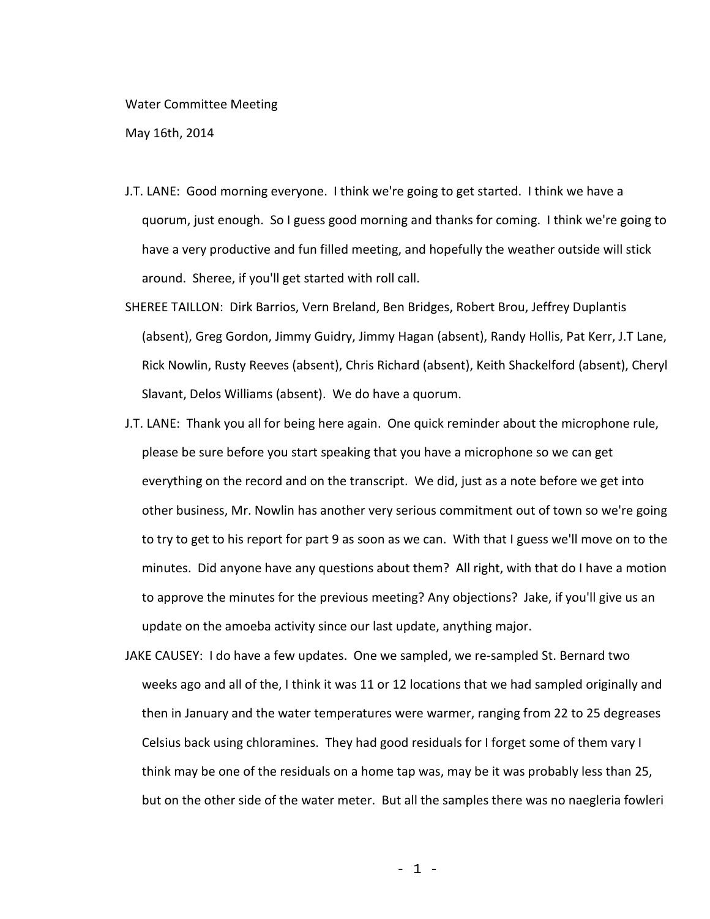Water Committee Meeting

May 16th, 2014

J.T. LANE: Good morning everyone. I think we're going to get started. I think we have a quorum, just enough. So I guess good morning and thanks for coming. I think we're going to have a very productive and fun filled meeting, and hopefully the weather outside will stick around. Sheree, if you'll get started with roll call.

SHEREE TAILLON: Dirk Barrios, Vern Breland, Ben Bridges, Robert Brou, Jeffrey Duplantis (absent), Greg Gordon, Jimmy Guidry, Jimmy Hagan (absent), Randy Hollis, Pat Kerr, J.T Lane, Rick Nowlin, Rusty Reeves (absent), Chris Richard (absent), Keith Shackelford (absent), Cheryl Slavant, Delos Williams (absent). We do have a quorum.

J.T. LANE: Thank you all for being here again. One quick reminder about the microphone rule, please be sure before you start speaking that you have a microphone so we can get everything on the record and on the transcript. We did, just as a note before we get into other business, Mr. Nowlin has another very serious commitment out of town so we're going to try to get to his report for part 9 as soon as we can. With that I guess we'll move on to the minutes. Did anyone have any questions about them? All right, with that do I have a motion to approve the minutes for the previous meeting? Any objections? Jake, if you'll give us an update on the amoeba activity since our last update, anything major.

JAKE CAUSEY: I do have a few updates. One we sampled, we re-sampled St. Bernard two weeks ago and all of the, I think it was 11 or 12 locations that we had sampled originally and then in January and the water temperatures were warmer, ranging from 22 to 25 degreases Celsius back using chloramines. They had good residuals for I forget some of them vary I think may be one of the residuals on a home tap was, may be it was probably less than 25, but on the other side of the water meter. But all the samples there was no naegleria fowleri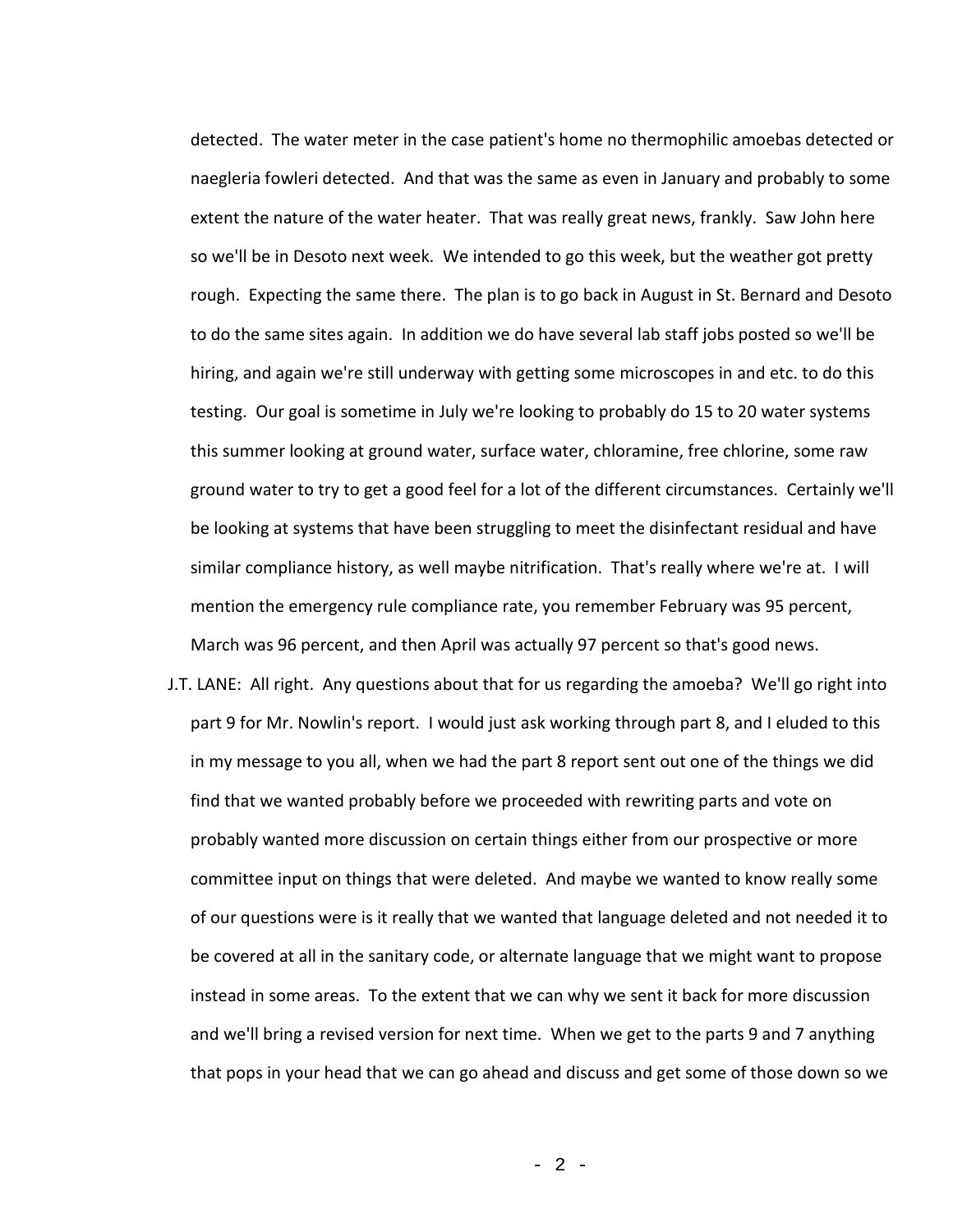detected. The water meter in the case patient's home no thermophilic amoebas detected or naegleria fowleri detected. And that was the same as even in January and probably to some extent the nature of the water heater. That was really great news, frankly. Saw John here so we'll be in Desoto next week. We intended to go this week, but the weather got pretty rough. Expecting the same there. The plan is to go back in August in St. Bernard and Desoto to do the same sites again. In addition we do have several lab staff jobs posted so we'll be hiring, and again we're still underway with getting some microscopes in and etc. to do this testing. Our goal is sometime in July we're looking to probably do 15 to 20 water systems this summer looking at ground water, surface water, chloramine, free chlorine, some raw ground water to try to get a good feel for a lot of the different circumstances. Certainly we'll be looking at systems that have been struggling to meet the disinfectant residual and have similar compliance history, as well maybe nitrification. That's really where we're at. I will mention the emergency rule compliance rate, you remember February was 95 percent, March was 96 percent, and then April was actually 97 percent so that's good news.

J.T. LANE: All right. Any questions about that for us regarding the amoeba? We'll go right into part 9 for Mr. Nowlin's report. I would just ask working through part 8, and I eluded to this in my message to you all, when we had the part 8 report sent out one of the things we did find that we wanted probably before we proceeded with rewriting parts and vote on probably wanted more discussion on certain things either from our prospective or more committee input on things that were deleted. And maybe we wanted to know really some of our questions were is it really that we wanted that language deleted and not needed it to be covered at all in the sanitary code, or alternate language that we might want to propose instead in some areas. To the extent that we can why we sent it back for more discussion and we'll bring a revised version for next time. When we get to the parts 9 and 7 anything that pops in your head that we can go ahead and discuss and get some of those down so we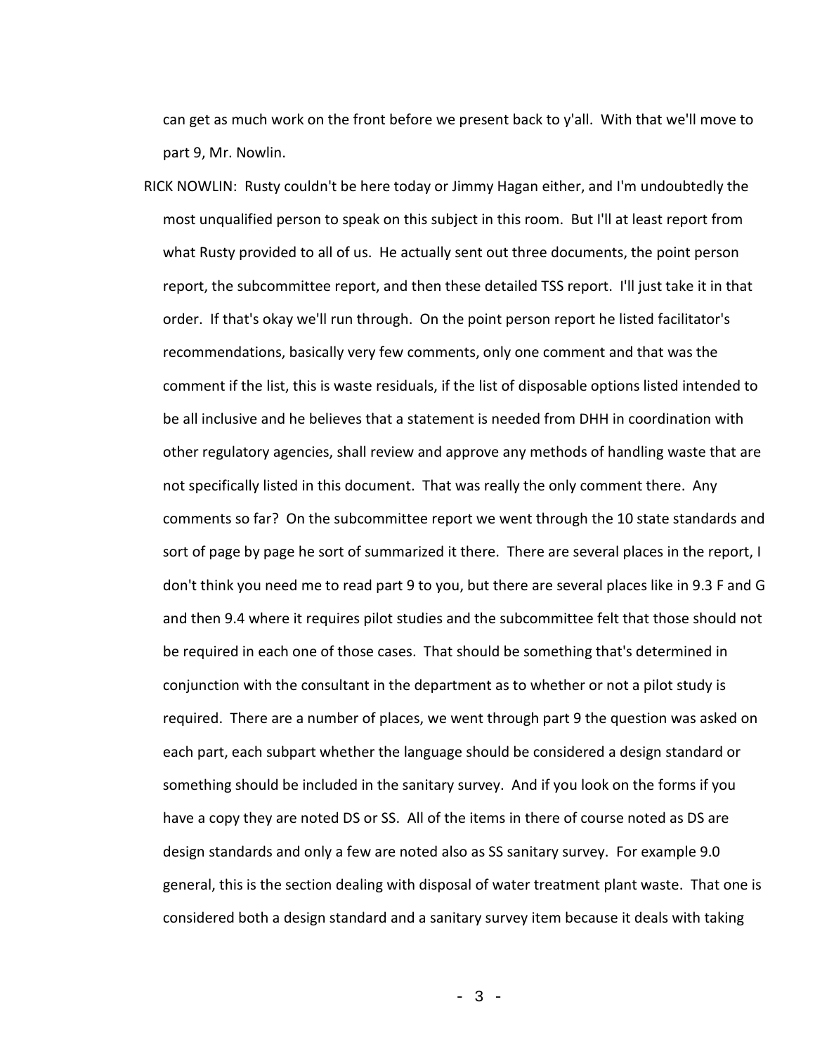can get as much work on the front before we present back to y'all. With that we'll move to part 9, Mr. Nowlin.

RICK NOWLIN: Rusty couldn't be here today or Jimmy Hagan either, and I'm undoubtedly the most unqualified person to speak on this subject in this room. But I'll at least report from what Rusty provided to all of us. He actually sent out three documents, the point person report, the subcommittee report, and then these detailed TSS report. I'll just take it in that order. If that's okay we'll run through. On the point person report he listed facilitator's recommendations, basically very few comments, only one comment and that was the comment if the list, this is waste residuals, if the list of disposable options listed intended to be all inclusive and he believes that a statement is needed from DHH in coordination with other regulatory agencies, shall review and approve any methods of handling waste that are not specifically listed in this document. That was really the only comment there. Any comments so far? On the subcommittee report we went through the 10 state standards and sort of page by page he sort of summarized it there. There are several places in the report, I don't think you need me to read part 9 to you, but there are several places like in 9.3 F and G and then 9.4 where it requires pilot studies and the subcommittee felt that those should not be required in each one of those cases. That should be something that's determined in conjunction with the consultant in the department as to whether or not a pilot study is required. There are a number of places, we went through part 9 the question was asked on each part, each subpart whether the language should be considered a design standard or something should be included in the sanitary survey. And if you look on the forms if you have a copy they are noted DS or SS. All of the items in there of course noted as DS are design standards and only a few are noted also as SS sanitary survey. For example 9.0 general, this is the section dealing with disposal of water treatment plant waste. That one is considered both a design standard and a sanitary survey item because it deals with taking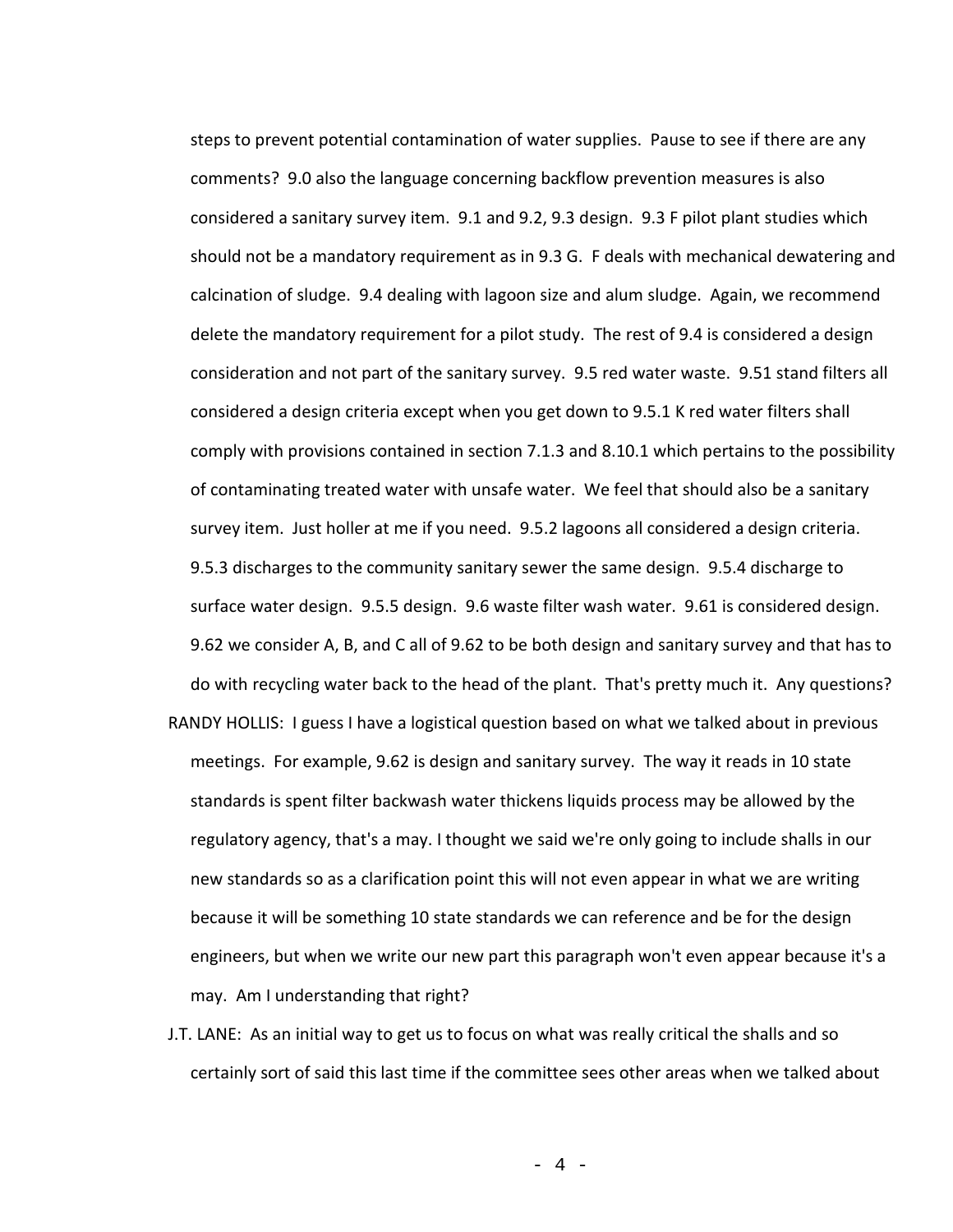steps to prevent potential contamination of water supplies. Pause to see if there are any comments? 9.0 also the language concerning backflow prevention measures is also considered a sanitary survey item. 9.1 and 9.2, 9.3 design. 9.3 F pilot plant studies which should not be a mandatory requirement as in 9.3 G. F deals with mechanical dewatering and calcination of sludge. 9.4 dealing with lagoon size and alum sludge. Again, we recommend delete the mandatory requirement for a pilot study. The rest of 9.4 is considered a design consideration and not part of the sanitary survey. 9.5 red water waste. 9.51 stand filters all considered a design criteria except when you get down to 9.5.1 K red water filters shall comply with provisions contained in section 7.1.3 and 8.10.1 which pertains to the possibility of contaminating treated water with unsafe water. We feel that should also be a sanitary survey item. Just holler at me if you need. 9.5.2 lagoons all considered a design criteria. 9.5.3 discharges to the community sanitary sewer the same design. 9.5.4 discharge to surface water design. 9.5.5 design. 9.6 waste filter wash water. 9.61 is considered design. 9.62 we consider A, B, and C all of 9.62 to be both design and sanitary survey and that has to do with recycling water back to the head of the plant. That's pretty much it. Any questions?

RANDY HOLLIS: I guess I have a logistical question based on what we talked about in previous meetings. For example, 9.62 is design and sanitary survey. The way it reads in 10 state standards is spent filter backwash water thickens liquids process may be allowed by the regulatory agency, that's a may. I thought we said we're only going to include shalls in our new standards so as a clarification point this will not even appear in what we are writing because it will be something 10 state standards we can reference and be for the design engineers, but when we write our new part this paragraph won't even appear because it's a may. Am I understanding that right?

J.T. LANE: As an initial way to get us to focus on what was really critical the shalls and so certainly sort of said this last time if the committee sees other areas when we talked about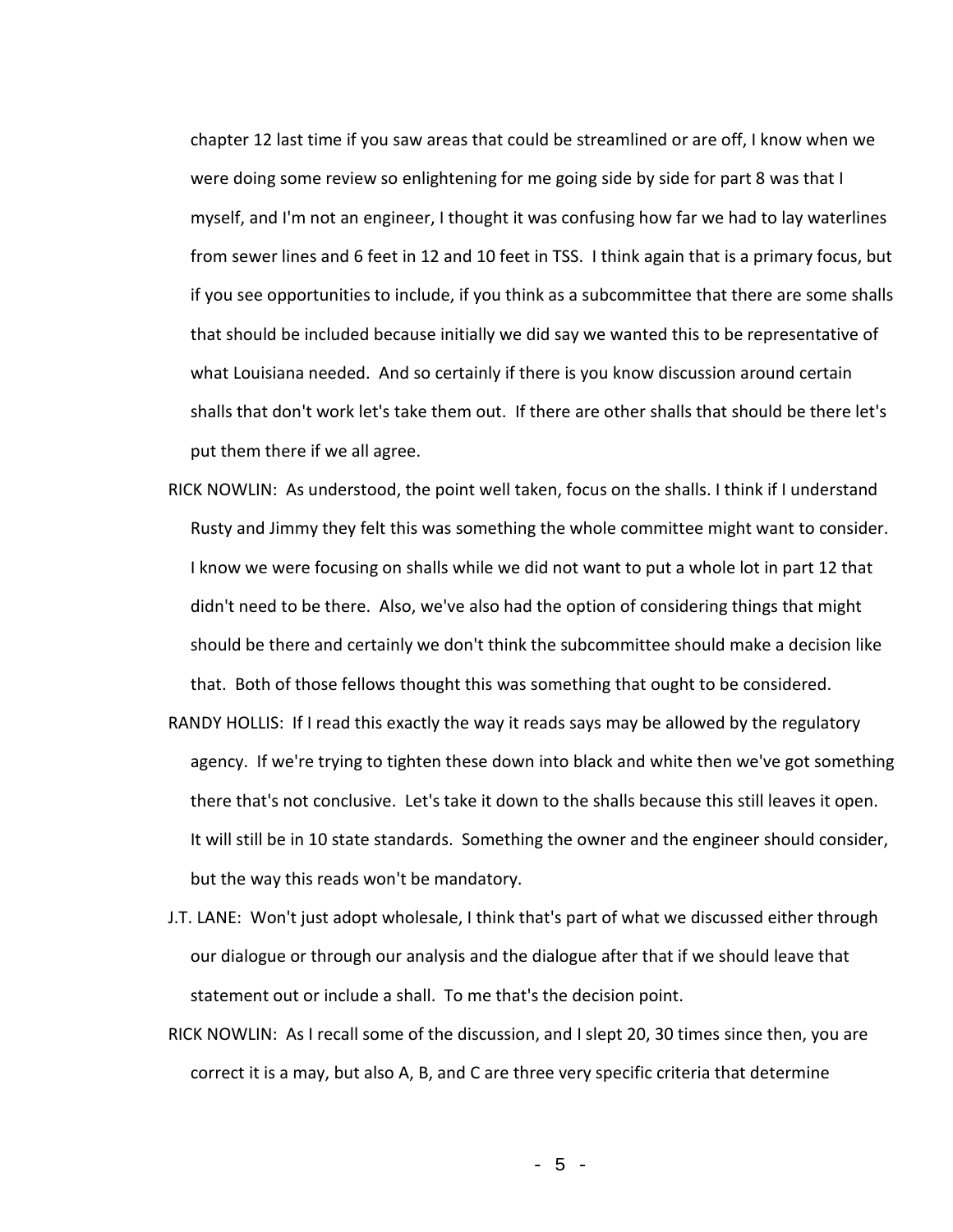chapter 12 last time if you saw areas that could be streamlined or are off, I know when we were doing some review so enlightening for me going side by side for part 8 was that I myself, and I'm not an engineer, I thought it was confusing how far we had to lay waterlines from sewer lines and 6 feet in 12 and 10 feet in TSS. I think again that is a primary focus, but if you see opportunities to include, if you think as a subcommittee that there are some shalls that should be included because initially we did say we wanted this to be representative of what Louisiana needed. And so certainly if there is you know discussion around certain shalls that don't work let's take them out. If there are other shalls that should be there let's put them there if we all agree.

RICK NOWLIN: As understood, the point well taken, focus on the shalls. I think if I understand Rusty and Jimmy they felt this was something the whole committee might want to consider. I know we were focusing on shalls while we did not want to put a whole lot in part 12 that didn't need to be there. Also, we've also had the option of considering things that might should be there and certainly we don't think the subcommittee should make a decision like that. Both of those fellows thought this was something that ought to be considered.

RANDY HOLLIS: If I read this exactly the way it reads says may be allowed by the regulatory agency. If we're trying to tighten these down into black and white then we've got something there that's not conclusive. Let's take it down to the shalls because this still leaves it open. It will still be in 10 state standards. Something the owner and the engineer should consider, but the way this reads won't be mandatory.

J.T. LANE: Won't just adopt wholesale, I think that's part of what we discussed either through our dialogue or through our analysis and the dialogue after that if we should leave that statement out or include a shall. To me that's the decision point.

RICK NOWLIN: As I recall some of the discussion, and I slept 20, 30 times since then, you are correct it is a may, but also A, B, and C are three very specific criteria that determine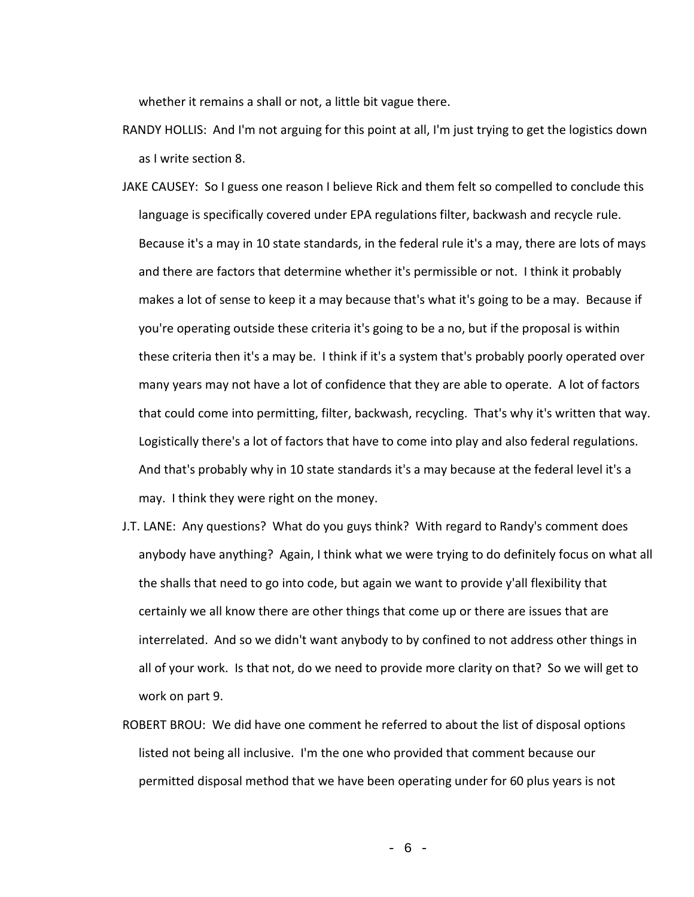whether it remains a shall or not, a little bit vague there.

RANDY HOLLIS: And I'm not arguing for this point at all, I'm just trying to get the logistics down as I write section 8.

JAKE CAUSEY: So I guess one reason I believe Rick and them felt so compelled to conclude this language is specifically covered under EPA regulations filter, backwash and recycle rule. Because it's a may in 10 state standards, in the federal rule it's a may, there are lots of mays and there are factors that determine whether it's permissible or not. I think it probably makes a lot of sense to keep it a may because that's what it's going to be a may. Because if you're operating outside these criteria it's going to be a no, but if the proposal is within these criteria then it's a may be. I think if it's a system that's probably poorly operated over many years may not have a lot of confidence that they are able to operate. A lot of factors that could come into permitting, filter, backwash, recycling. That's why it's written that way. Logistically there's a lot of factors that have to come into play and also federal regulations. And that's probably why in 10 state standards it's a may because at the federal level it's a may. I think they were right on the money.

J.T. LANE: Any questions? What do you guys think? With regard to Randy's comment does anybody have anything? Again, I think what we were trying to do definitely focus on what all the shalls that need to go into code, but again we want to provide y'all flexibility that certainly we all know there are other things that come up or there are issues that are interrelated. And so we didn't want anybody to by confined to not address other things in all of your work. Is that not, do we need to provide more clarity on that? So we will get to work on part 9.

ROBERT BROU: We did have one comment he referred to about the list of disposal options listed not being all inclusive. I'm the one who provided that comment because our permitted disposal method that we have been operating under for 60 plus years is not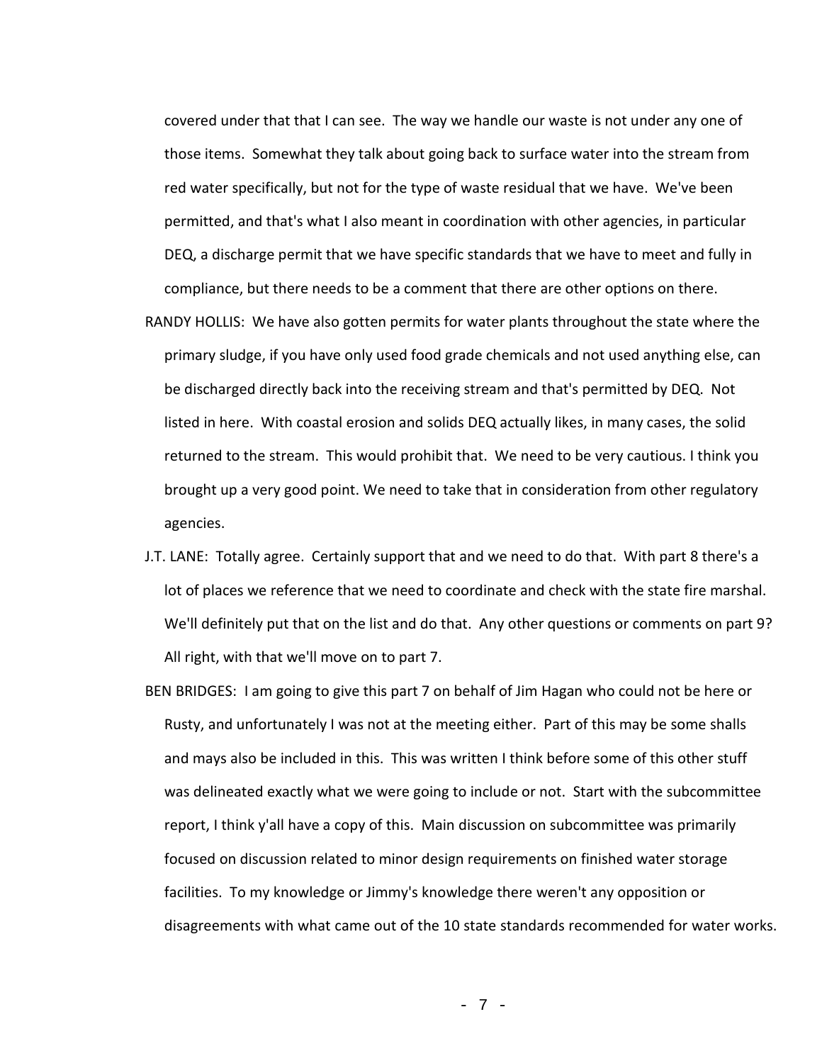covered under that that I can see. The way we handle our waste is not under any one of those items. Somewhat they talk about going back to surface water into the stream from red water specifically, but not for the type of waste residual that we have. We've been permitted, and that's what I also meant in coordination with other agencies, in particular DEQ, a discharge permit that we have specific standards that we have to meet and fully in compliance, but there needs to be a comment that there are other options on there.

RANDY HOLLIS: We have also gotten permits for water plants throughout the state where the primary sludge, if you have only used food grade chemicals and not used anything else, can be discharged directly back into the receiving stream and that's permitted by DEQ. Not listed in here. With coastal erosion and solids DEQ actually likes, in many cases, the solid returned to the stream. This would prohibit that. We need to be very cautious. I think you brought up a very good point. We need to take that in consideration from other regulatory agencies.

J.T. LANE: Totally agree. Certainly support that and we need to do that. With part 8 there's a lot of places we reference that we need to coordinate and check with the state fire marshal. We'll definitely put that on the list and do that. Any other questions or comments on part 9? All right, with that we'll move on to part 7.

BEN BRIDGES: I am going to give this part 7 on behalf of Jim Hagan who could not be here or Rusty, and unfortunately I was not at the meeting either. Part of this may be some shalls and mays also be included in this. This was written I think before some of this other stuff was delineated exactly what we were going to include or not. Start with the subcommittee report, I think y'all have a copy of this. Main discussion on subcommittee was primarily focused on discussion related to minor design requirements on finished water storage facilities. To my knowledge or Jimmy's knowledge there weren't any opposition or disagreements with what came out of the 10 state standards recommended for water works.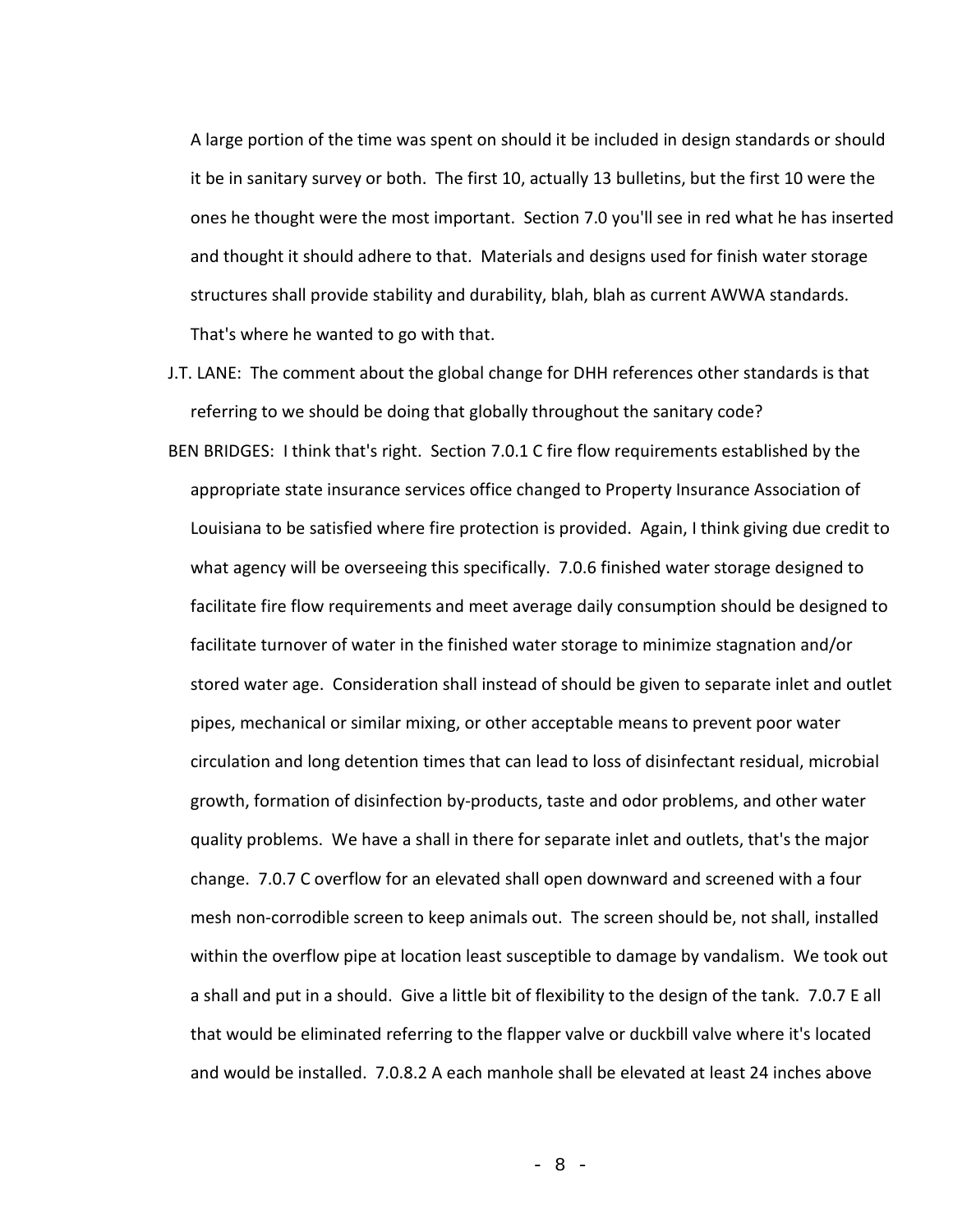A large portion of the time was spent on should it be included in design standards or should it be in sanitary survey or both. The first 10, actually 13 bulletins, but the first 10 were the ones he thought were the most important. Section 7.0 you'll see in red what he has inserted and thought it should adhere to that. Materials and designs used for finish water storage structures shall provide stability and durability, blah, blah as current AWWA standards. That's where he wanted to go with that.

J.T. LANE: The comment about the global change for DHH references other standards is that referring to we should be doing that globally throughout the sanitary code?

BEN BRIDGES: I think that's right. Section 7.0.1 C fire flow requirements established by the appropriate state insurance services office changed to Property Insurance Association of Louisiana to be satisfied where fire protection is provided. Again, I think giving due credit to what agency will be overseeing this specifically. 7.0.6 finished water storage designed to facilitate fire flow requirements and meet average daily consumption should be designed to facilitate turnover of water in the finished water storage to minimize stagnation and/or stored water age. Consideration shall instead of should be given to separate inlet and outlet pipes, mechanical or similar mixing, or other acceptable means to prevent poor water circulation and long detention times that can lead to loss of disinfectant residual, microbial growth, formation of disinfection by-products, taste and odor problems, and other water quality problems. We have a shall in there for separate inlet and outlets, that's the major change. 7.0.7 C overflow for an elevated shall open downward and screened with a four mesh non-corrodible screen to keep animals out. The screen should be, not shall, installed within the overflow pipe at location least susceptible to damage by vandalism. We took out a shall and put in a should. Give a little bit of flexibility to the design of the tank. 7.0.7 E all that would be eliminated referring to the flapper valve or duckbill valve where it's located and would be installed. 7.0.8.2 A each manhole shall be elevated at least 24 inches above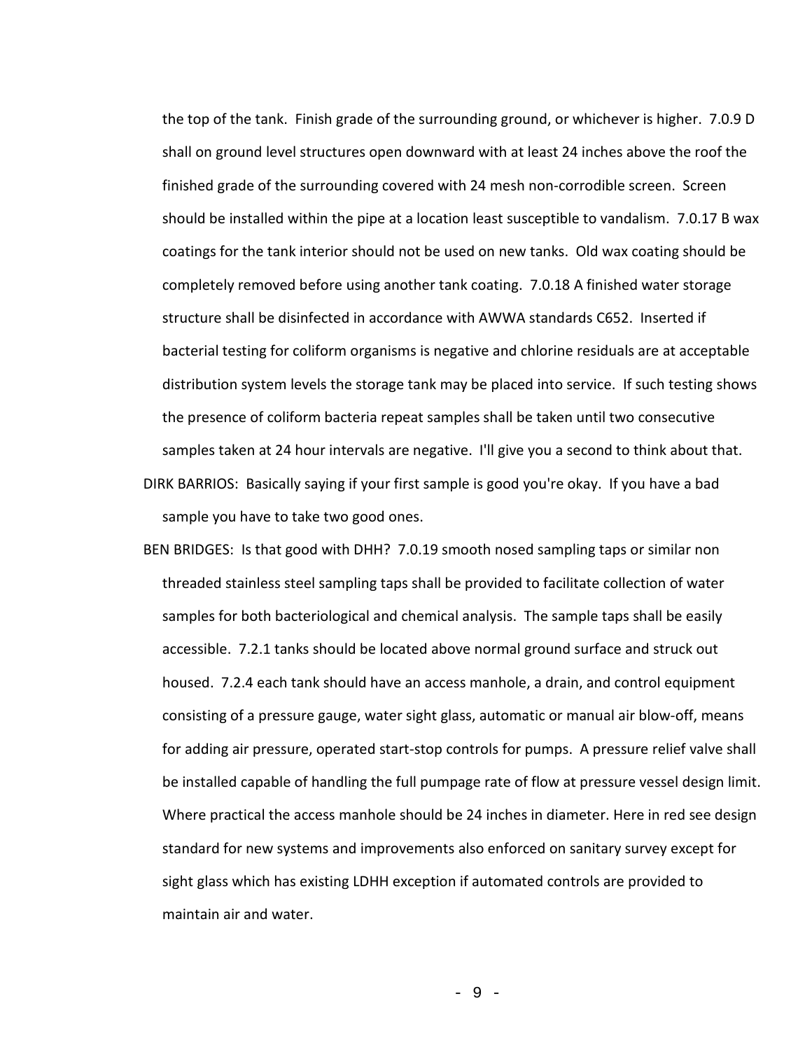the top of the tank. Finish grade of the surrounding ground, or whichever is higher. 7.0.9 D shall on ground level structures open downward with at least 24 inches above the roof the finished grade of the surrounding covered with 24 mesh non-corrodible screen. Screen should be installed within the pipe at a location least susceptible to vandalism. 7.0.17 B wax coatings for the tank interior should not be used on new tanks. Old wax coating should be completely removed before using another tank coating. 7.0.18 A finished water storage structure shall be disinfected in accordance with AWWA standards C652. Inserted if bacterial testing for coliform organisms is negative and chlorine residuals are at acceptable distribution system levels the storage tank may be placed into service. If such testing shows the presence of coliform bacteria repeat samples shall be taken until two consecutive samples taken at 24 hour intervals are negative. I'll give you a second to think about that.

DIRK BARRIOS: Basically saying if your first sample is good you're okay. If you have a bad sample you have to take two good ones.

BEN BRIDGES: Is that good with DHH? 7.0.19 smooth nosed sampling taps or similar non threaded stainless steel sampling taps shall be provided to facilitate collection of water samples for both bacteriological and chemical analysis. The sample taps shall be easily accessible. 7.2.1 tanks should be located above normal ground surface and struck out housed. 7.2.4 each tank should have an access manhole, a drain, and control equipment consisting of a pressure gauge, water sight glass, automatic or manual air blow-off, means for adding air pressure, operated start-stop controls for pumps. A pressure relief valve shall be installed capable of handling the full pumpage rate of flow at pressure vessel design limit. Where practical the access manhole should be 24 inches in diameter. Here in red see design standard for new systems and improvements also enforced on sanitary survey except for sight glass which has existing LDHH exception if automated controls are provided to maintain air and water.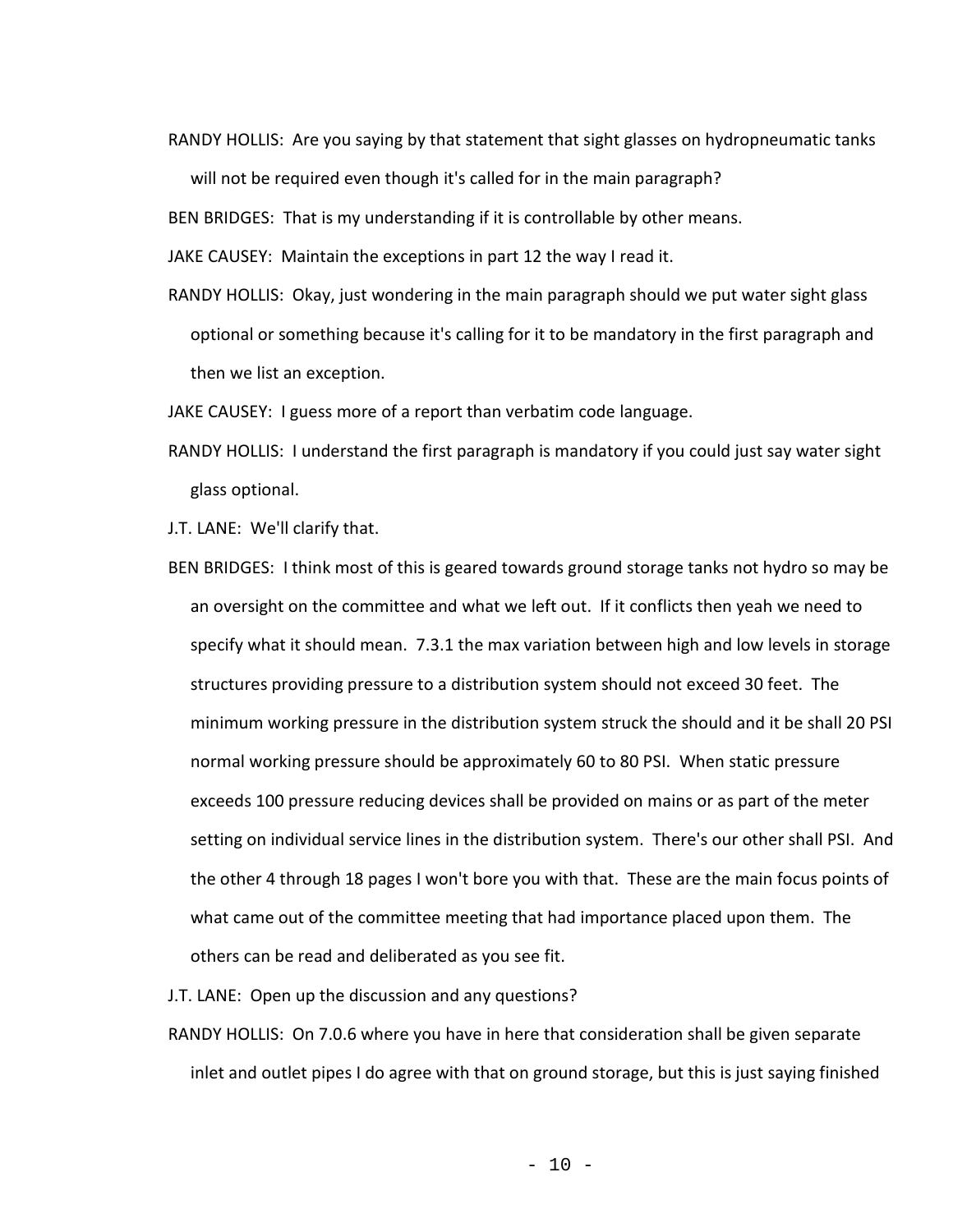RANDY HOLLIS: Are you saying by that statement that sight glasses on hydropneumatic tanks will not be required even though it's called for in the main paragraph?

BEN BRIDGES: That is my understanding if it is controllable by other means.

JAKE CAUSEY: Maintain the exceptions in part 12 the way I read it.

RANDY HOLLIS: Okay, just wondering in the main paragraph should we put water sight glass optional or something because it's calling for it to be mandatory in the first paragraph and then we list an exception.

JAKE CAUSEY: I guess more of a report than verbatim code language.

RANDY HOLLIS: I understand the first paragraph is mandatory if you could just say water sight glass optional.

J.T. LANE: We'll clarify that.

BEN BRIDGES: I think most of this is geared towards ground storage tanks not hydro so may be an oversight on the committee and what we left out. If it conflicts then yeah we need to specify what it should mean. 7.3.1 the max variation between high and low levels in storage structures providing pressure to a distribution system should not exceed 30 feet. The minimum working pressure in the distribution system struck the should and it be shall 20 PSI normal working pressure should be approximately 60 to 80 PSI. When static pressure exceeds 100 pressure reducing devices shall be provided on mains or as part of the meter setting on individual service lines in the distribution system. There's our other shall PSI. And the other 4 through 18 pages I won't bore you with that. These are the main focus points of what came out of the committee meeting that had importance placed upon them. The others can be read and deliberated as you see fit.

J.T. LANE: Open up the discussion and any questions?

RANDY HOLLIS: On 7.0.6 where you have in here that consideration shall be given separate inlet and outlet pipes I do agree with that on ground storage, but this is just saying finished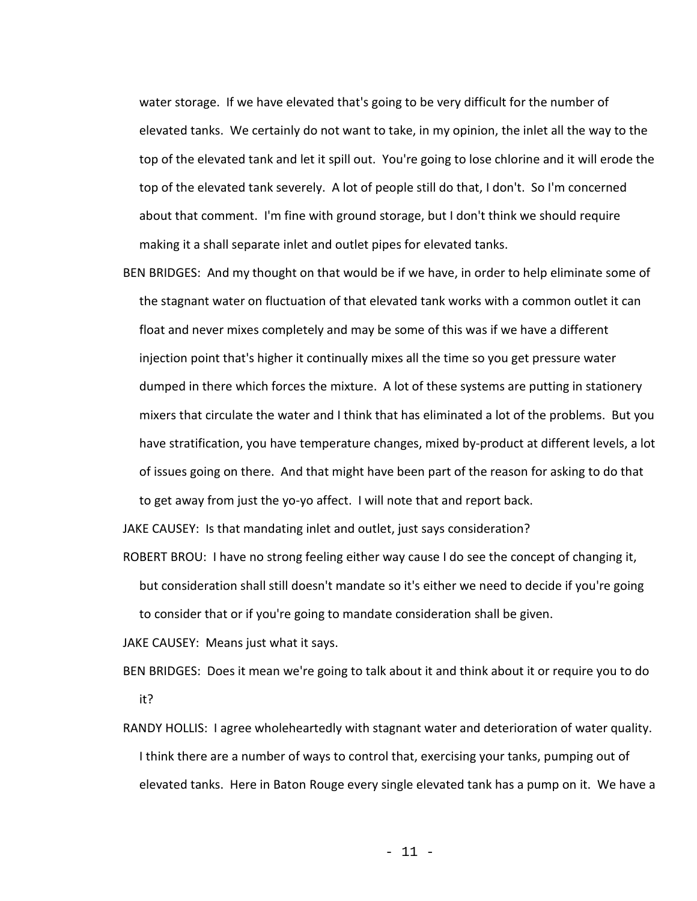water storage. If we have elevated that's going to be very difficult for the number of elevated tanks. We certainly do not want to take, in my opinion, the inlet all the way to the top of the elevated tank and let it spill out. You're going to lose chlorine and it will erode the top of the elevated tank severely. A lot of people still do that, I don't. So I'm concerned about that comment. I'm fine with ground storage, but I don't think we should require making it a shall separate inlet and outlet pipes for elevated tanks.

BEN BRIDGES: And my thought on that would be if we have, in order to help eliminate some of the stagnant water on fluctuation of that elevated tank works with a common outlet it can float and never mixes completely and may be some of this was if we have a different injection point that's higher it continually mixes all the time so you get pressure water dumped in there which forces the mixture. A lot of these systems are putting in stationery mixers that circulate the water and I think that has eliminated a lot of the problems. But you have stratification, you have temperature changes, mixed by-product at different levels, a lot of issues going on there. And that might have been part of the reason for asking to do that to get away from just the yo-yo affect. I will note that and report back.

JAKE CAUSEY: Is that mandating inlet and outlet, just says consideration?

ROBERT BROU: I have no strong feeling either way cause I do see the concept of changing it, but consideration shall still doesn't mandate so it's either we need to decide if you're going to consider that or if you're going to mandate consideration shall be given.

JAKE CAUSEY: Means just what it says.

BEN BRIDGES: Does it mean we're going to talk about it and think about it or require you to do it?

RANDY HOLLIS: I agree wholeheartedly with stagnant water and deterioration of water quality. I think there are a number of ways to control that, exercising your tanks, pumping out of elevated tanks. Here in Baton Rouge every single elevated tank has a pump on it. We have a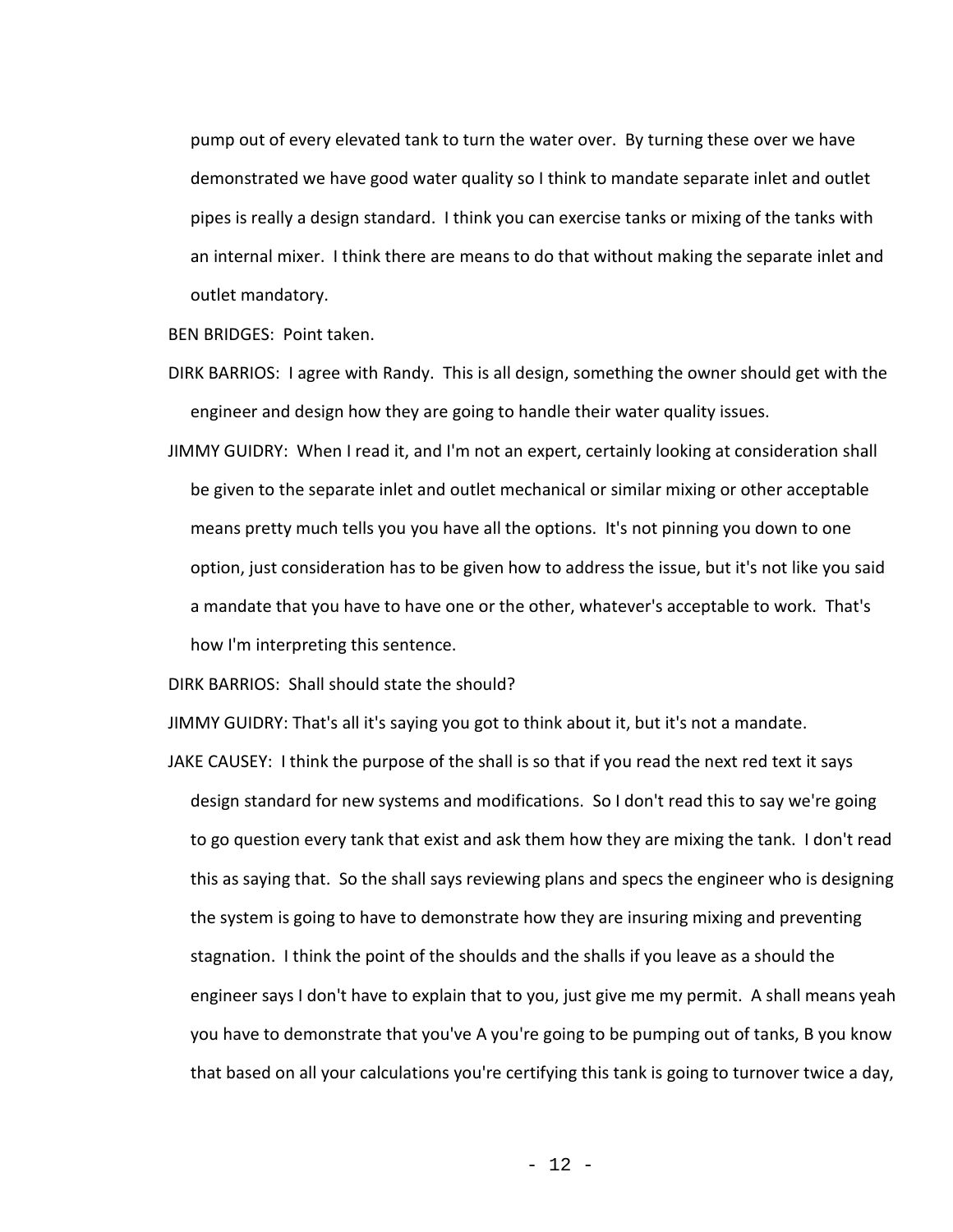pump out of every elevated tank to turn the water over. By turning these over we have demonstrated we have good water quality so I think to mandate separate inlet and outlet pipes is really a design standard. I think you can exercise tanks or mixing of the tanks with an internal mixer. I think there are means to do that without making the separate inlet and outlet mandatory.

BEN BRIDGES: Point taken.

DIRK BARRIOS: I agree with Randy. This is all design, something the owner should get with the engineer and design how they are going to handle their water quality issues.

JIMMY GUIDRY: When I read it, and I'm not an expert, certainly looking at consideration shall be given to the separate inlet and outlet mechanical or similar mixing or other acceptable means pretty much tells you you have all the options. It's not pinning you down to one option, just consideration has to be given how to address the issue, but it's not like you said a mandate that you have to have one or the other, whatever's acceptable to work. That's how I'm interpreting this sentence.

DIRK BARRIOS: Shall should state the should?

JIMMY GUIDRY: That's all it's saying you got to think about it, but it's not a mandate.

JAKE CAUSEY: I think the purpose of the shall is so that if you read the next red text it says design standard for new systems and modifications. So I don't read this to say we're going to go question every tank that exist and ask them how they are mixing the tank. I don't read this as saying that. So the shall says reviewing plans and specs the engineer who is designing the system is going to have to demonstrate how they are insuring mixing and preventing stagnation. I think the point of the shoulds and the shalls if you leave as a should the engineer says I don't have to explain that to you, just give me my permit. A shall means yeah you have to demonstrate that you've A you're going to be pumping out of tanks, B you know that based on all your calculations you're certifying this tank is going to turnover twice a day,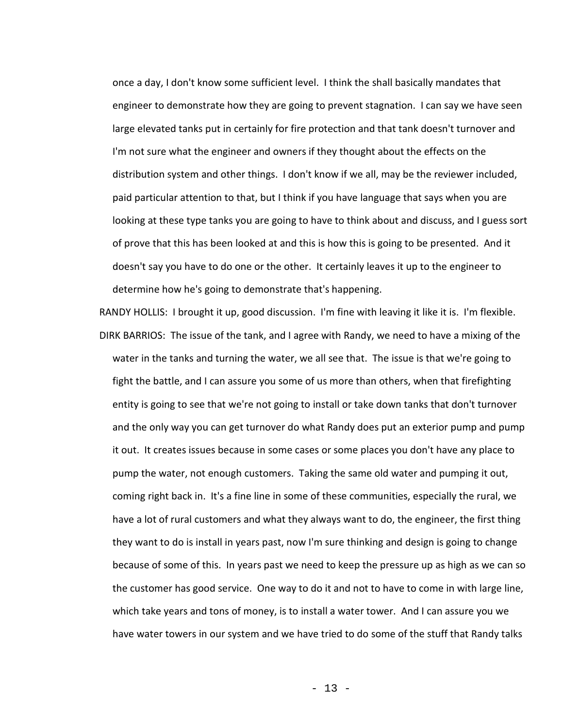once a day, I don't know some sufficient level. I think the shall basically mandates that engineer to demonstrate how they are going to prevent stagnation. I can say we have seen large elevated tanks put in certainly for fire protection and that tank doesn't turnover and I'm not sure what the engineer and owners if they thought about the effects on the distribution system and other things. I don't know if we all, may be the reviewer included, paid particular attention to that, but I think if you have language that says when you are looking at these type tanks you are going to have to think about and discuss, and I guess sort of prove that this has been looked at and this is how this is going to be presented. And it doesn't say you have to do one or the other. It certainly leaves it up to the engineer to determine how he's going to demonstrate that's happening.

RANDY HOLLIS: I brought it up, good discussion. I'm fine with leaving it like it is. I'm flexible.

DIRK BARRIOS: The issue of the tank, and I agree with Randy, we need to have a mixing of the water in the tanks and turning the water, we all see that. The issue is that we're going to fight the battle, and I can assure you some of us more than others, when that firefighting entity is going to see that we're not going to install or take down tanks that don't turnover and the only way you can get turnover do what Randy does put an exterior pump and pump it out. It creates issues because in some cases or some places you don't have any place to pump the water, not enough customers. Taking the same old water and pumping it out, coming right back in. It's a fine line in some of these communities, especially the rural, we have a lot of rural customers and what they always want to do, the engineer, the first thing they want to do is install in years past, now I'm sure thinking and design is going to change because of some of this. In years past we need to keep the pressure up as high as we can so the customer has good service. One way to do it and not to have to come in with large line, which take years and tons of money, is to install a water tower. And I can assure you we have water towers in our system and we have tried to do some of the stuff that Randy talks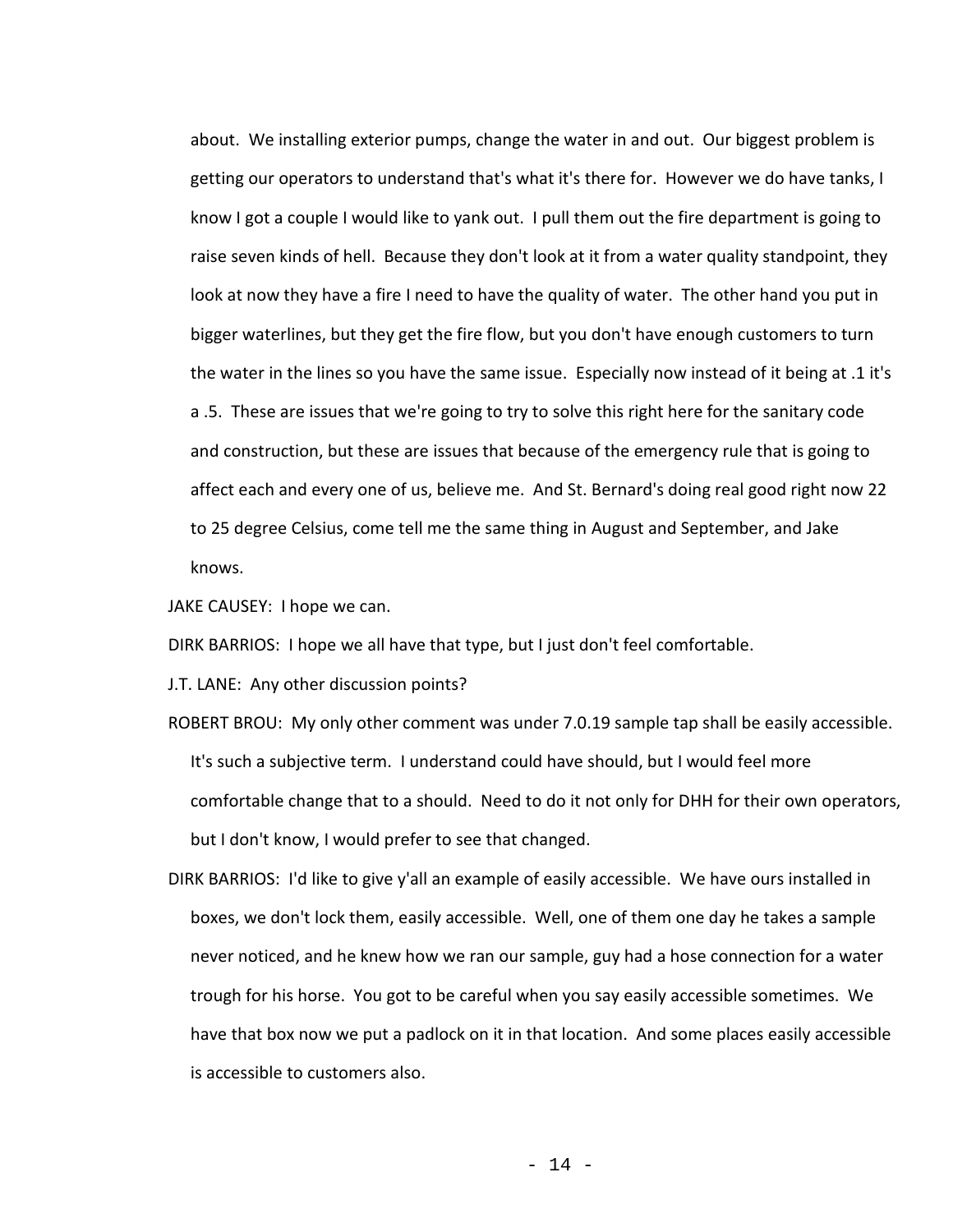about. We installing exterior pumps, change the water in and out. Our biggest problem is getting our operators to understand that's what it's there for. However we do have tanks, I know I got a couple I would like to yank out. I pull them out the fire department is going to raise seven kinds of hell. Because they don't look at it from a water quality standpoint, they look at now they have a fire I need to have the quality of water. The other hand you put in bigger waterlines, but they get the fire flow, but you don't have enough customers to turn the water in the lines so you have the same issue. Especially now instead of it being at .1 it's a .5. These are issues that we're going to try to solve this right here for the sanitary code and construction, but these are issues that because of the emergency rule that is going to affect each and every one of us, believe me. And St. Bernard's doing real good right now 22 to 25 degree Celsius, come tell me the same thing in August and September, and Jake knows.

JAKE CAUSEY: I hope we can.

DIRK BARRIOS: I hope we all have that type, but I just don't feel comfortable.

J.T. LANE: Any other discussion points?

ROBERT BROU: My only other comment was under 7.0.19 sample tap shall be easily accessible. It's such a subjective term. I understand could have should, but I would feel more comfortable change that to a should. Need to do it not only for DHH for their own operators, but I don't know, I would prefer to see that changed.

DIRK BARRIOS: I'd like to give y'all an example of easily accessible. We have ours installed in boxes, we don't lock them, easily accessible. Well, one of them one day he takes a sample never noticed, and he knew how we ran our sample, guy had a hose connection for a water trough for his horse. You got to be careful when you say easily accessible sometimes. We have that box now we put a padlock on it in that location. And some places easily accessible is accessible to customers also.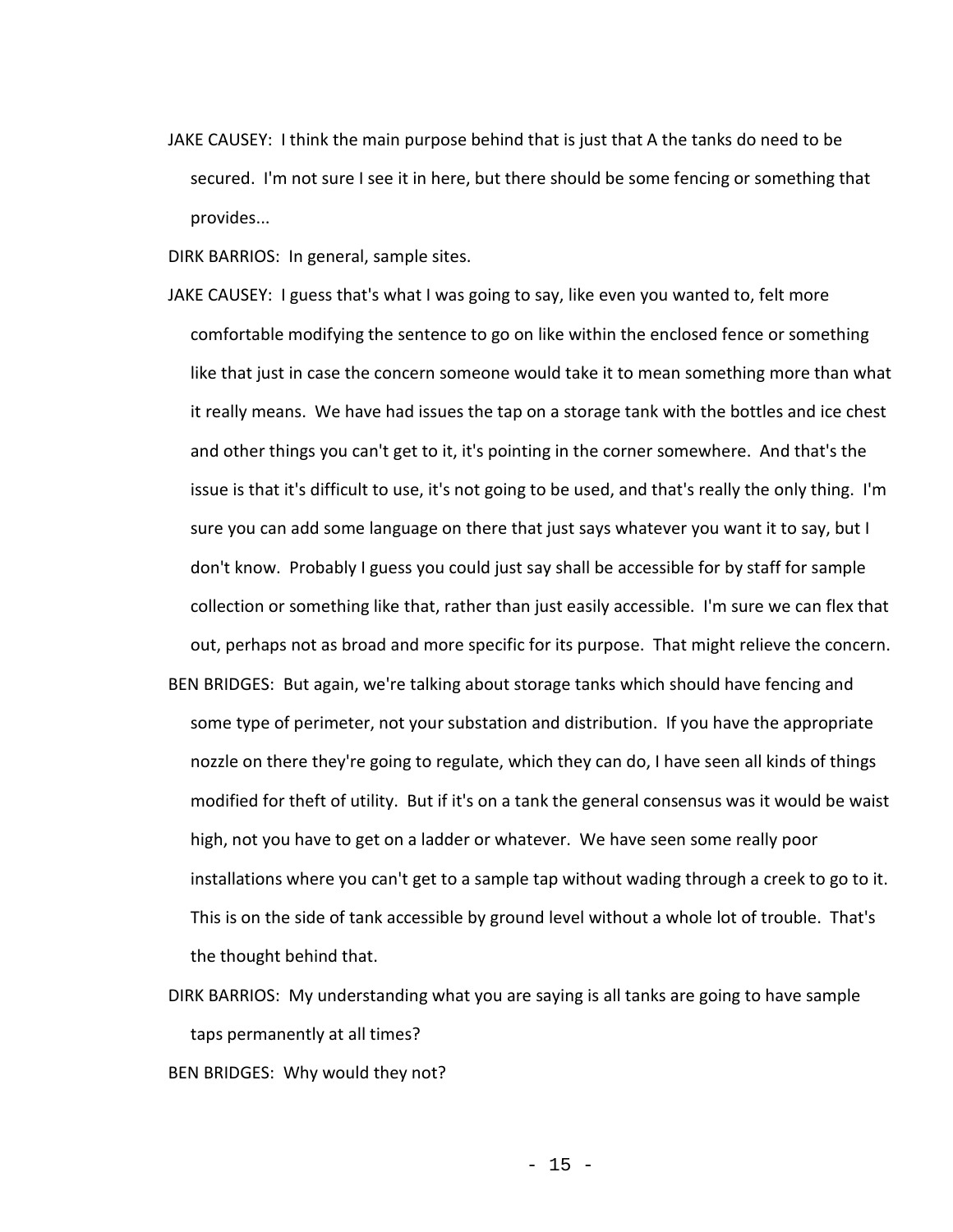JAKE CAUSEY: I think the main purpose behind that is just that A the tanks do need to be secured. I'm not sure I see it in here, but there should be some fencing or something that provides...

DIRK BARRIOS: In general, sample sites.

JAKE CAUSEY: I guess that's what I was going to say, like even you wanted to, felt more comfortable modifying the sentence to go on like within the enclosed fence or something like that just in case the concern someone would take it to mean something more than what it really means. We have had issues the tap on a storage tank with the bottles and ice chest and other things you can't get to it, it's pointing in the corner somewhere. And that's the issue is that it's difficult to use, it's not going to be used, and that's really the only thing. I'm sure you can add some language on there that just says whatever you want it to say, but I don't know. Probably I guess you could just say shall be accessible for by staff for sample collection or something like that, rather than just easily accessible. I'm sure we can flex that out, perhaps not as broad and more specific for its purpose. That might relieve the concern.

BEN BRIDGES: But again, we're talking about storage tanks which should have fencing and some type of perimeter, not your substation and distribution. If you have the appropriate nozzle on there they're going to regulate, which they can do, I have seen all kinds of things modified for theft of utility. But if it's on a tank the general consensus was it would be waist high, not you have to get on a ladder or whatever. We have seen some really poor installations where you can't get to a sample tap without wading through a creek to go to it. This is on the side of tank accessible by ground level without a whole lot of trouble. That's the thought behind that.

DIRK BARRIOS: My understanding what you are saying is all tanks are going to have sample taps permanently at all times?

BEN BRIDGES: Why would they not?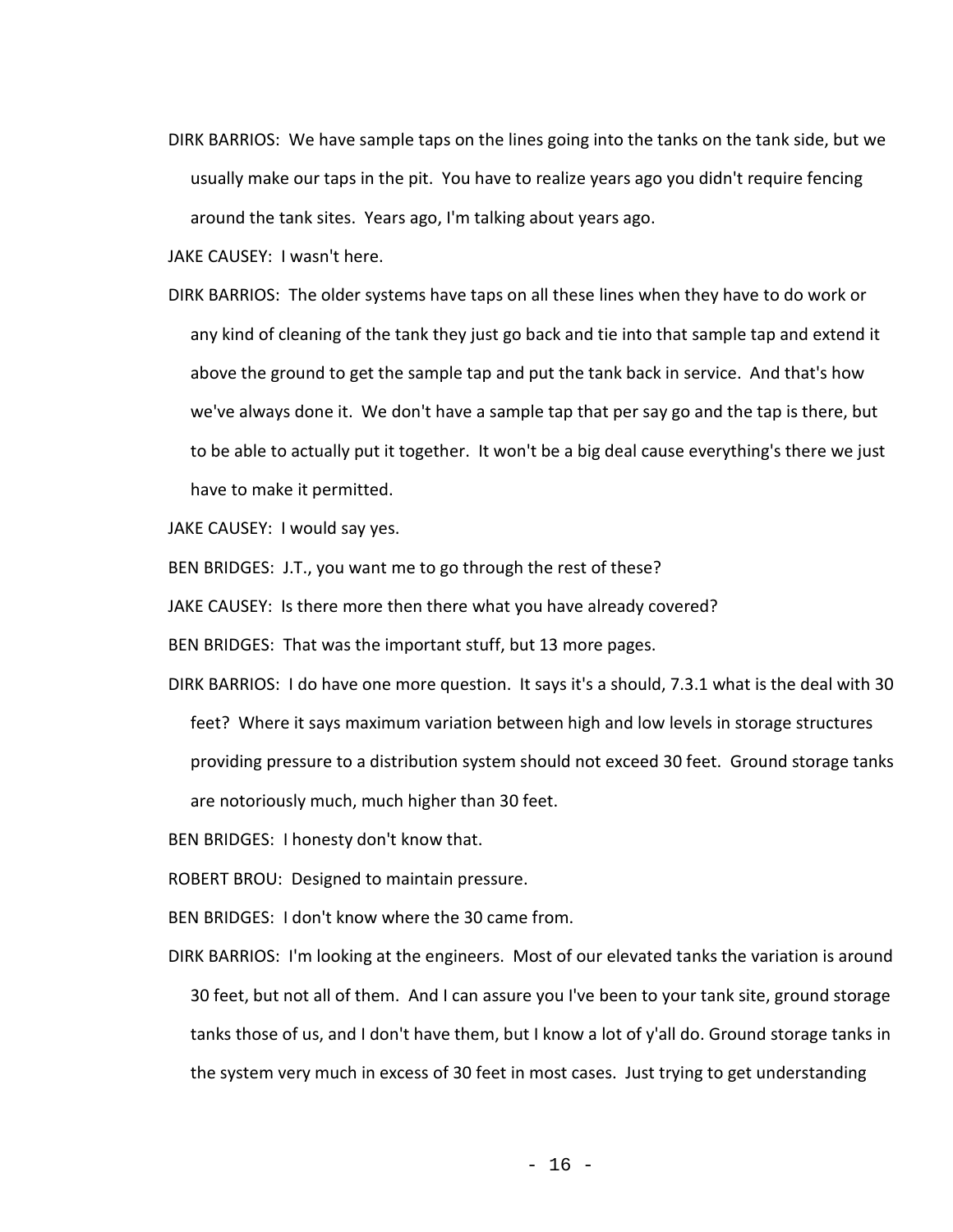DIRK BARRIOS: We have sample taps on the lines going into the tanks on the tank side, but we usually make our taps in the pit. You have to realize years ago you didn't require fencing around the tank sites. Years ago, I'm talking about years ago.

JAKE CAUSEY: I wasn't here.

DIRK BARRIOS: The older systems have taps on all these lines when they have to do work or any kind of cleaning of the tank they just go back and tie into that sample tap and extend it above the ground to get the sample tap and put the tank back in service. And that's how we've always done it. We don't have a sample tap that per say go and the tap is there, but to be able to actually put it together. It won't be a big deal cause everything's there we just have to make it permitted.

JAKE CAUSEY: I would say yes.

BEN BRIDGES: J.T., you want me to go through the rest of these?

JAKE CAUSEY: Is there more then there what you have already covered?

BEN BRIDGES: That was the important stuff, but 13 more pages.

DIRK BARRIOS: I do have one more question. It says it's a should, 7.3.1 what is the deal with 30 feet? Where it says maximum variation between high and low levels in storage structures providing pressure to a distribution system should not exceed 30 feet. Ground storage tanks are notoriously much, much higher than 30 feet.

BEN BRIDGES: I honesty don't know that.

ROBERT BROU: Designed to maintain pressure.

BEN BRIDGES: I don't know where the 30 came from.

DIRK BARRIOS: I'm looking at the engineers. Most of our elevated tanks the variation is around 30 feet, but not all of them. And I can assure you I've been to your tank site, ground storage tanks those of us, and I don't have them, but I know a lot of y'all do. Ground storage tanks in the system very much in excess of 30 feet in most cases. Just trying to get understanding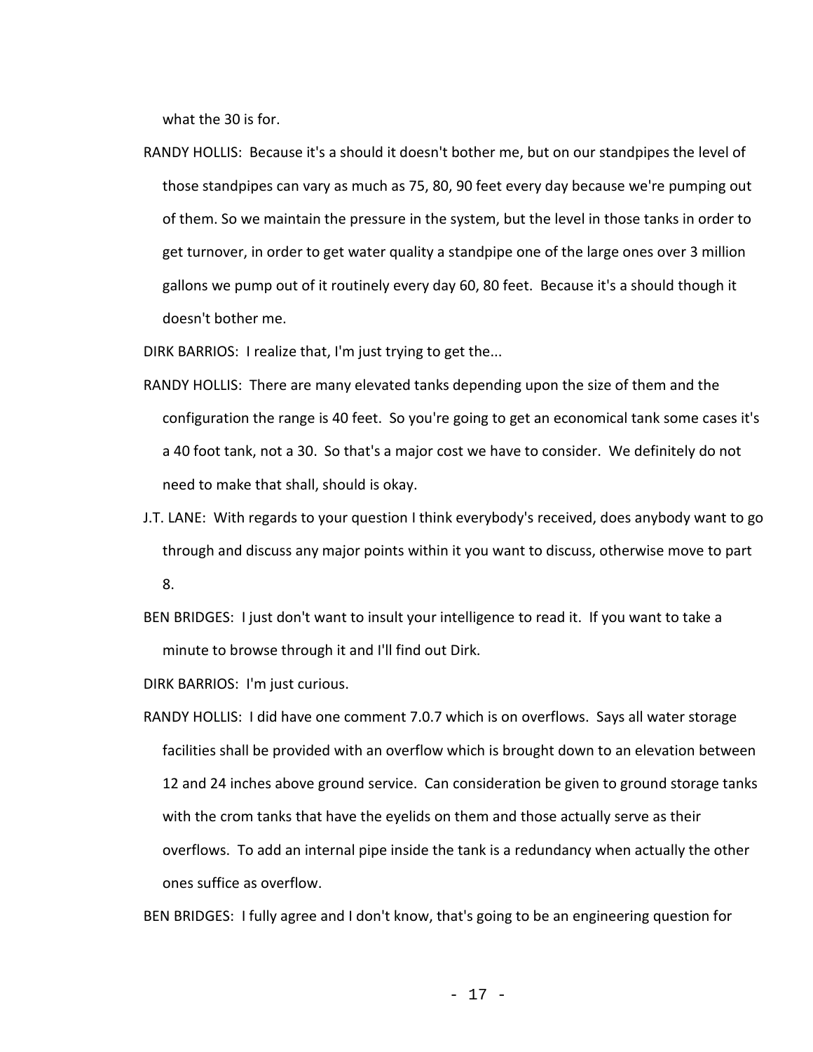what the 30 is for.

RANDY HOLLIS: Because it's a should it doesn't bother me, but on our standpipes the level of those standpipes can vary as much as 75, 80, 90 feet every day because we're pumping out of them. So we maintain the pressure in the system, but the level in those tanks in order to get turnover, in order to get water quality a standpipe one of the large ones over 3 million gallons we pump out of it routinely every day 60, 80 feet. Because it's a should though it doesn't bother me.

DIRK BARRIOS: I realize that, I'm just trying to get the...

RANDY HOLLIS: There are many elevated tanks depending upon the size of them and the configuration the range is 40 feet. So you're going to get an economical tank some cases it's a 40 foot tank, not a 30. So that's a major cost we have to consider. We definitely do not need to make that shall, should is okay.

J.T. LANE: With regards to your question I think everybody's received, does anybody want to go through and discuss any major points within it you want to discuss, otherwise move to part 8.

BEN BRIDGES: I just don't want to insult your intelligence to read it. If you want to take a minute to browse through it and I'll find out Dirk.

DIRK BARRIOS: I'm just curious.

RANDY HOLLIS: I did have one comment 7.0.7 which is on overflows. Says all water storage facilities shall be provided with an overflow which is brought down to an elevation between 12 and 24 inches above ground service. Can consideration be given to ground storage tanks with the crom tanks that have the eyelids on them and those actually serve as their overflows. To add an internal pipe inside the tank is a redundancy when actually the other ones suffice as overflow.

BEN BRIDGES: I fully agree and I don't know, that's going to be an engineering question for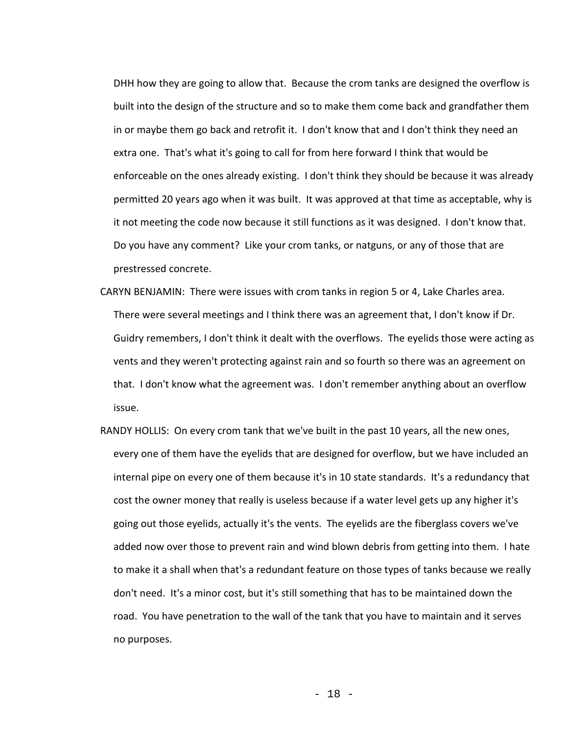DHH how they are going to allow that. Because the crom tanks are designed the overflow is built into the design of the structure and so to make them come back and grandfather them in or maybe them go back and retrofit it. I don't know that and I don't think they need an extra one. That's what it's going to call for from here forward I think that would be enforceable on the ones already existing. I don't think they should be because it was already permitted 20 years ago when it was built. It was approved at that time as acceptable, why is it not meeting the code now because it still functions as it was designed. I don't know that. Do you have any comment? Like your crom tanks, or natguns, or any of those that are prestressed concrete.

CARYN BENJAMIN: There were issues with crom tanks in region 5 or 4, Lake Charles area. There were several meetings and I think there was an agreement that, I don't know if Dr. Guidry remembers, I don't think it dealt with the overflows. The eyelids those were acting as vents and they weren't protecting against rain and so fourth so there was an agreement on that. I don't know what the agreement was. I don't remember anything about an overflow issue.

RANDY HOLLIS: On every crom tank that we've built in the past 10 years, all the new ones, every one of them have the eyelids that are designed for overflow, but we have included an internal pipe on every one of them because it's in 10 state standards. It's a redundancy that cost the owner money that really is useless because if a water level gets up any higher it's going out those eyelids, actually it's the vents. The eyelids are the fiberglass covers we've added now over those to prevent rain and wind blown debris from getting into them. I hate to make it a shall when that's a redundant feature on those types of tanks because we really don't need. It's a minor cost, but it's still something that has to be maintained down the road. You have penetration to the wall of the tank that you have to maintain and it serves no purposes.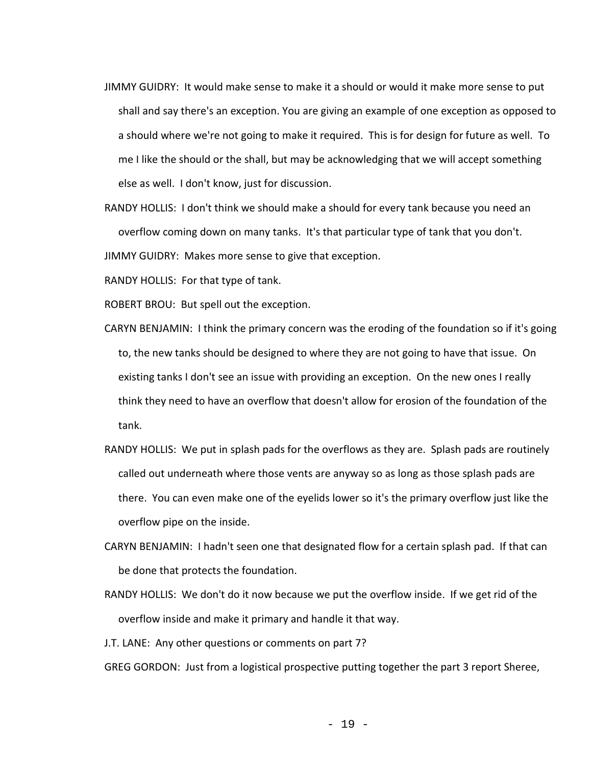JIMMY GUIDRY: It would make sense to make it a should or would it make more sense to put shall and say there's an exception. You are giving an example of one exception as opposed to a should where we're not going to make it required. This is for design for future as well. To me I like the should or the shall, but may be acknowledging that we will accept something else as well. I don't know, just for discussion.

RANDY HOLLIS: I don't think we should make a should for every tank because you need an overflow coming down on many tanks. It's that particular type of tank that you don't.

JIMMY GUIDRY: Makes more sense to give that exception.

RANDY HOLLIS: For that type of tank.

ROBERT BROU: But spell out the exception.

CARYN BENJAMIN: I think the primary concern was the eroding of the foundation so if it's going to, the new tanks should be designed to where they are not going to have that issue. On existing tanks I don't see an issue with providing an exception. On the new ones I really think they need to have an overflow that doesn't allow for erosion of the foundation of the tank.

RANDY HOLLIS: We put in splash pads for the overflows as they are. Splash pads are routinely called out underneath where those vents are anyway so as long as those splash pads are there. You can even make one of the eyelids lower so it's the primary overflow just like the overflow pipe on the inside.

CARYN BENJAMIN: I hadn't seen one that designated flow for a certain splash pad. If that can be done that protects the foundation.

RANDY HOLLIS: We don't do it now because we put the overflow inside. If we get rid of the overflow inside and make it primary and handle it that way.

J.T. LANE: Any other questions or comments on part 7?

GREG GORDON: Just from a logistical prospective putting together the part 3 report Sheree,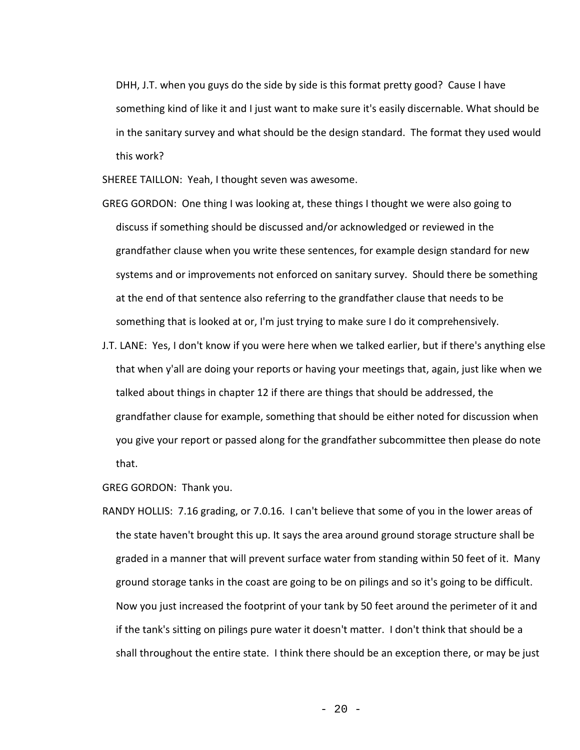DHH, J.T. when you guys do the side by side is this format pretty good? Cause I have something kind of like it and I just want to make sure it's easily discernable. What should be in the sanitary survey and what should be the design standard. The format they used would this work?

SHEREE TAILLON: Yeah, I thought seven was awesome.

GREG GORDON: One thing I was looking at, these things I thought we were also going to discuss if something should be discussed and/or acknowledged or reviewed in the grandfather clause when you write these sentences, for example design standard for new systems and or improvements not enforced on sanitary survey. Should there be something at the end of that sentence also referring to the grandfather clause that needs to be something that is looked at or, I'm just trying to make sure I do it comprehensively.

J.T. LANE: Yes, I don't know if you were here when we talked earlier, but if there's anything else that when y'all are doing your reports or having your meetings that, again, just like when we talked about things in chapter 12 if there are things that should be addressed, the grandfather clause for example, something that should be either noted for discussion when you give your report or passed along for the grandfather subcommittee then please do note that.

GREG GORDON: Thank you.

RANDY HOLLIS: 7.16 grading, or 7.0.16. I can't believe that some of you in the lower areas of the state haven't brought this up. It says the area around ground storage structure shall be graded in a manner that will prevent surface water from standing within 50 feet of it. Many ground storage tanks in the coast are going to be on pilings and so it's going to be difficult. Now you just increased the footprint of your tank by 50 feet around the perimeter of it and if the tank's sitting on pilings pure water it doesn't matter. I don't think that should be a shall throughout the entire state. I think there should be an exception there, or may be just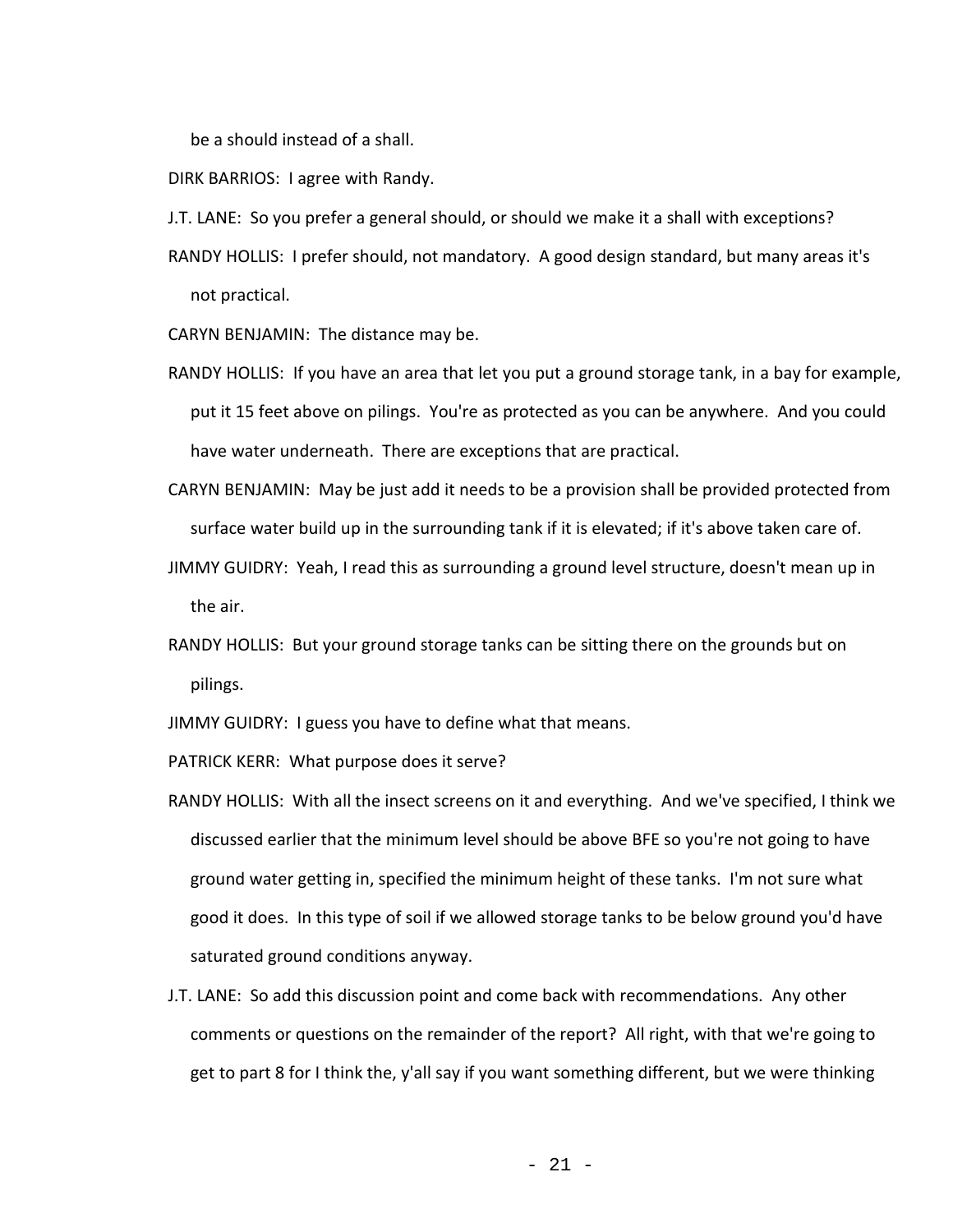be a should instead of a shall.

DIRK BARRIOS: I agree with Randy.

J.T. LANE: So you prefer a general should, or should we make it a shall with exceptions?

RANDY HOLLIS: I prefer should, not mandatory. A good design standard, but many areas it's not practical.

CARYN BENJAMIN: The distance may be.

RANDY HOLLIS: If you have an area that let you put a ground storage tank, in a bay for example, put it 15 feet above on pilings. You're as protected as you can be anywhere. And you could have water underneath. There are exceptions that are practical.

CARYN BENJAMIN: May be just add it needs to be a provision shall be provided protected from surface water build up in the surrounding tank if it is elevated; if it's above taken care of.

JIMMY GUIDRY: Yeah, I read this as surrounding a ground level structure, doesn't mean up in the air.

RANDY HOLLIS: But your ground storage tanks can be sitting there on the grounds but on pilings.

JIMMY GUIDRY: I guess you have to define what that means.

PATRICK KERR: What purpose does it serve?

RANDY HOLLIS: With all the insect screens on it and everything. And we've specified, I think we discussed earlier that the minimum level should be above BFE so you're not going to have ground water getting in, specified the minimum height of these tanks. I'm not sure what good it does. In this type of soil if we allowed storage tanks to be below ground you'd have saturated ground conditions anyway.

J.T. LANE: So add this discussion point and come back with recommendations. Any other comments or questions on the remainder of the report? All right, with that we're going to get to part 8 for I think the, y'all say if you want something different, but we were thinking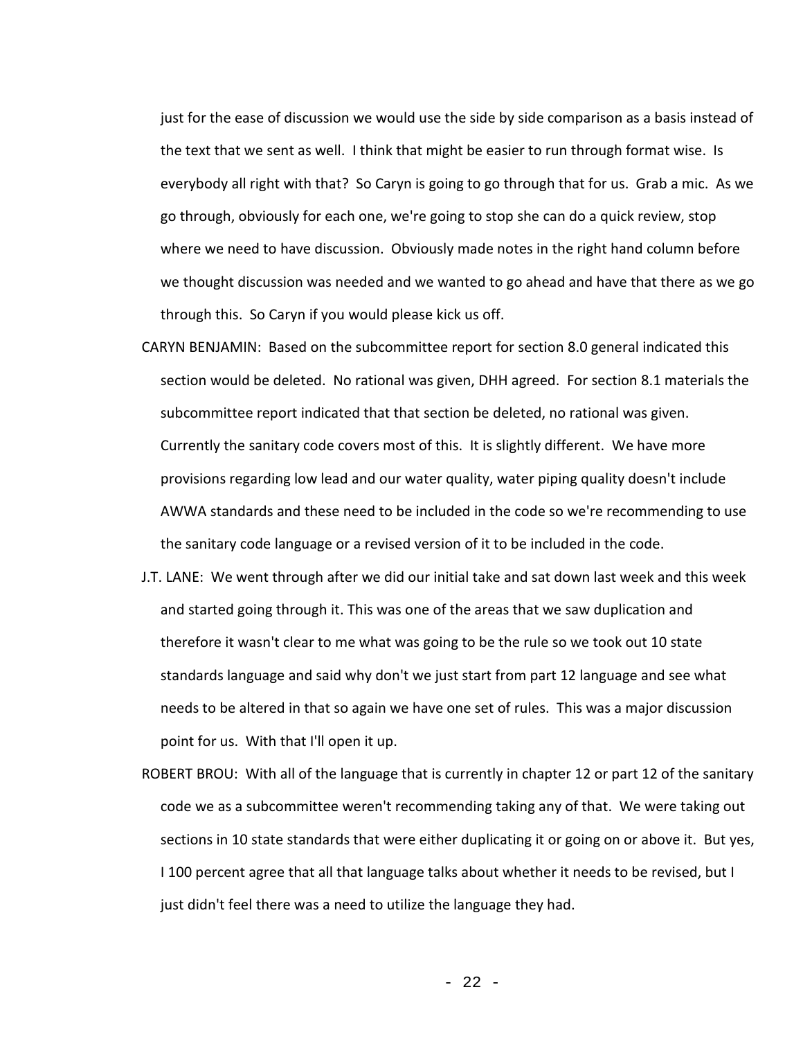just for the ease of discussion we would use the side by side comparison as a basis instead of the text that we sent as well. I think that might be easier to run through format wise. Is everybody all right with that? So Caryn is going to go through that for us. Grab a mic. As we go through, obviously for each one, we're going to stop she can do a quick review, stop where we need to have discussion. Obviously made notes in the right hand column before we thought discussion was needed and we wanted to go ahead and have that there as we go through this. So Caryn if you would please kick us off.

CARYN BENJAMIN: Based on the subcommittee report for section 8.0 general indicated this section would be deleted. No rational was given, DHH agreed. For section 8.1 materials the subcommittee report indicated that that section be deleted, no rational was given. Currently the sanitary code covers most of this. It is slightly different. We have more provisions regarding low lead and our water quality, water piping quality doesn't include AWWA standards and these need to be included in the code so we're recommending to use the sanitary code language or a revised version of it to be included in the code.

J.T. LANE: We went through after we did our initial take and sat down last week and this week and started going through it. This was one of the areas that we saw duplication and therefore it wasn't clear to me what was going to be the rule so we took out 10 state standards language and said why don't we just start from part 12 language and see what needs to be altered in that so again we have one set of rules. This was a major discussion point for us. With that I'll open it up.

ROBERT BROU: With all of the language that is currently in chapter 12 or part 12 of the sanitary code we as a subcommittee weren't recommending taking any of that. We were taking out sections in 10 state standards that were either duplicating it or going on or above it. But yes, I 100 percent agree that all that language talks about whether it needs to be revised, but I just didn't feel there was a need to utilize the language they had.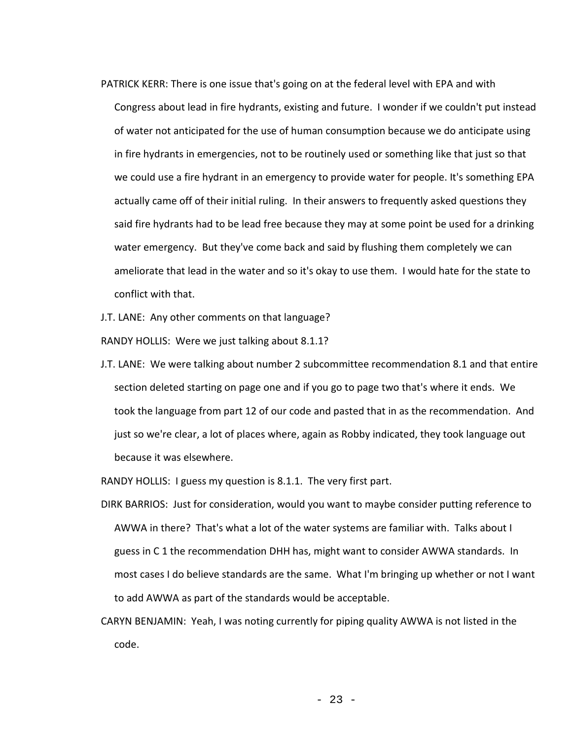PATRICK KERR: There is one issue that's going on at the federal level with EPA and with Congress about lead in fire hydrants, existing and future. I wonder if we couldn't put instead of water not anticipated for the use of human consumption because we do anticipate using in fire hydrants in emergencies, not to be routinely used or something like that just so that we could use a fire hydrant in an emergency to provide water for people. It's something EPA actually came off of their initial ruling. In their answers to frequently asked questions they said fire hydrants had to be lead free because they may at some point be used for a drinking water emergency. But they've come back and said by flushing them completely we can ameliorate that lead in the water and so it's okay to use them. I would hate for the state to conflict with that.

J.T. LANE: Any other comments on that language?

RANDY HOLLIS: Were we just talking about 8.1.1?

J.T. LANE: We were talking about number 2 subcommittee recommendation 8.1 and that entire section deleted starting on page one and if you go to page two that's where it ends. We took the language from part 12 of our code and pasted that in as the recommendation. And just so we're clear, a lot of places where, again as Robby indicated, they took language out because it was elsewhere.

RANDY HOLLIS: I guess my question is 8.1.1. The very first part.

DIRK BARRIOS: Just for consideration, would you want to maybe consider putting reference to AWWA in there? That's what a lot of the water systems are familiar with. Talks about I guess in C 1 the recommendation DHH has, might want to consider AWWA standards. In most cases I do believe standards are the same. What I'm bringing up whether or not I want to add AWWA as part of the standards would be acceptable.

CARYN BENJAMIN: Yeah, I was noting currently for piping quality AWWA is not listed in the code.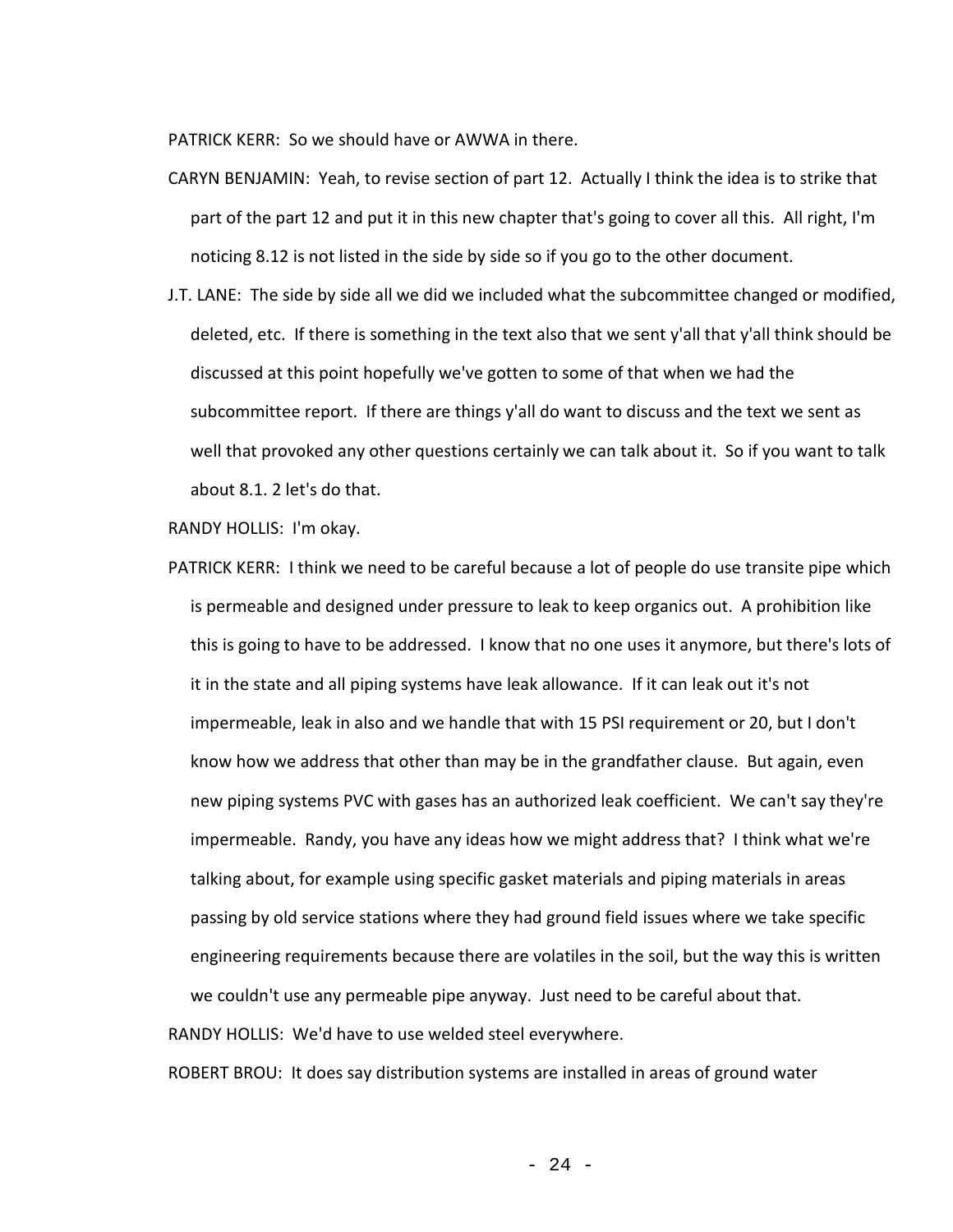PATRICK KERR: So we should have or AWWA in there.

CARYN BENJAMIN: Yeah, to revise section of part 12. Actually I think the idea is to strike that part of the part 12 and put it in this new chapter that's going to cover all this. All right, I'm noticing 8.12 is not listed in the side by side so if you go to the other document.

J.T. LANE: The side by side all we did we included what the subcommittee changed or modified, deleted, etc. If there is something in the text also that we sent y'all that y'all think should be discussed at this point hopefully we've gotten to some of that when we had the subcommittee report. If there are things y'all do want to discuss and the text we sent as well that provoked any other questions certainly we can talk about it. So if you want to talk about 8.1. 2 let's do that.

RANDY HOLLIS: I'm okay.

PATRICK KERR: I think we need to be careful because a lot of people do use transite pipe which is permeable and designed under pressure to leak to keep organics out. A prohibition like this is going to have to be addressed. I know that no one uses it anymore, but there's lots of it in the state and all piping systems have leak allowance. If it can leak out it's not impermeable, leak in also and we handle that with 15 PSI requirement or 20, but I don't know how we address that other than may be in the grandfather clause. But again, even new piping systems PVC with gases has an authorized leak coefficient. We can't say they're impermeable. Randy, you have any ideas how we might address that? I think what we're talking about, for example using specific gasket materials and piping materials in areas passing by old service stations where they had ground field issues where we take specific engineering requirements because there are volatiles in the soil, but the way this is written we couldn't use any permeable pipe anyway. Just need to be careful about that.

RANDY HOLLIS: We'd have to use welded steel everywhere.

ROBERT BROU: It does say distribution systems are installed in areas of ground water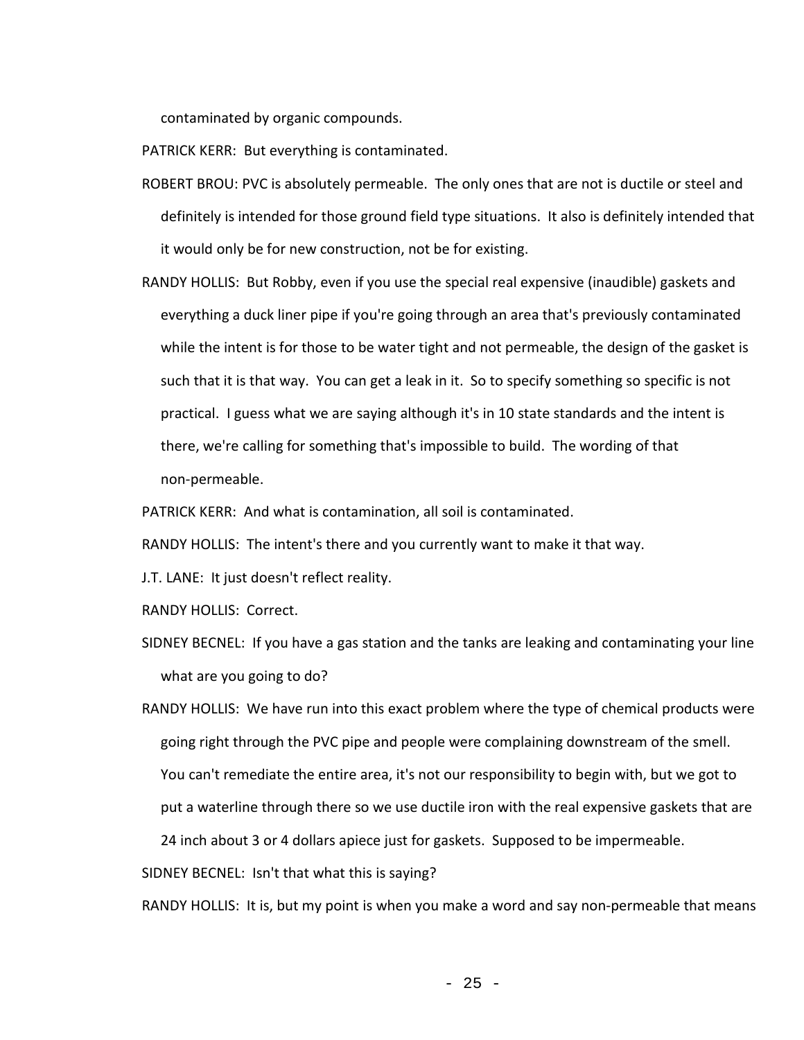contaminated by organic compounds.

PATRICK KERR: But everything is contaminated.

ROBERT BROU: PVC is absolutely permeable. The only ones that are not is ductile or steel and definitely is intended for those ground field type situations. It also is definitely intended that it would only be for new construction, not be for existing.

RANDY HOLLIS: But Robby, even if you use the special real expensive (inaudible) gaskets and everything a duck liner pipe if you're going through an area that's previously contaminated while the intent is for those to be water tight and not permeable, the design of the gasket is such that it is that way. You can get a leak in it. So to specify something so specific is not practical. I guess what we are saying although it's in 10 state standards and the intent is there, we're calling for something that's impossible to build. The wording of that non-permeable.

PATRICK KERR: And what is contamination, all soil is contaminated.

RANDY HOLLIS: The intent's there and you currently want to make it that way.

J.T. LANE: It just doesn't reflect reality.

RANDY HOLLIS: Correct.

SIDNEY BECNEL: If you have a gas station and the tanks are leaking and contaminating your line what are you going to do?

RANDY HOLLIS: We have run into this exact problem where the type of chemical products were going right through the PVC pipe and people were complaining downstream of the smell. You can't remediate the entire area, it's not our responsibility to begin with, but we got to put a waterline through there so we use ductile iron with the real expensive gaskets that are 24 inch about 3 or 4 dollars apiece just for gaskets. Supposed to be impermeable.

SIDNEY BECNEL: Isn't that what this is saying?

RANDY HOLLIS: It is, but my point is when you make a word and say non-permeable that means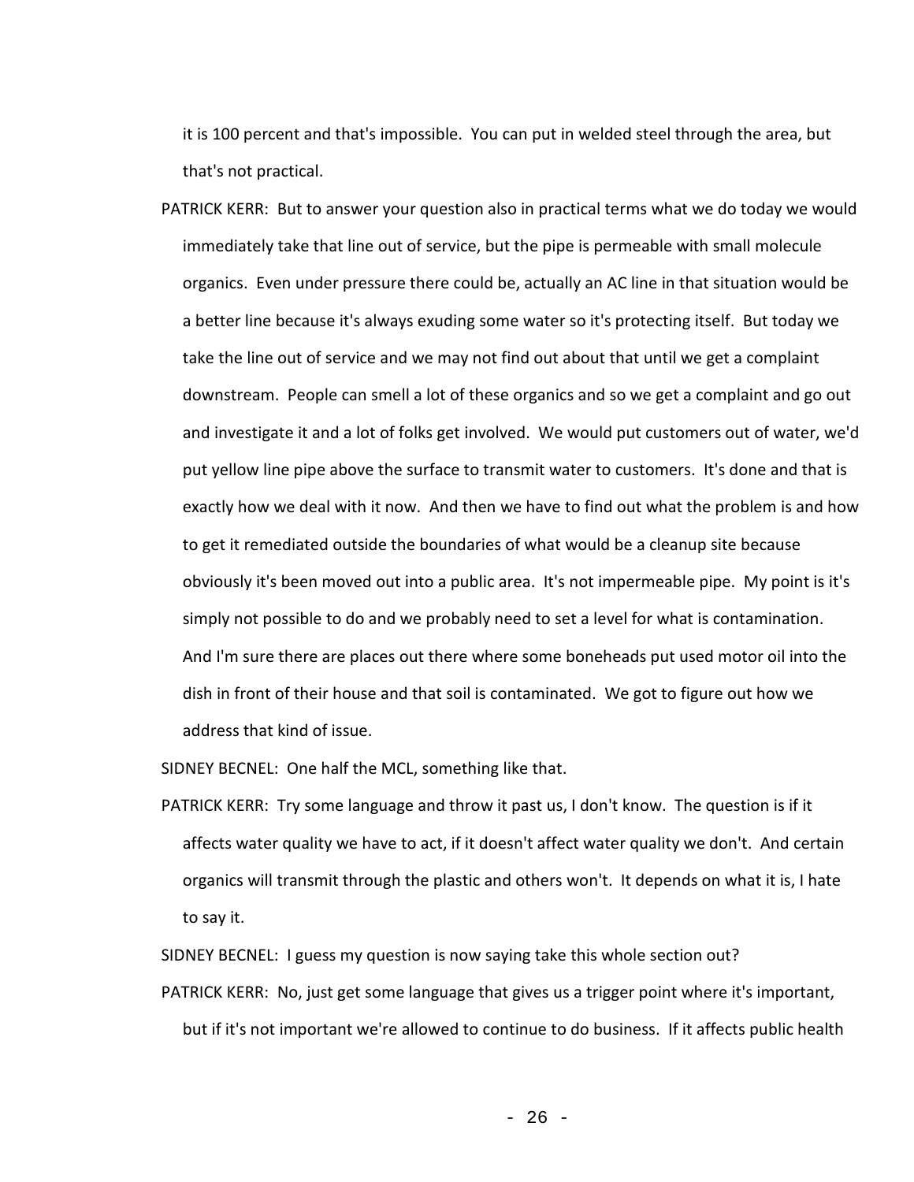it is 100 percent and that's impossible. You can put in welded steel through the area, but that's not practical.

PATRICK KERR: But to answer your question also in practical terms what we do today we would immediately take that line out of service, but the pipe is permeable with small molecule organics. Even under pressure there could be, actually an AC line in that situation would be a better line because it's always exuding some water so it's protecting itself. But today we take the line out of service and we may not find out about that until we get a complaint downstream. People can smell a lot of these organics and so we get a complaint and go out and investigate it and a lot of folks get involved. We would put customers out of water, we'd put yellow line pipe above the surface to transmit water to customers. It's done and that is exactly how we deal with it now. And then we have to find out what the problem is and how to get it remediated outside the boundaries of what would be a cleanup site because obviously it's been moved out into a public area. It's not impermeable pipe. My point is it's simply not possible to do and we probably need to set a level for what is contamination. And I'm sure there are places out there where some boneheads put used motor oil into the dish in front of their house and that soil is contaminated. We got to figure out how we address that kind of issue.

SIDNEY BECNEL: One half the MCL, something like that.

PATRICK KERR: Try some language and throw it past us, I don't know. The question is if it affects water quality we have to act, if it doesn't affect water quality we don't. And certain organics will transmit through the plastic and others won't. It depends on what it is, I hate to say it.

SIDNEY BECNEL: I guess my question is now saying take this whole section out?

PATRICK KERR: No, just get some language that gives us a trigger point where it's important, but if it's not important we're allowed to continue to do business. If it affects public health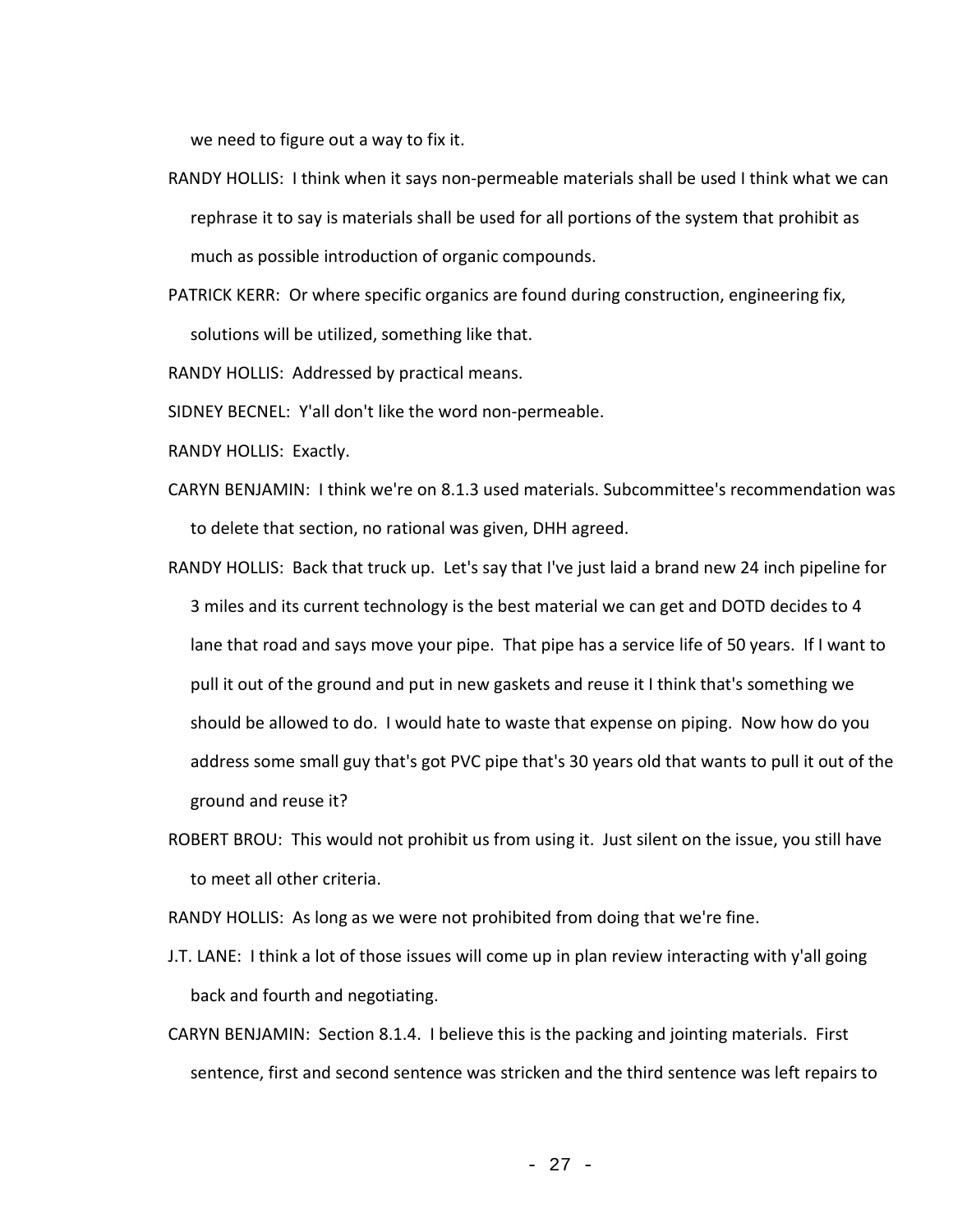we need to figure out a way to fix it.

RANDY HOLLIS: I think when it says non-permeable materials shall be used I think what we can rephrase it to say is materials shall be used for all portions of the system that prohibit as much as possible introduction of organic compounds.

PATRICK KERR: Or where specific organics are found during construction, engineering fix, solutions will be utilized, something like that.

RANDY HOLLIS: Addressed by practical means.

SIDNEY BECNEL: Y'all don't like the word non-permeable.

RANDY HOLLIS: Exactly.

CARYN BENJAMIN: I think we're on 8.1.3 used materials. Subcommittee's recommendation was to delete that section, no rational was given, DHH agreed.

RANDY HOLLIS: Back that truck up. Let's say that I've just laid a brand new 24 inch pipeline for 3 miles and its current technology is the best material we can get and DOTD decides to 4 lane that road and says move your pipe. That pipe has a service life of 50 years. If I want to pull it out of the ground and put in new gaskets and reuse it I think that's something we should be allowed to do. I would hate to waste that expense on piping. Now how do you address some small guy that's got PVC pipe that's 30 years old that wants to pull it out of the ground and reuse it?

ROBERT BROU: This would not prohibit us from using it. Just silent on the issue, you still have to meet all other criteria.

RANDY HOLLIS: As long as we were not prohibited from doing that we're fine.

J.T. LANE: I think a lot of those issues will come up in plan review interacting with y'all going back and fourth and negotiating.

CARYN BENJAMIN: Section 8.1.4. I believe this is the packing and jointing materials. First sentence, first and second sentence was stricken and the third sentence was left repairs to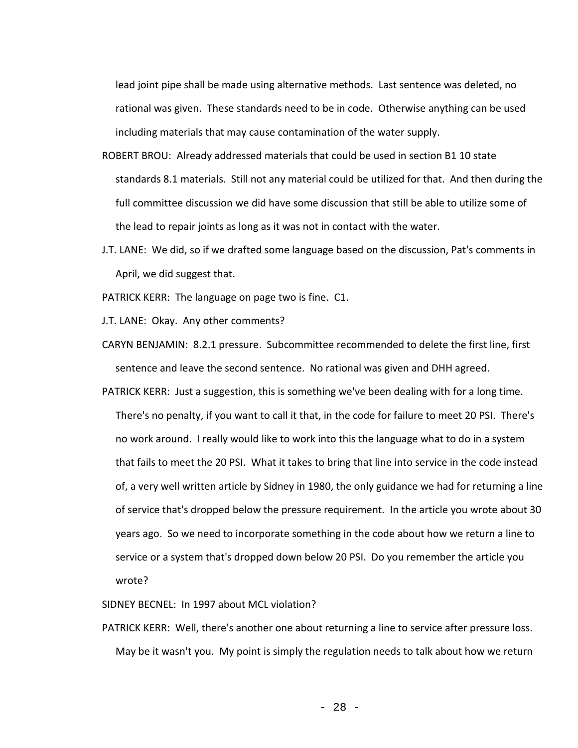lead joint pipe shall be made using alternative methods. Last sentence was deleted, no rational was given. These standards need to be in code. Otherwise anything can be used including materials that may cause contamination of the water supply.

ROBERT BROU: Already addressed materials that could be used in section B1 10 state standards 8.1 materials. Still not any material could be utilized for that. And then during the full committee discussion we did have some discussion that still be able to utilize some of the lead to repair joints as long as it was not in contact with the water.

J.T. LANE: We did, so if we drafted some language based on the discussion, Pat's comments in April, we did suggest that.

PATRICK KERR: The language on page two is fine. C1.

J.T. LANE: Okay. Any other comments?

CARYN BENJAMIN: 8.2.1 pressure. Subcommittee recommended to delete the first line, first sentence and leave the second sentence. No rational was given and DHH agreed.

PATRICK KERR: Just a suggestion, this is something we've been dealing with for a long time. There's no penalty, if you want to call it that, in the code for failure to meet 20 PSI. There's no work around. I really would like to work into this the language what to do in a system that fails to meet the 20 PSI. What it takes to bring that line into service in the code instead of, a very well written article by Sidney in 1980, the only guidance we had for returning a line of service that's dropped below the pressure requirement. In the article you wrote about 30 years ago. So we need to incorporate something in the code about how we return a line to service or a system that's dropped down below 20 PSI. Do you remember the article you wrote?

SIDNEY BECNEL: In 1997 about MCL violation?

PATRICK KERR: Well, there's another one about returning a line to service after pressure loss. May be it wasn't you. My point is simply the regulation needs to talk about how we return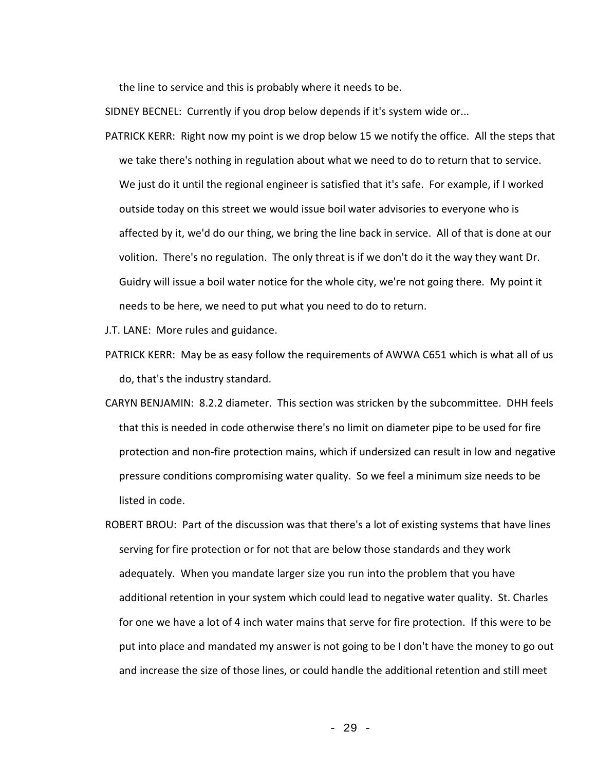the line to service and this is probably where it needs to be.

SIDNEY BECNEL: Currently if you drop below depends if it's system wide or...

PATRICK KERR: Right now my point is we drop below 15 we notify the office. All the steps that we take there's nothing in regulation about what we need to do to return that to service. We just do it until the regional engineer is satisfied that it's safe. For example, if I worked outside today on this street we would issue boil water advisories to everyone who is affected by it, we'd do our thing, we bring the line back in service. All of that is done at our volition. There's no regulation. The only threat is if we don't do it the way they want Dr. Guidry will issue a boil water notice for the whole city, we're not going there. My point it needs to be here, we need to put what you need to do to return.

J.T. LANE: More rules and guidance.

PATRICK KERR: May be as easy follow the requirements of AWWA C651 which is what all of us do, that's the industry standard.

CARYN BENJAMIN: 8.2.2 diameter. This section was stricken by the subcommittee. DHH feels that this is needed in code otherwise there's no limit on diameter pipe to be used for fire protection and non-fire protection mains, which if undersized can result in low and negative pressure conditions compromising water quality. So we feel a minimum size needs to be listed in code.

ROBERT BROU: Part of the discussion was that there's a lot of existing systems that have lines serving for fire protection or for not that are below those standards and they work adequately. When you mandate larger size you run into the problem that you have additional retention in your system which could lead to negative water quality. St. Charles for one we have a lot of 4 inch water mains that serve for fire protection. If this were to be put into place and mandated my answer is not going to be I don't have the money to go out and increase the size of those lines, or could handle the additional retention and still meet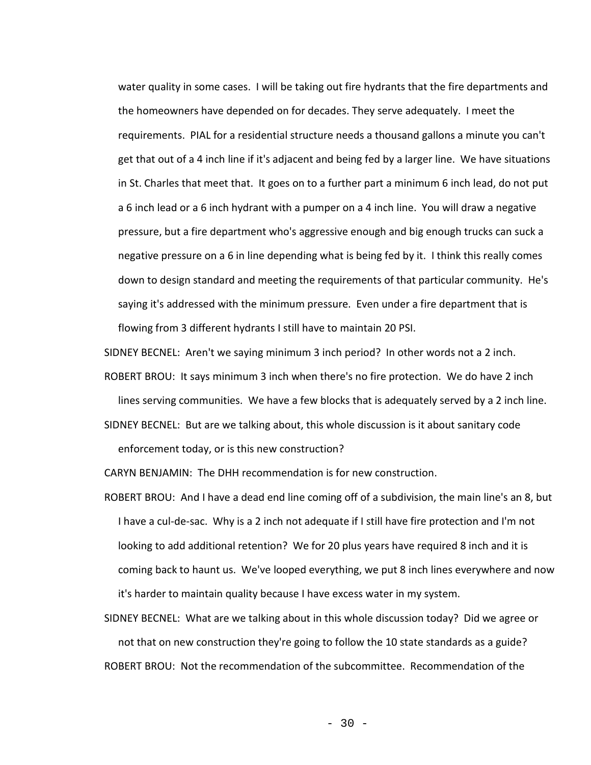water quality in some cases. I will be taking out fire hydrants that the fire departments and the homeowners have depended on for decades. They serve adequately. I meet the requirements. PIAL for a residential structure needs a thousand gallons a minute you can't get that out of a 4 inch line if it's adjacent and being fed by a larger line. We have situations in St. Charles that meet that. It goes on to a further part a minimum 6 inch lead, do not put a 6 inch lead or a 6 inch hydrant with a pumper on a 4 inch line. You will draw a negative pressure, but a fire department who's aggressive enough and big enough trucks can suck a negative pressure on a 6 in line depending what is being fed by it. I think this really comes down to design standard and meeting the requirements of that particular community. He's saying it's addressed with the minimum pressure. Even under a fire department that is flowing from 3 different hydrants I still have to maintain 20 PSI.

SIDNEY BECNEL: Aren't we saying minimum 3 inch period? In other words not a 2 inch.

ROBERT BROU: It says minimum 3 inch when there's no fire protection. We do have 2 inch lines serving communities. We have a few blocks that is adequately served by a 2 inch line.

SIDNEY BECNEL: But are we talking about, this whole discussion is it about sanitary code enforcement today, or is this new construction?

CARYN BENJAMIN: The DHH recommendation is for new construction.

ROBERT BROU: And I have a dead end line coming off of a subdivision, the main line's an 8, but I have a cul-de-sac. Why is a 2 inch not adequate if I still have fire protection and I'm not looking to add additional retention? We for 20 plus years have required 8 inch and it is coming back to haunt us. We've looped everything, we put 8 inch lines everywhere and now it's harder to maintain quality because I have excess water in my system.

SIDNEY BECNEL: What are we talking about in this whole discussion today? Did we agree or not that on new construction they're going to follow the 10 state standards as a guide?

ROBERT BROU: Not the recommendation of the subcommittee. Recommendation of the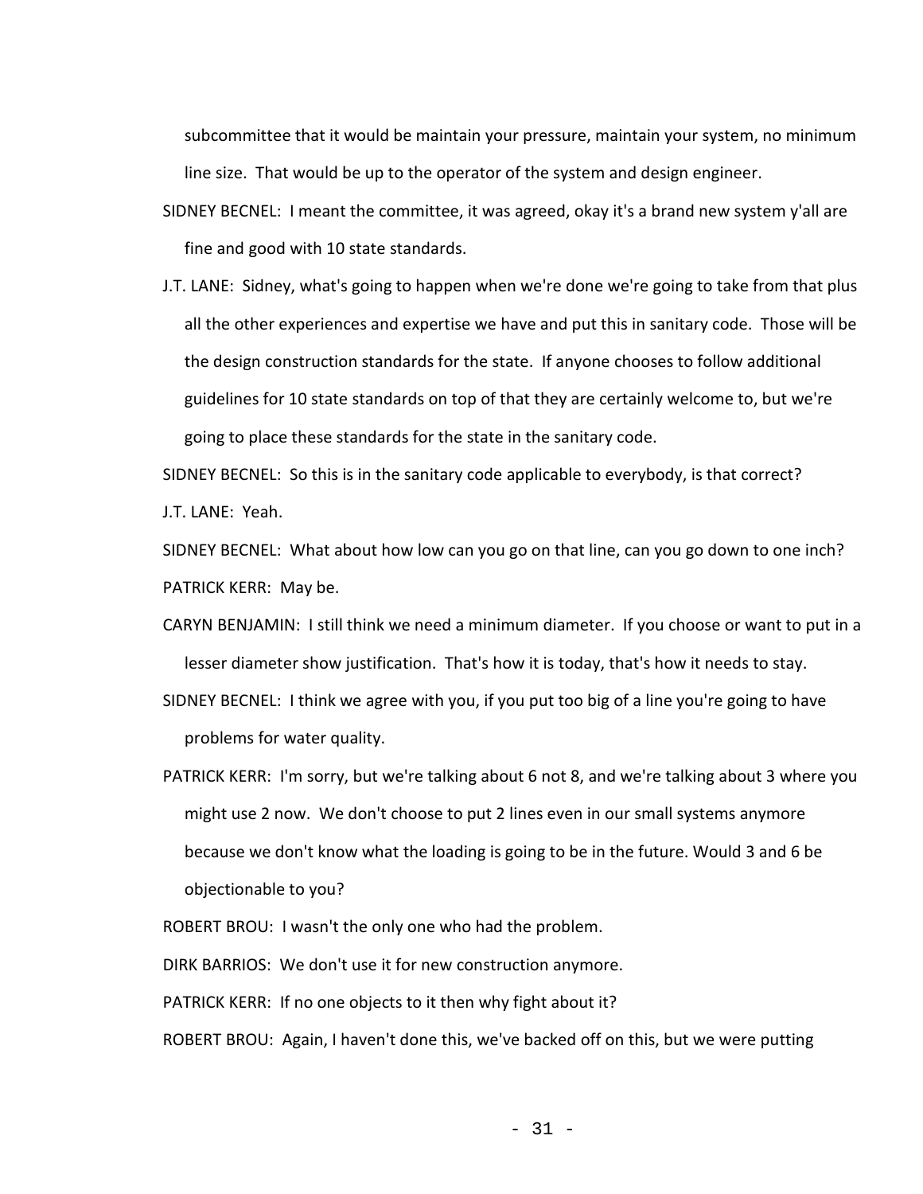subcommittee that it would be maintain your pressure, maintain your system, no minimum line size. That would be up to the operator of the system and design engineer.

SIDNEY BECNEL: I meant the committee, it was agreed, okay it's a brand new system y'all are fine and good with 10 state standards.

J.T. LANE: Sidney, what's going to happen when we're done we're going to take from that plus all the other experiences and expertise we have and put this in sanitary code. Those will be the design construction standards for the state. If anyone chooses to follow additional guidelines for 10 state standards on top of that they are certainly welcome to, but we're going to place these standards for the state in the sanitary code.

SIDNEY BECNEL: So this is in the sanitary code applicable to everybody, is that correct?

J.T. LANE: Yeah.

SIDNEY BECNEL: What about how low can you go on that line, can you go down to one inch?

PATRICK KERR: May be.

CARYN BENJAMIN: I still think we need a minimum diameter. If you choose or want to put in a lesser diameter show justification. That's how it is today, that's how it needs to stay.

SIDNEY BECNEL: I think we agree with you, if you put too big of a line you're going to have problems for water quality.

PATRICK KERR: I'm sorry, but we're talking about 6 not 8, and we're talking about 3 where you might use 2 now. We don't choose to put 2 lines even in our small systems anymore because we don't know what the loading is going to be in the future. Would 3 and 6 be objectionable to you?

ROBERT BROU: I wasn't the only one who had the problem.

DIRK BARRIOS: We don't use it for new construction anymore.

PATRICK KERR: If no one objects to it then why fight about it?

ROBERT BROU: Again, I haven't done this, we've backed off on this, but we were putting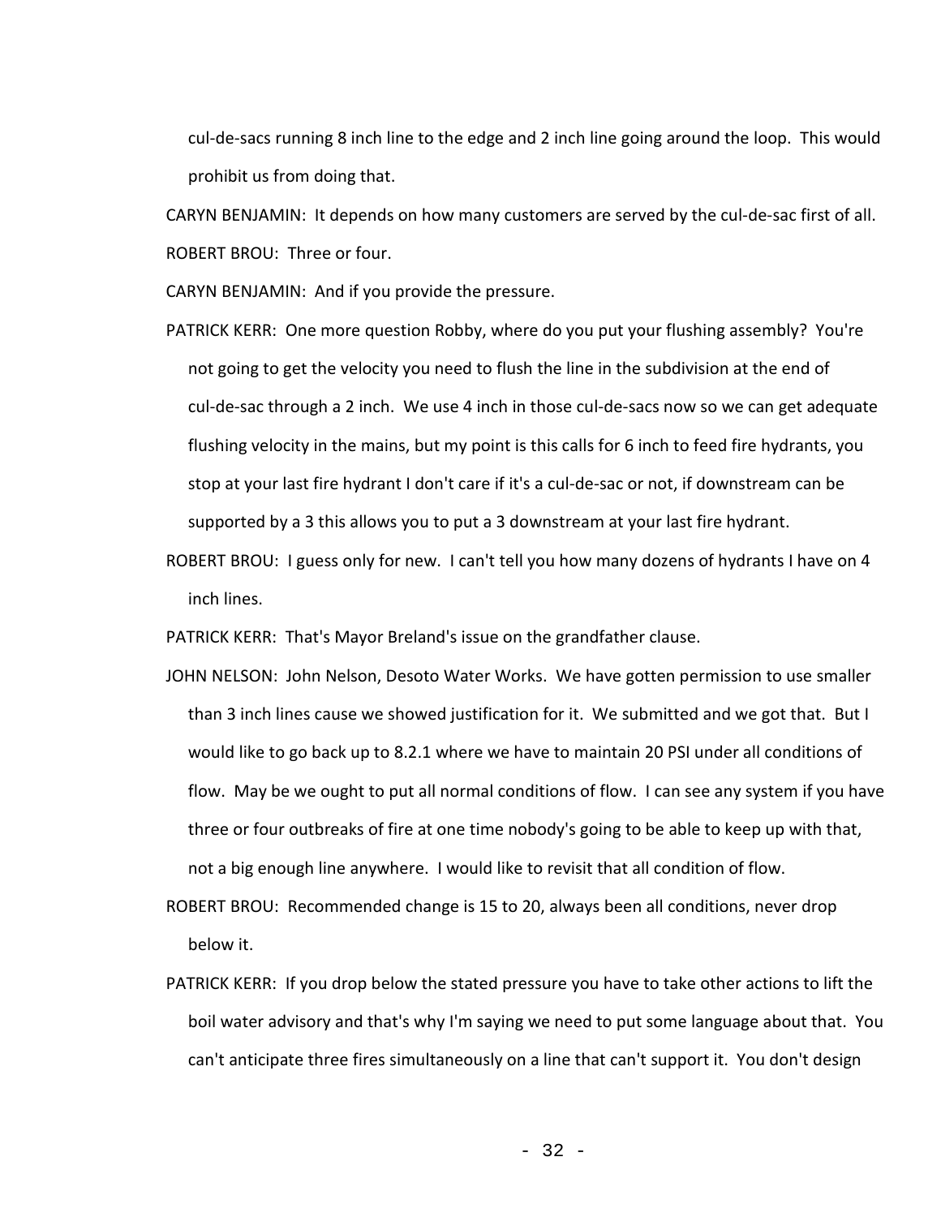cul-de-sacs running 8 inch line to the edge and 2 inch line going around the loop. This would prohibit us from doing that.

CARYN BENJAMIN: It depends on how many customers are served by the cul-de-sac first of all.

ROBERT BROU: Three or four.

CARYN BENJAMIN: And if you provide the pressure.

PATRICK KERR: One more question Robby, where do you put your flushing assembly? You're not going to get the velocity you need to flush the line in the subdivision at the end of cul-de-sac through a 2 inch. We use 4 inch in those cul-de-sacs now so we can get adequate flushing velocity in the mains, but my point is this calls for 6 inch to feed fire hydrants, you stop at your last fire hydrant I don't care if it's a cul-de-sac or not, if downstream can be supported by a 3 this allows you to put a 3 downstream at your last fire hydrant.

ROBERT BROU: I guess only for new. I can't tell you how many dozens of hydrants I have on 4 inch lines.

PATRICK KERR: That's Mayor Breland's issue on the grandfather clause.

JOHN NELSON: John Nelson, Desoto Water Works. We have gotten permission to use smaller than 3 inch lines cause we showed justification for it. We submitted and we got that. But I would like to go back up to 8.2.1 where we have to maintain 20 PSI under all conditions of flow. May be we ought to put all normal conditions of flow. I can see any system if you have three or four outbreaks of fire at one time nobody's going to be able to keep up with that, not a big enough line anywhere. I would like to revisit that all condition of flow.

ROBERT BROU: Recommended change is 15 to 20, always been all conditions, never drop below it.

PATRICK KERR: If you drop below the stated pressure you have to take other actions to lift the boil water advisory and that's why I'm saying we need to put some language about that. You can't anticipate three fires simultaneously on a line that can't support it. You don't design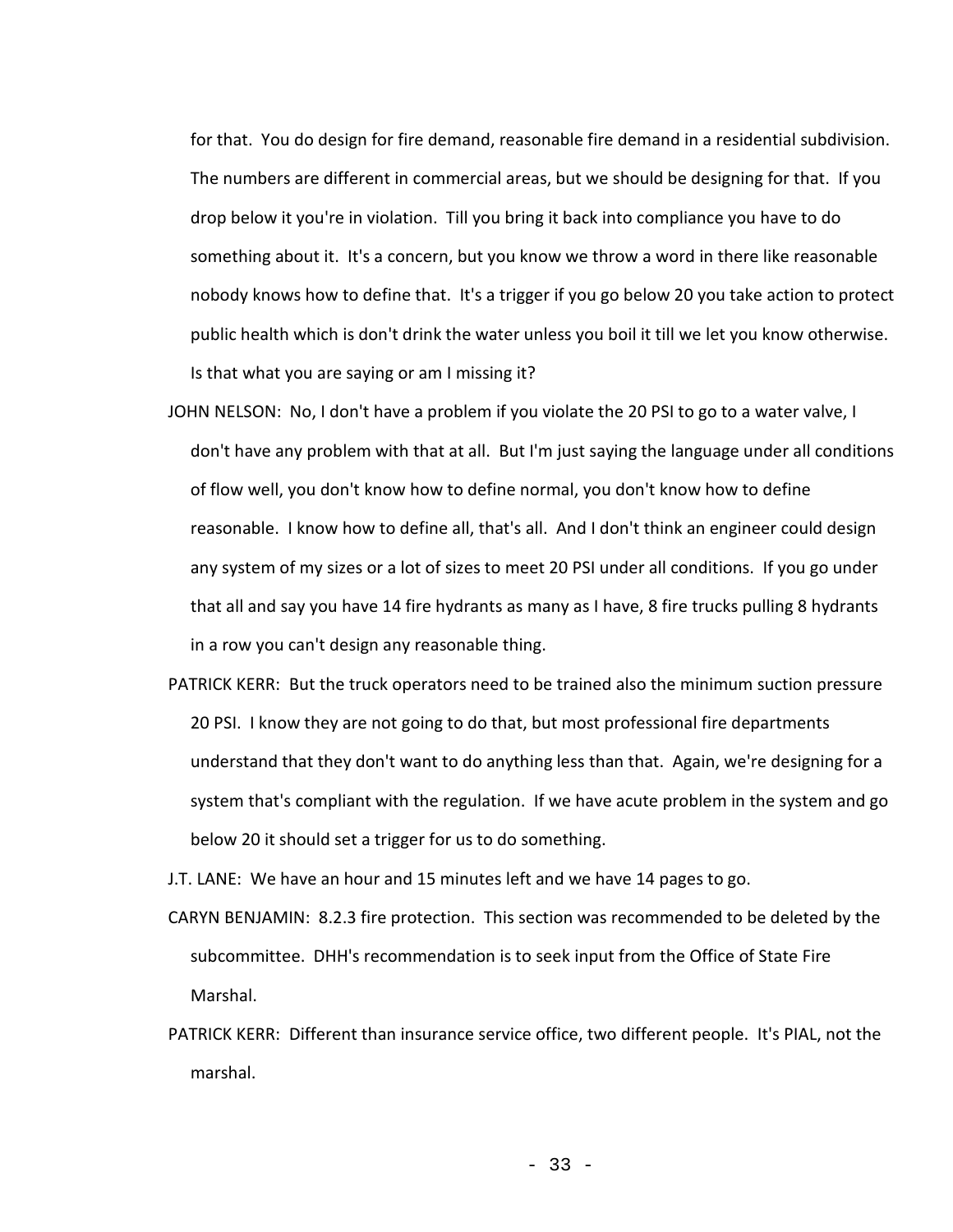for that. You do design for fire demand, reasonable fire demand in a residential subdivision. The numbers are different in commercial areas, but we should be designing for that. If you drop below it you're in violation. Till you bring it back into compliance you have to do something about it. It's a concern, but you know we throw a word in there like reasonable nobody knows how to define that. It's a trigger if you go below 20 you take action to protect public health which is don't drink the water unless you boil it till we let you know otherwise. Is that what you are saying or am I missing it?

JOHN NELSON: No, I don't have a problem if you violate the 20 PSI to go to a water valve, I don't have any problem with that at all. But I'm just saying the language under all conditions of flow well, you don't know how to define normal, you don't know how to define reasonable. I know how to define all, that's all. And I don't think an engineer could design any system of my sizes or a lot of sizes to meet 20 PSI under all conditions. If you go under that all and say you have 14 fire hydrants as many as I have, 8 fire trucks pulling 8 hydrants in a row you can't design any reasonable thing.

PATRICK KERR: But the truck operators need to be trained also the minimum suction pressure 20 PSI. I know they are not going to do that, but most professional fire departments understand that they don't want to do anything less than that. Again, we're designing for a system that's compliant with the regulation. If we have acute problem in the system and go below 20 it should set a trigger for us to do something.

J.T. LANE: We have an hour and 15 minutes left and we have 14 pages to go.

CARYN BENJAMIN: 8.2.3 fire protection. This section was recommended to be deleted by the subcommittee. DHH's recommendation is to seek input from the Office of State Fire Marshal.

PATRICK KERR: Different than insurance service office, two different people. It's PIAL, not the marshal.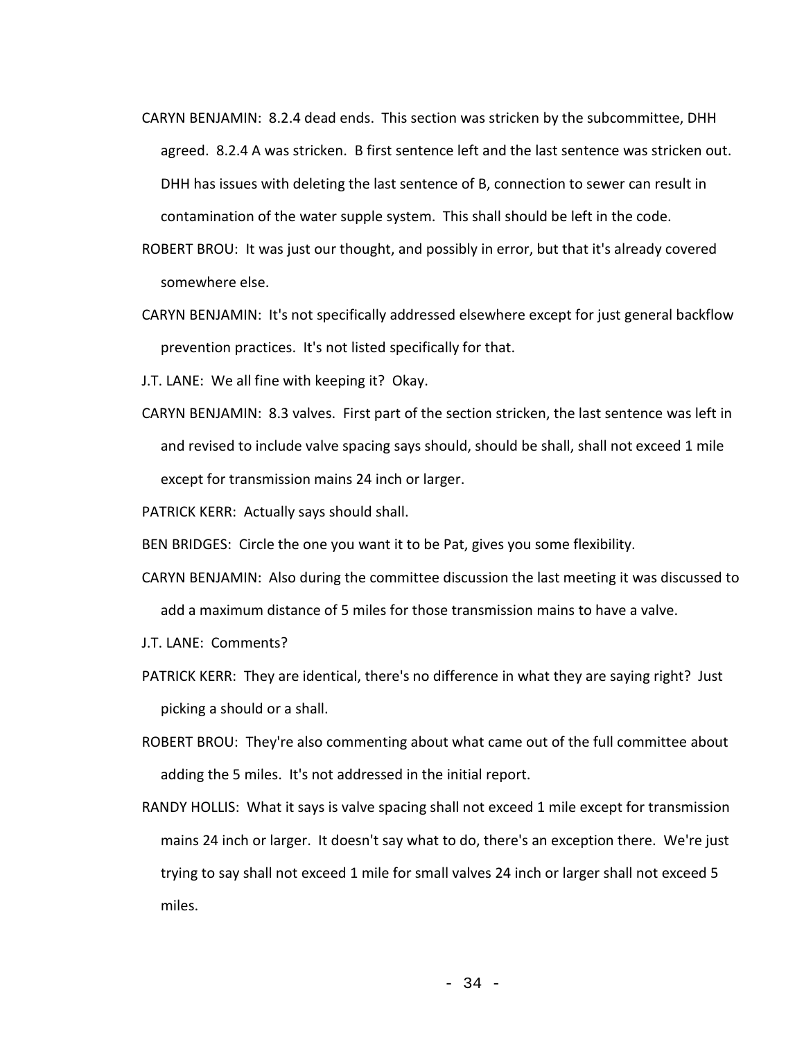CARYN BENJAMIN: 8.2.4 dead ends. This section was stricken by the subcommittee, DHH agreed. 8.2.4 A was stricken. B first sentence left and the last sentence was stricken out. DHH has issues with deleting the last sentence of B, connection to sewer can result in contamination of the water supple system. This shall should be left in the code.

ROBERT BROU: It was just our thought, and possibly in error, but that it's already covered somewhere else.

CARYN BENJAMIN: It's not specifically addressed elsewhere except for just general backflow prevention practices. It's not listed specifically for that.

J.T. LANE: We all fine with keeping it? Okay.

CARYN BENJAMIN: 8.3 valves. First part of the section stricken, the last sentence was left in and revised to include valve spacing says should, should be shall, shall not exceed 1 mile except for transmission mains 24 inch or larger.

PATRICK KERR: Actually says should shall.

BEN BRIDGES: Circle the one you want it to be Pat, gives you some flexibility.

CARYN BENJAMIN: Also during the committee discussion the last meeting it was discussed to add a maximum distance of 5 miles for those transmission mains to have a valve.

J.T. LANE: Comments?

PATRICK KERR: They are identical, there's no difference in what they are saying right? Just picking a should or a shall.

ROBERT BROU: They're also commenting about what came out of the full committee about adding the 5 miles. It's not addressed in the initial report.

RANDY HOLLIS: What it says is valve spacing shall not exceed 1 mile except for transmission mains 24 inch or larger. It doesn't say what to do, there's an exception there. We're just trying to say shall not exceed 1 mile for small valves 24 inch or larger shall not exceed 5 miles.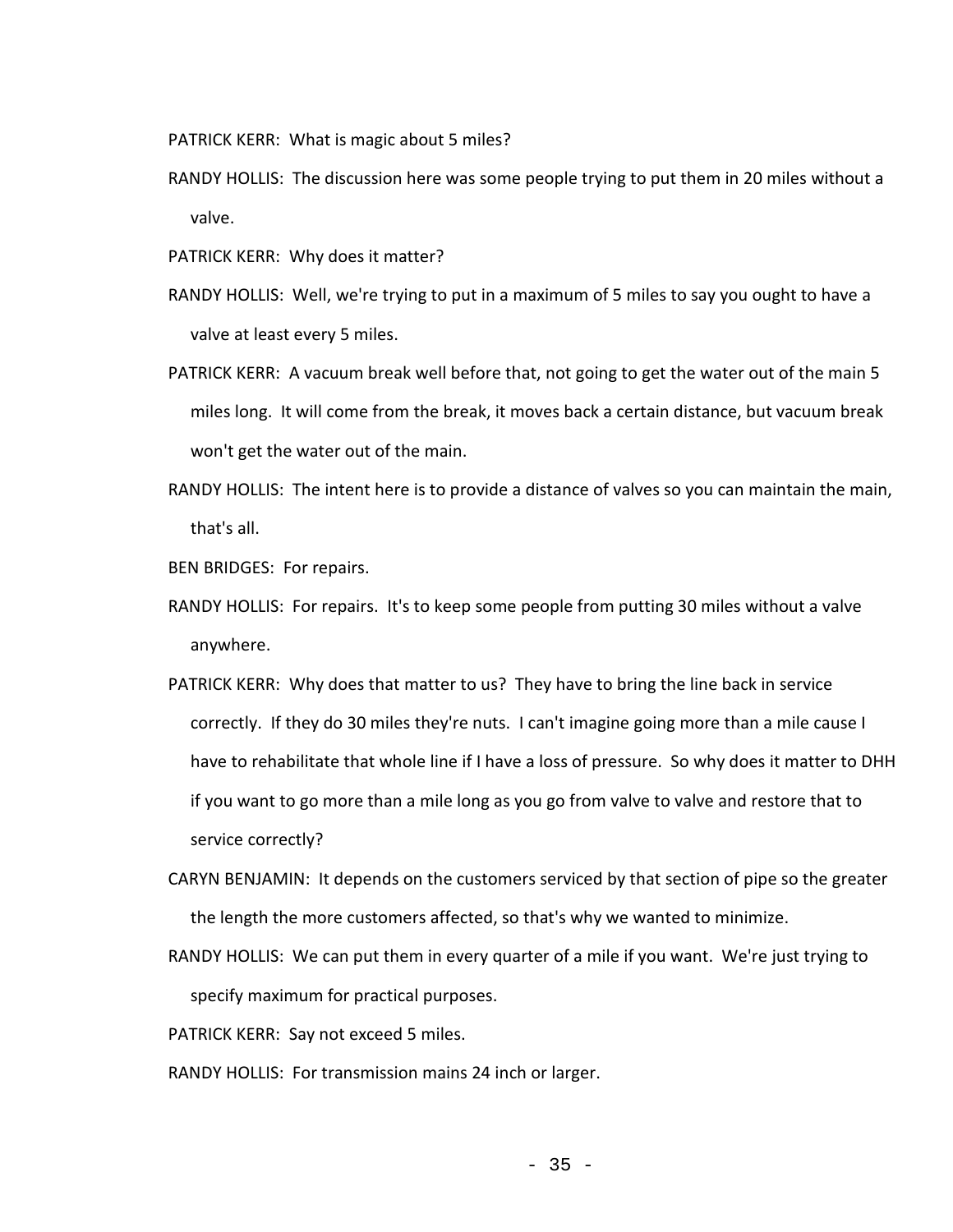PATRICK KERR: What is magic about 5 miles?

RANDY HOLLIS: The discussion here was some people trying to put them in 20 miles without a valve.

PATRICK KERR: Why does it matter?

RANDY HOLLIS: Well, we're trying to put in a maximum of 5 miles to say you ought to have a valve at least every 5 miles.

PATRICK KERR: A vacuum break well before that, not going to get the water out of the main 5 miles long. It will come from the break, it moves back a certain distance, but vacuum break won't get the water out of the main.

RANDY HOLLIS: The intent here is to provide a distance of valves so you can maintain the main, that's all.

BEN BRIDGES: For repairs.

RANDY HOLLIS: For repairs. It's to keep some people from putting 30 miles without a valve anywhere.

PATRICK KERR: Why does that matter to us? They have to bring the line back in service correctly. If they do 30 miles they're nuts. I can't imagine going more than a mile cause I have to rehabilitate that whole line if I have a loss of pressure. So why does it matter to DHH if you want to go more than a mile long as you go from valve to valve and restore that to service correctly?

CARYN BENJAMIN: It depends on the customers serviced by that section of pipe so the greater the length the more customers affected, so that's why we wanted to minimize.

RANDY HOLLIS: We can put them in every quarter of a mile if you want. We're just trying to specify maximum for practical purposes.

PATRICK KERR: Say not exceed 5 miles.

RANDY HOLLIS: For transmission mains 24 inch or larger.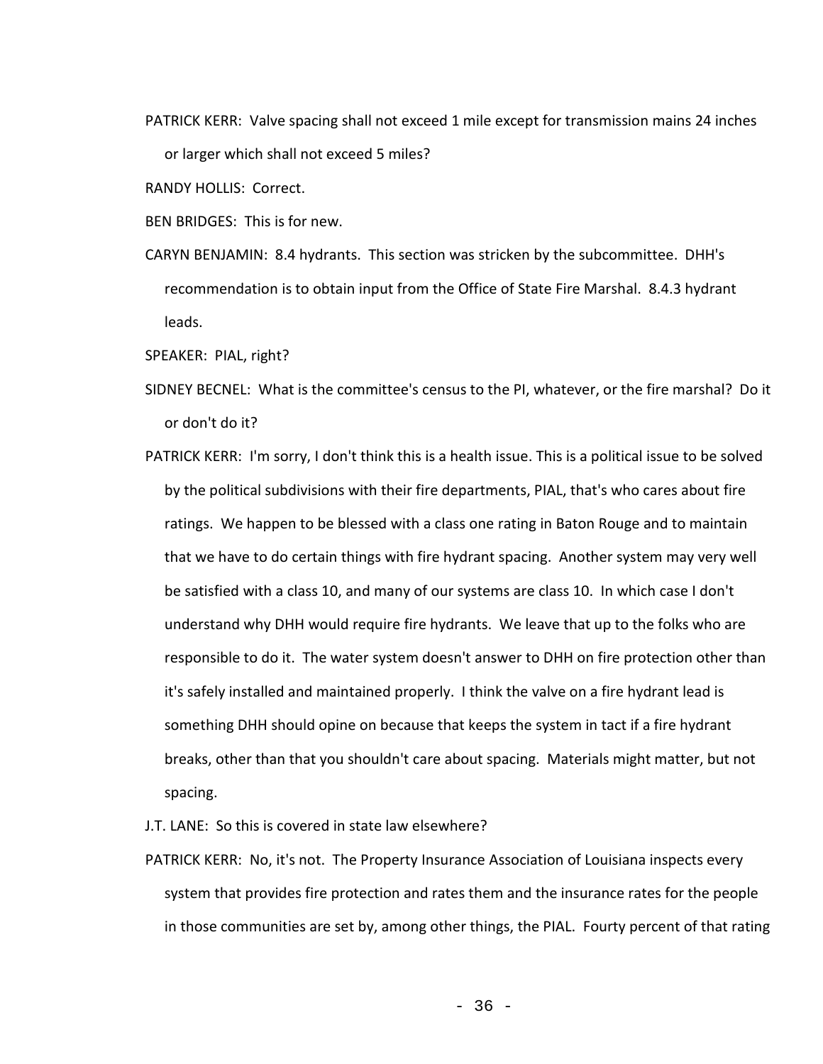PATRICK KERR: Valve spacing shall not exceed 1 mile except for transmission mains 24 inches or larger which shall not exceed 5 miles?

RANDY HOLLIS: Correct.

BEN BRIDGES: This is for new.

CARYN BENJAMIN: 8.4 hydrants. This section was stricken by the subcommittee. DHH's recommendation is to obtain input from the Office of State Fire Marshal. 8.4.3 hydrant leads.

SPEAKER: PIAL, right?

SIDNEY BECNEL: What is the committee's census to the PI, whatever, or the fire marshal? Do it or don't do it?

PATRICK KERR: I'm sorry, I don't think this is a health issue. This is a political issue to be solved by the political subdivisions with their fire departments, PIAL, that's who cares about fire ratings. We happen to be blessed with a class one rating in Baton Rouge and to maintain that we have to do certain things with fire hydrant spacing. Another system may very well be satisfied with a class 10, and many of our systems are class 10. In which case I don't understand why DHH would require fire hydrants. We leave that up to the folks who are responsible to do it. The water system doesn't answer to DHH on fire protection other than it's safely installed and maintained properly. I think the valve on a fire hydrant lead is something DHH should opine on because that keeps the system in tact if a fire hydrant breaks, other than that you shouldn't care about spacing. Materials might matter, but not spacing.

J.T. LANE: So this is covered in state law elsewhere?

PATRICK KERR: No, it's not. The Property Insurance Association of Louisiana inspects every system that provides fire protection and rates them and the insurance rates for the people in those communities are set by, among other things, the PIAL. Fourty percent of that rating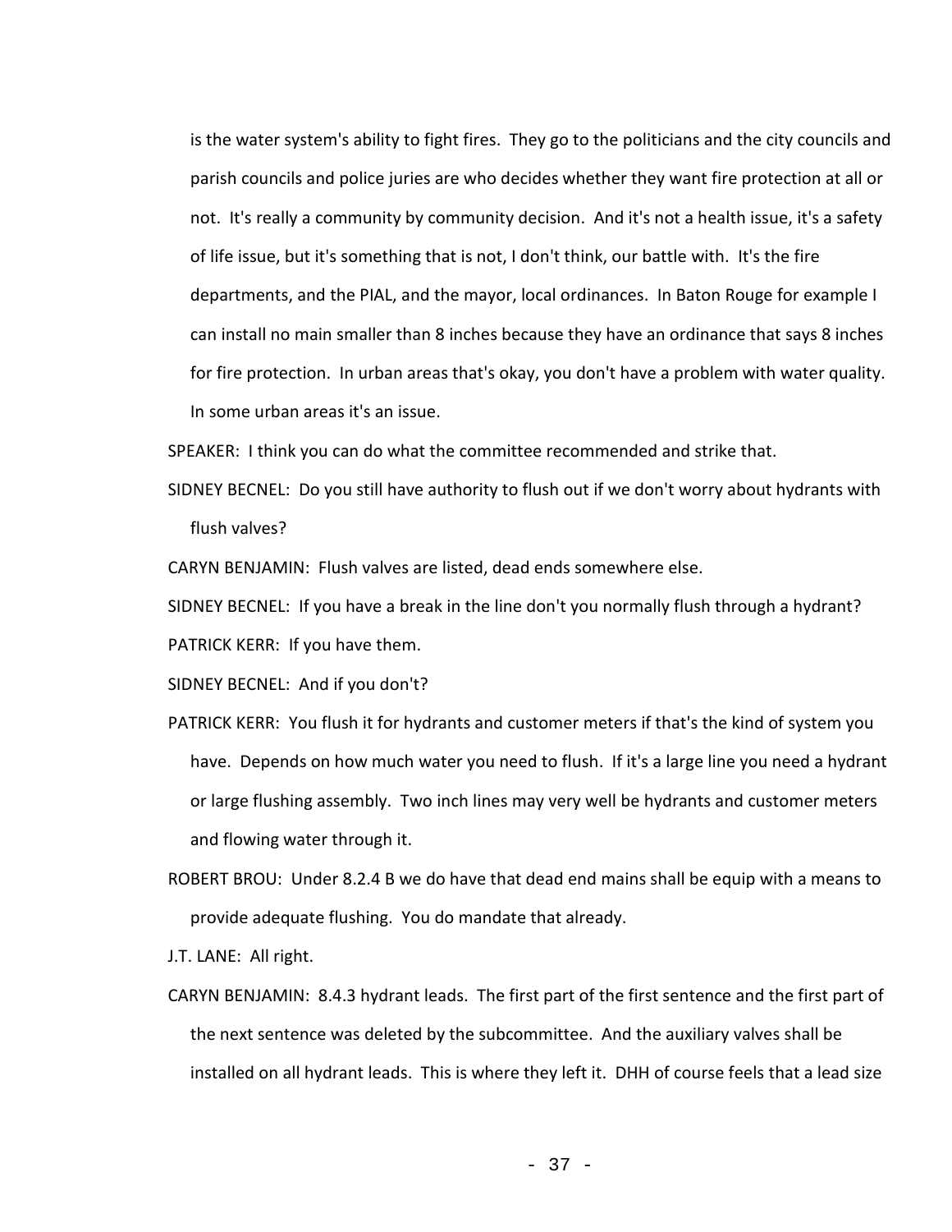is the water system's ability to fight fires. They go to the politicians and the city councils and parish councils and police juries are who decides whether they want fire protection at all or not. It's really a community by community decision. And it's not a health issue, it's a safety of life issue, but it's something that is not, I don't think, our battle with. It's the fire departments, and the PIAL, and the mayor, local ordinances. In Baton Rouge for example I can install no main smaller than 8 inches because they have an ordinance that says 8 inches for fire protection. In urban areas that's okay, you don't have a problem with water quality. In some urban areas it's an issue.

SPEAKER: I think you can do what the committee recommended and strike that.

SIDNEY BECNEL: Do you still have authority to flush out if we don't worry about hydrants with flush valves?

CARYN BENJAMIN: Flush valves are listed, dead ends somewhere else.

SIDNEY BECNEL: If you have a break in the line don't you normally flush through a hydrant?

PATRICK KERR: If you have them.

SIDNEY BECNEL: And if you don't?

PATRICK KERR: You flush it for hydrants and customer meters if that's the kind of system you have. Depends on how much water you need to flush. If it's a large line you need a hydrant or large flushing assembly. Two inch lines may very well be hydrants and customer meters and flowing water through it.

ROBERT BROU: Under 8.2.4 B we do have that dead end mains shall be equip with a means to provide adequate flushing. You do mandate that already.

J.T. LANE: All right.

CARYN BENJAMIN: 8.4.3 hydrant leads. The first part of the first sentence and the first part of the next sentence was deleted by the subcommittee. And the auxiliary valves shall be installed on all hydrant leads. This is where they left it. DHH of course feels that a lead size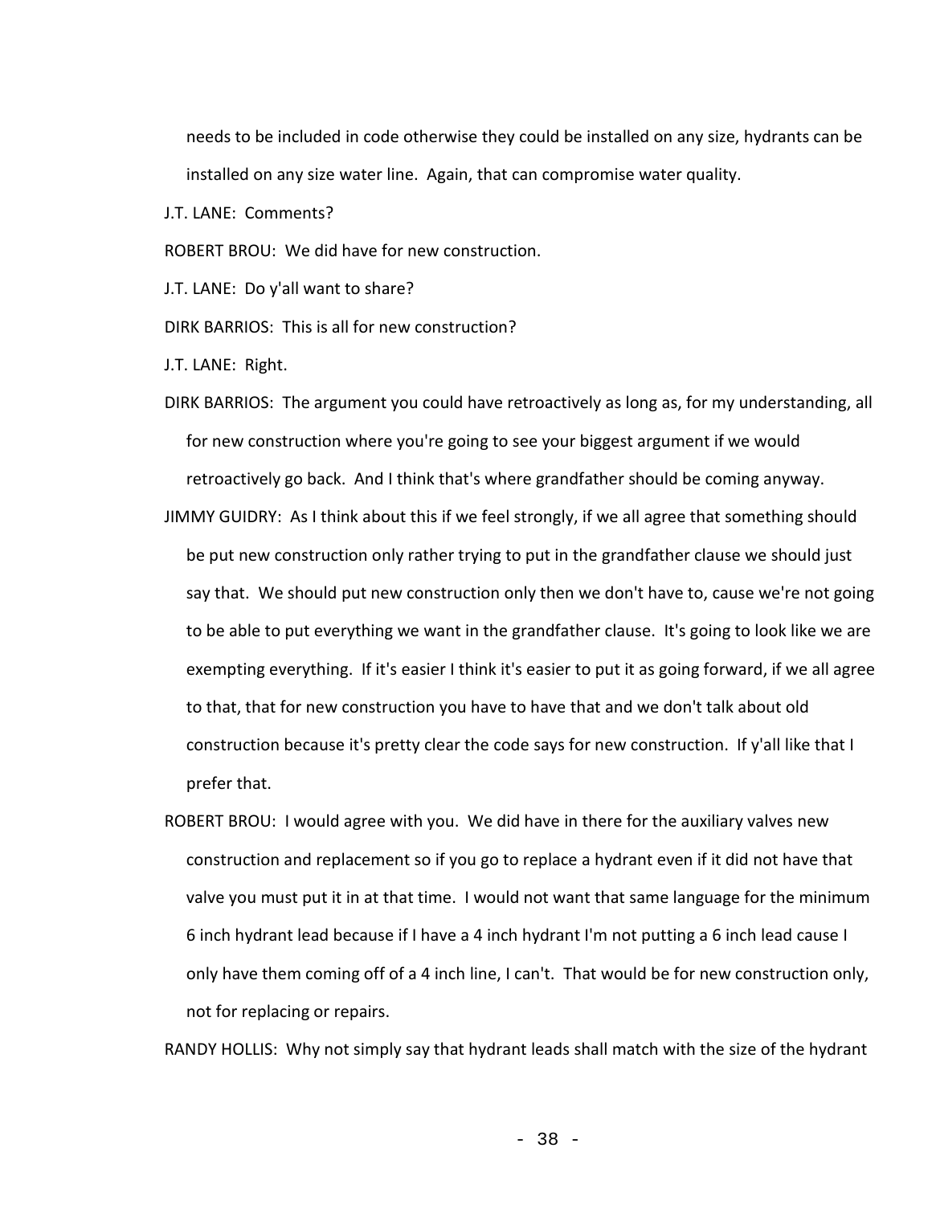needs to be included in code otherwise they could be installed on any size, hydrants can be installed on any size water line. Again, that can compromise water quality.

J.T. LANE: Comments?

ROBERT BROU: We did have for new construction.

J.T. LANE: Do y'all want to share?

DIRK BARRIOS: This is all for new construction?

J.T. LANE: Right.

DIRK BARRIOS: The argument you could have retroactively as long as, for my understanding, all for new construction where you're going to see your biggest argument if we would retroactively go back. And I think that's where grandfather should be coming anyway.

JIMMY GUIDRY: As I think about this if we feel strongly, if we all agree that something should be put new construction only rather trying to put in the grandfather clause we should just say that. We should put new construction only then we don't have to, cause we're not going to be able to put everything we want in the grandfather clause. It's going to look like we are exempting everything. If it's easier I think it's easier to put it as going forward, if we all agree to that, that for new construction you have to have that and we don't talk about old construction because it's pretty clear the code says for new construction. If y'all like that I prefer that.

ROBERT BROU: I would agree with you. We did have in there for the auxiliary valves new construction and replacement so if you go to replace a hydrant even if it did not have that valve you must put it in at that time. I would not want that same language for the minimum 6 inch hydrant lead because if I have a 4 inch hydrant I'm not putting a 6 inch lead cause I only have them coming off of a 4 inch line, I can't. That would be for new construction only, not for replacing or repairs.

RANDY HOLLIS: Why not simply say that hydrant leads shall match with the size of the hydrant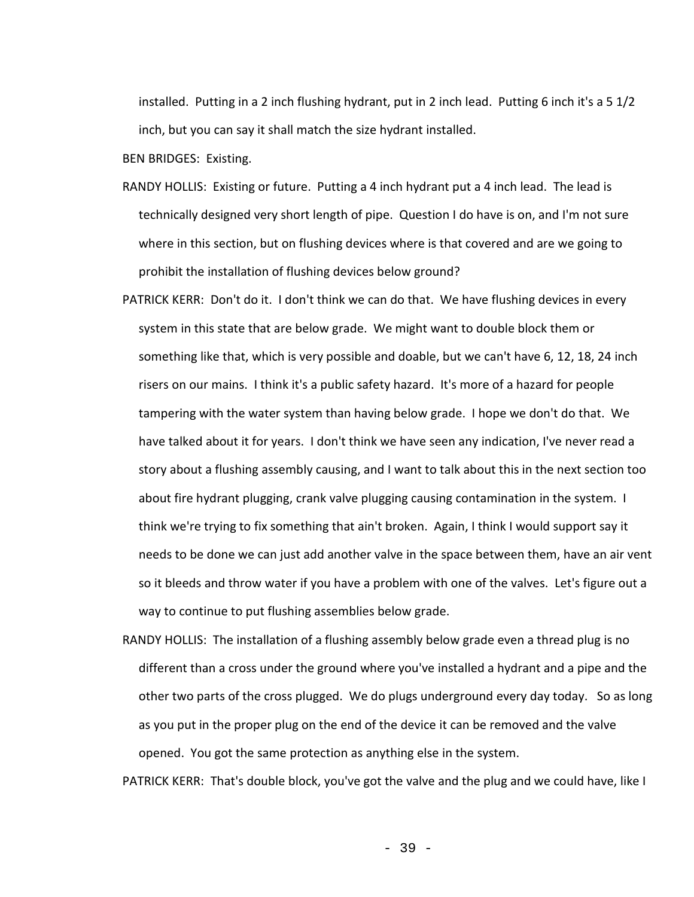installed. Putting in a 2 inch flushing hydrant, put in 2 inch lead. Putting 6 inch it's a 5 1/2 inch, but you can say it shall match the size hydrant installed.

BEN BRIDGES: Existing.

RANDY HOLLIS: Existing or future. Putting a 4 inch hydrant put a 4 inch lead. The lead is technically designed very short length of pipe. Question I do have is on, and I'm not sure where in this section, but on flushing devices where is that covered and are we going to prohibit the installation of flushing devices below ground?

PATRICK KERR: Don't do it. I don't think we can do that. We have flushing devices in every system in this state that are below grade. We might want to double block them or something like that, which is very possible and doable, but we can't have 6, 12, 18, 24 inch risers on our mains. I think it's a public safety hazard. It's more of a hazard for people tampering with the water system than having below grade. I hope we don't do that. We have talked about it for years. I don't think we have seen any indication, I've never read a story about a flushing assembly causing, and I want to talk about this in the next section too about fire hydrant plugging, crank valve plugging causing contamination in the system. I think we're trying to fix something that ain't broken. Again, I think I would support say it needs to be done we can just add another valve in the space between them, have an air vent so it bleeds and throw water if you have a problem with one of the valves. Let's figure out a way to continue to put flushing assemblies below grade.

RANDY HOLLIS: The installation of a flushing assembly below grade even a thread plug is no different than a cross under the ground where you've installed a hydrant and a pipe and the other two parts of the cross plugged. We do plugs underground every day today. So as long as you put in the proper plug on the end of the device it can be removed and the valve opened. You got the same protection as anything else in the system.

PATRICK KERR: That's double block, you've got the valve and the plug and we could have, like I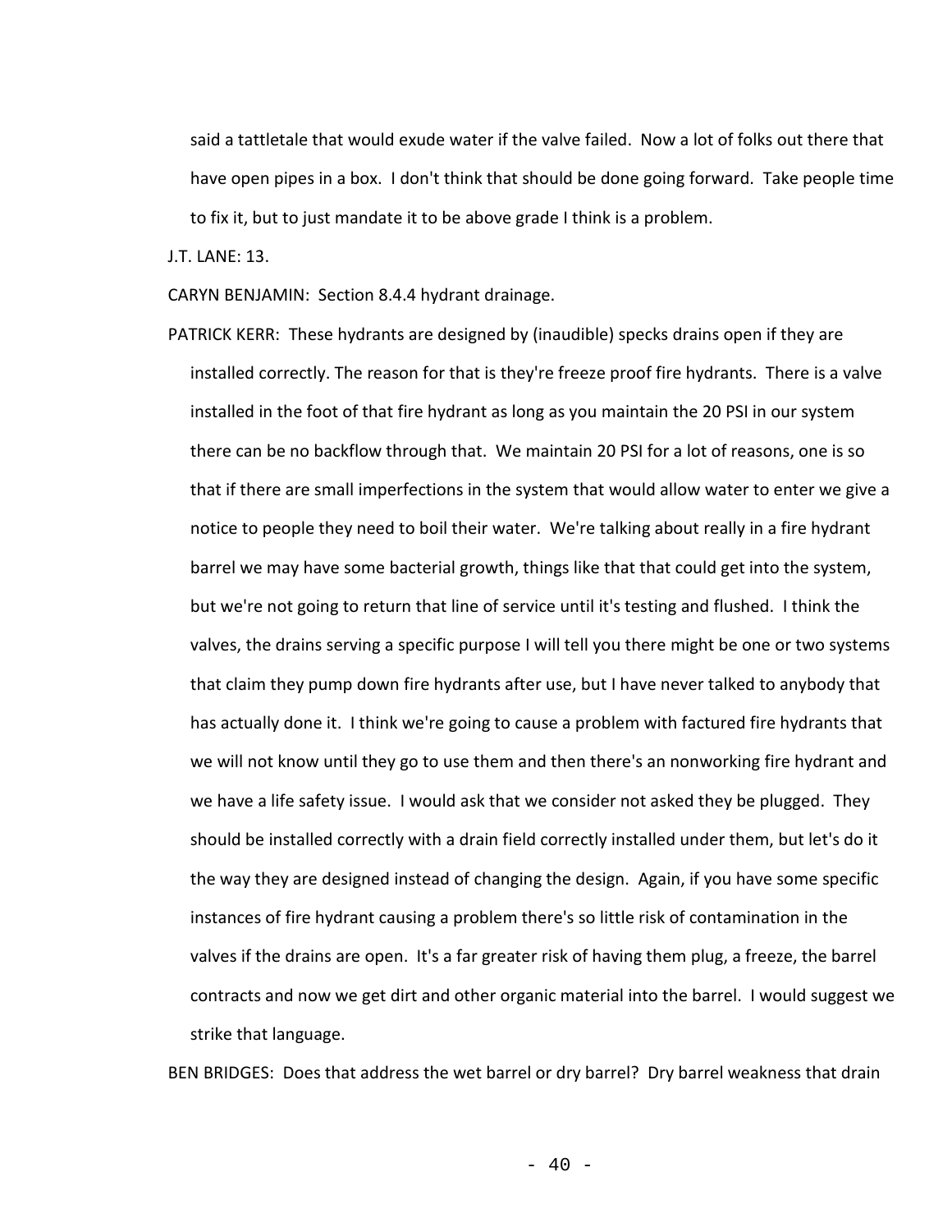said a tattletale that would exude water if the valve failed. Now a lot of folks out there that have open pipes in a box. I don't think that should be done going forward. Take people time to fix it, but to just mandate it to be above grade I think is a problem.

J.T. LANE: 13.

CARYN BENJAMIN: Section 8.4.4 hydrant drainage.

PATRICK KERR: These hydrants are designed by (inaudible) specks drains open if they are installed correctly. The reason for that is they're freeze proof fire hydrants. There is a valve installed in the foot of that fire hydrant as long as you maintain the 20 PSI in our system there can be no backflow through that. We maintain 20 PSI for a lot of reasons, one is so that if there are small imperfections in the system that would allow water to enter we give a notice to people they need to boil their water. We're talking about really in a fire hydrant barrel we may have some bacterial growth, things like that that could get into the system, but we're not going to return that line of service until it's testing and flushed. I think the valves, the drains serving a specific purpose I will tell you there might be one or two systems that claim they pump down fire hydrants after use, but I have never talked to anybody that has actually done it. I think we're going to cause a problem with factured fire hydrants that we will not know until they go to use them and then there's an nonworking fire hydrant and we have a life safety issue. I would ask that we consider not asked they be plugged. They should be installed correctly with a drain field correctly installed under them, but let's do it the way they are designed instead of changing the design. Again, if you have some specific instances of fire hydrant causing a problem there's so little risk of contamination in the valves if the drains are open. It's a far greater risk of having them plug, a freeze, the barrel contracts and now we get dirt and other organic material into the barrel. I would suggest we strike that language.

BEN BRIDGES: Does that address the wet barrel or dry barrel? Dry barrel weakness that drain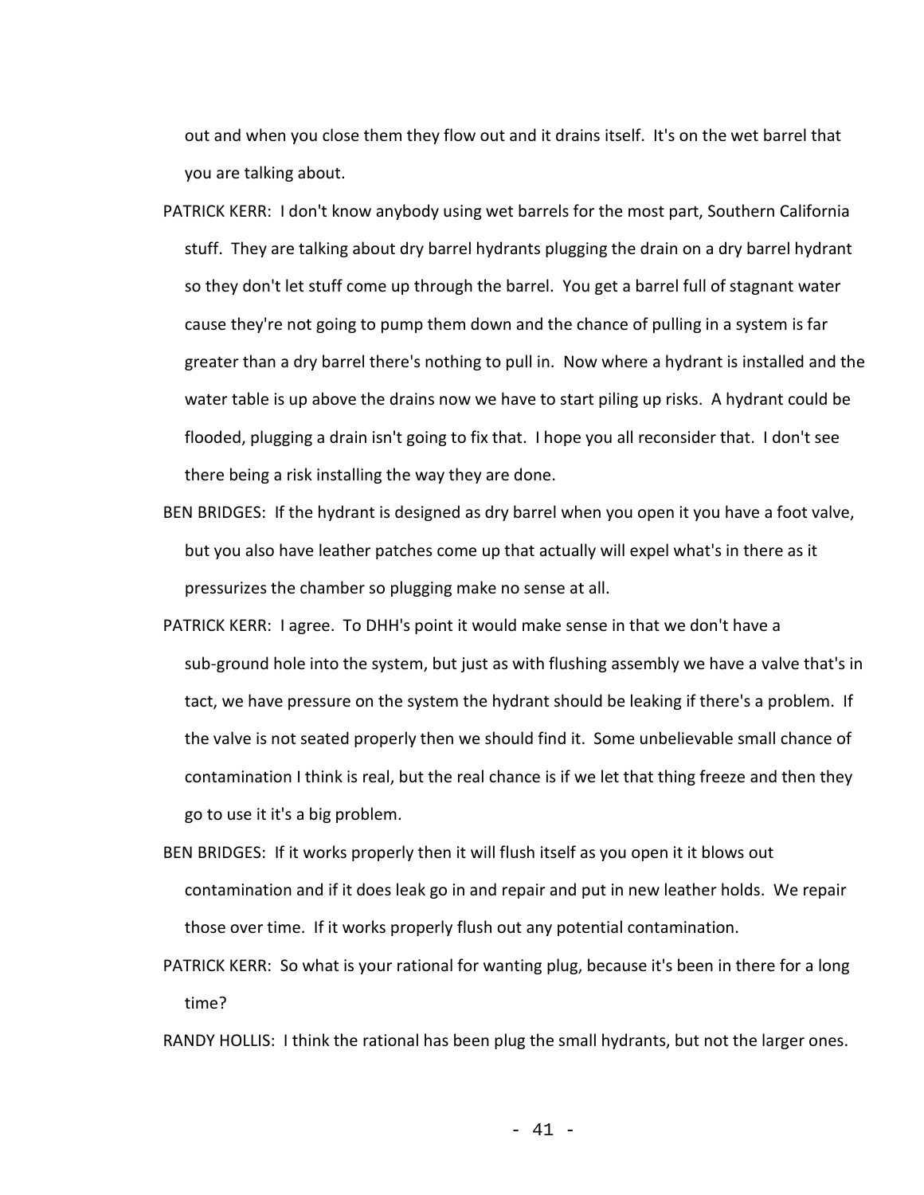out and when you close them they flow out and it drains itself. It's on the wet barrel that you are talking about.

PATRICK KERR: I don't know anybody using wet barrels for the most part, Southern California stuff. They are talking about dry barrel hydrants plugging the drain on a dry barrel hydrant so they don't let stuff come up through the barrel. You get a barrel full of stagnant water cause they're not going to pump them down and the chance of pulling in a system is far greater than a dry barrel there's nothing to pull in. Now where a hydrant is installed and the water table is up above the drains now we have to start piling up risks. A hydrant could be flooded, plugging a drain isn't going to fix that. I hope you all reconsider that. I don't see there being a risk installing the way they are done.

BEN BRIDGES: If the hydrant is designed as dry barrel when you open it you have a foot valve, but you also have leather patches come up that actually will expel what's in there as it pressurizes the chamber so plugging make no sense at all.

PATRICK KERR: I agree. To DHH's point it would make sense in that we don't have a sub-ground hole into the system, but just as with flushing assembly we have a valve that's in tact, we have pressure on the system the hydrant should be leaking if there's a problem. If the valve is not seated properly then we should find it. Some unbelievable small chance of contamination I think is real, but the real chance is if we let that thing freeze and then they go to use it it's a big problem.

BEN BRIDGES: If it works properly then it will flush itself as you open it it blows out contamination and if it does leak go in and repair and put in new leather holds. We repair those over time. If it works properly flush out any potential contamination.

PATRICK KERR: So what is your rational for wanting plug, because it's been in there for a long time?

RANDY HOLLIS: I think the rational has been plug the small hydrants, but not the larger ones.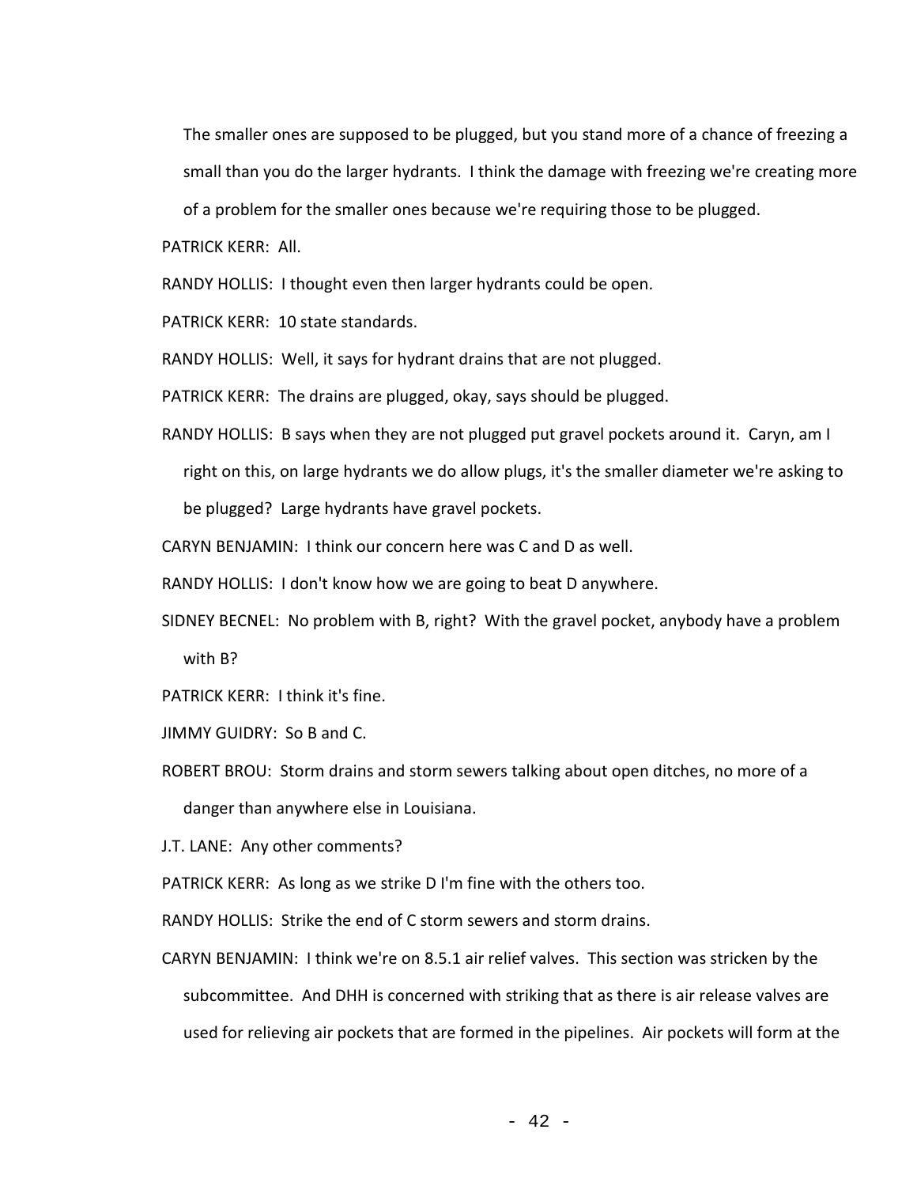The smaller ones are supposed to be plugged, but you stand more of a chance of freezing a small than you do the larger hydrants. I think the damage with freezing we're creating more of a problem for the smaller ones because we're requiring those to be plugged.

PATRICK KERR: All.

RANDY HOLLIS: I thought even then larger hydrants could be open.

PATRICK KERR: 10 state standards.

RANDY HOLLIS: Well, it says for hydrant drains that are not plugged.

PATRICK KERR: The drains are plugged, okay, says should be plugged.

RANDY HOLLIS: B says when they are not plugged put gravel pockets around it. Caryn, am I right on this, on large hydrants we do allow plugs, it's the smaller diameter we're asking to be plugged? Large hydrants have gravel pockets.

CARYN BENJAMIN: I think our concern here was C and D as well.

RANDY HOLLIS: I don't know how we are going to beat D anywhere.

SIDNEY BECNEL: No problem with B, right? With the gravel pocket, anybody have a problem with B?

PATRICK KERR: I think it's fine.

JIMMY GUIDRY: So B and C.

ROBERT BROU: Storm drains and storm sewers talking about open ditches, no more of a danger than anywhere else in Louisiana.

J.T. LANE: Any other comments?

PATRICK KERR: As long as we strike D I'm fine with the others too.

RANDY HOLLIS: Strike the end of C storm sewers and storm drains.

CARYN BENJAMIN: I think we're on 8.5.1 air relief valves. This section was stricken by the subcommittee. And DHH is concerned with striking that as there is air release valves are used for relieving air pockets that are formed in the pipelines. Air pockets will form at the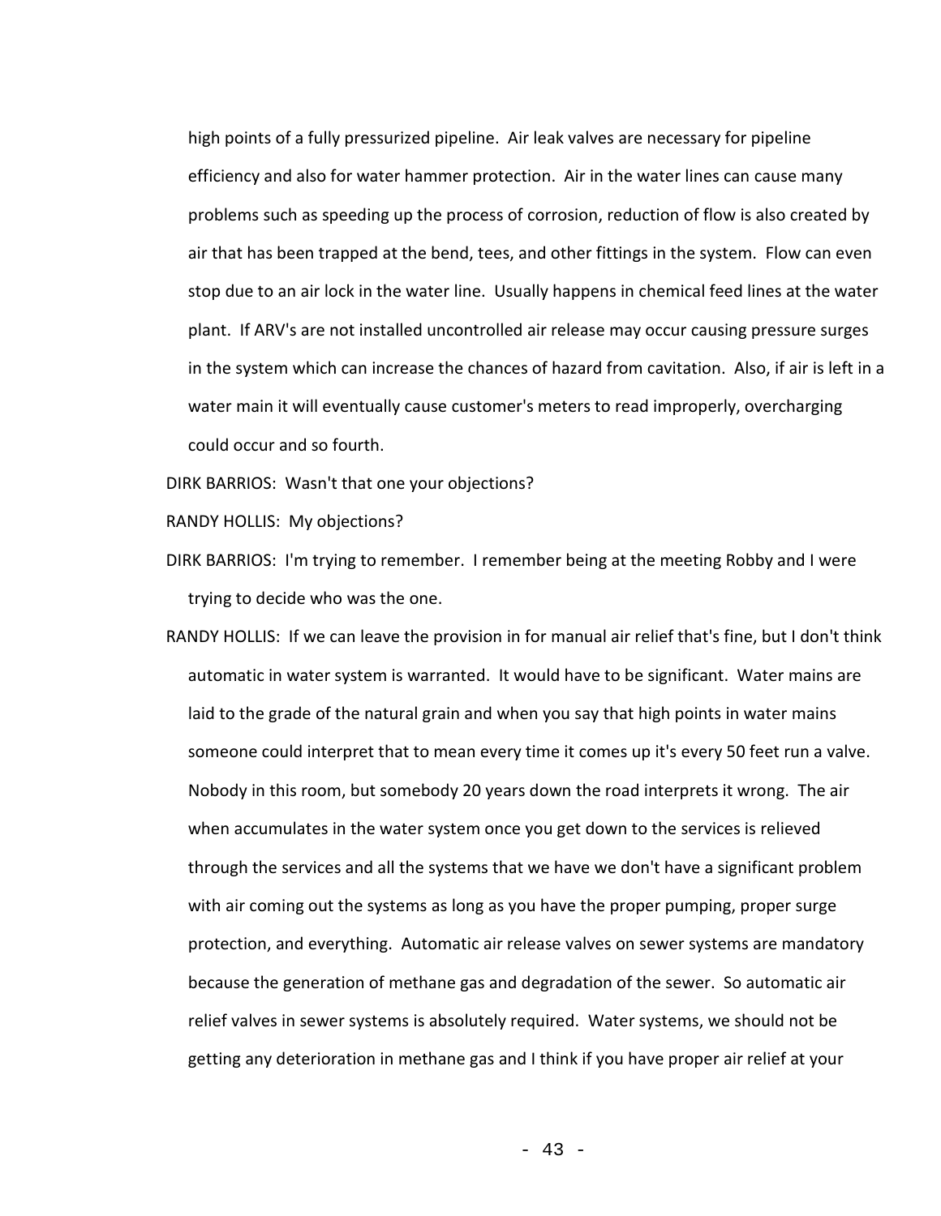high points of a fully pressurized pipeline. Air leak valves are necessary for pipeline efficiency and also for water hammer protection. Air in the water lines can cause many problems such as speeding up the process of corrosion, reduction of flow is also created by air that has been trapped at the bend, tees, and other fittings in the system. Flow can even stop due to an air lock in the water line. Usually happens in chemical feed lines at the water plant. If ARV's are not installed uncontrolled air release may occur causing pressure surges in the system which can increase the chances of hazard from cavitation. Also, if air is left in a water main it will eventually cause customer's meters to read improperly, overcharging could occur and so fourth.

DIRK BARRIOS: Wasn't that one your objections?

RANDY HOLLIS: My objections?

DIRK BARRIOS: I'm trying to remember. I remember being at the meeting Robby and I were trying to decide who was the one.

RANDY HOLLIS: If we can leave the provision in for manual air relief that's fine, but I don't think automatic in water system is warranted. It would have to be significant. Water mains are laid to the grade of the natural grain and when you say that high points in water mains someone could interpret that to mean every time it comes up it's every 50 feet run a valve. Nobody in this room, but somebody 20 years down the road interprets it wrong. The air when accumulates in the water system once you get down to the services is relieved through the services and all the systems that we have we don't have a significant problem with air coming out the systems as long as you have the proper pumping, proper surge protection, and everything. Automatic air release valves on sewer systems are mandatory because the generation of methane gas and degradation of the sewer. So automatic air relief valves in sewer systems is absolutely required. Water systems, we should not be getting any deterioration in methane gas and I think if you have proper air relief at your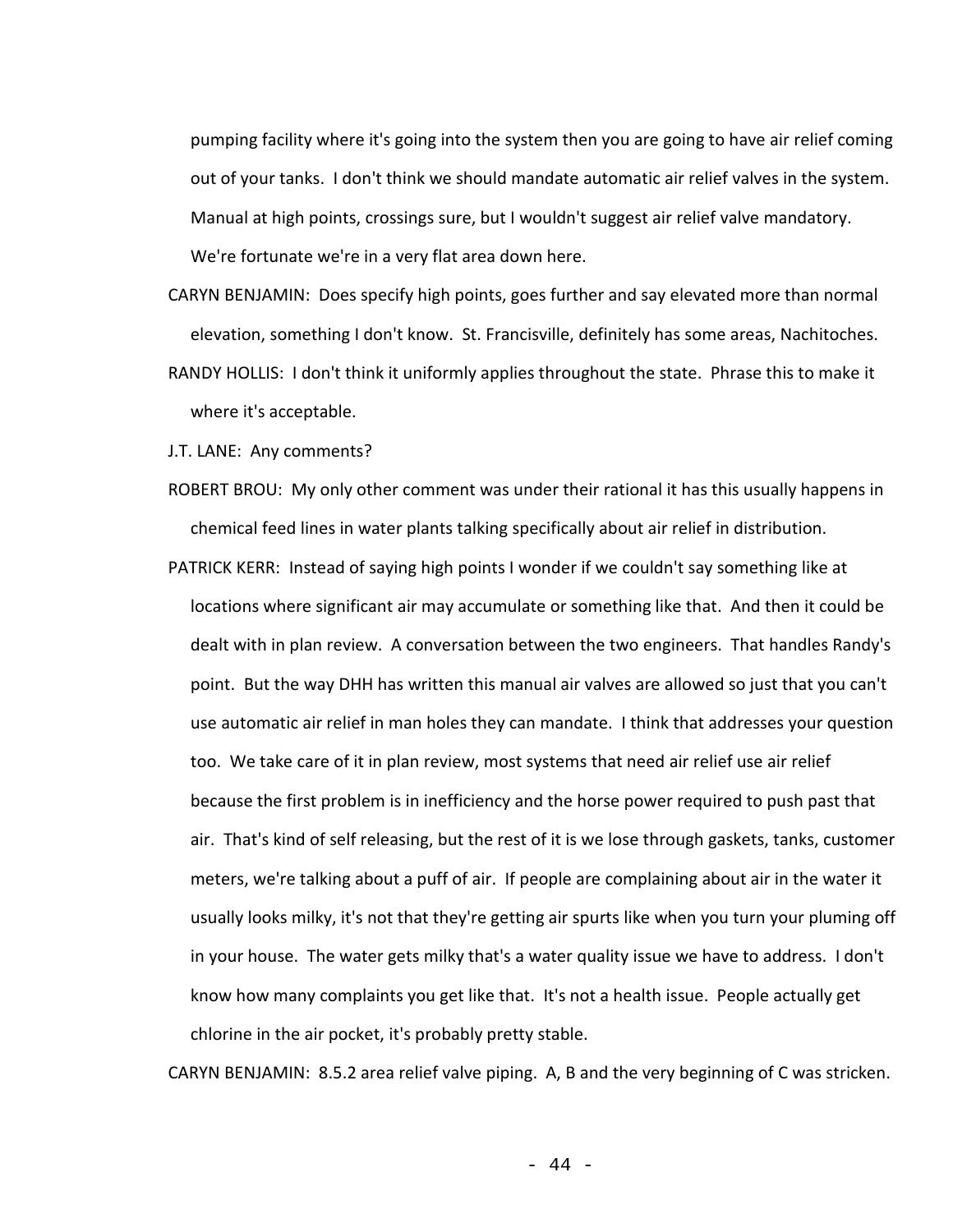pumping facility where it's going into the system then you are going to have air relief coming out of your tanks. I don't think we should mandate automatic air relief valves in the system. Manual at high points, crossings sure, but I wouldn't suggest air relief valve mandatory. We're fortunate we're in a very flat area down here.

CARYN BENJAMIN: Does specify high points, goes further and say elevated more than normal elevation, something I don't know. St. Francisville, definitely has some areas, Nachitoches.

RANDY HOLLIS: I don't think it uniformly applies throughout the state. Phrase this to make it where it's acceptable.

J.T. LANE: Any comments?

ROBERT BROU: My only other comment was under their rational it has this usually happens in chemical feed lines in water plants talking specifically about air relief in distribution.

PATRICK KERR: Instead of saying high points I wonder if we couldn't say something like at locations where significant air may accumulate or something like that. And then it could be dealt with in plan review. A conversation between the two engineers. That handles Randy's point. But the way DHH has written this manual air valves are allowed so just that you can't use automatic air relief in man holes they can mandate. I think that addresses your question too. We take care of it in plan review, most systems that need air relief use air relief because the first problem is in inefficiency and the horse power required to push past that air. That's kind of self releasing, but the rest of it is we lose through gaskets, tanks, customer meters, we're talking about a puff of air. If people are complaining about air in the water it usually looks milky, it's not that they're getting air spurts like when you turn your pluming off in your house. The water gets milky that's a water quality issue we have to address. I don't know how many complaints you get like that. It's not a health issue. People actually get chlorine in the air pocket, it's probably pretty stable.

CARYN BENJAMIN: 8.5.2 area relief valve piping. A, B and the very beginning of C was stricken.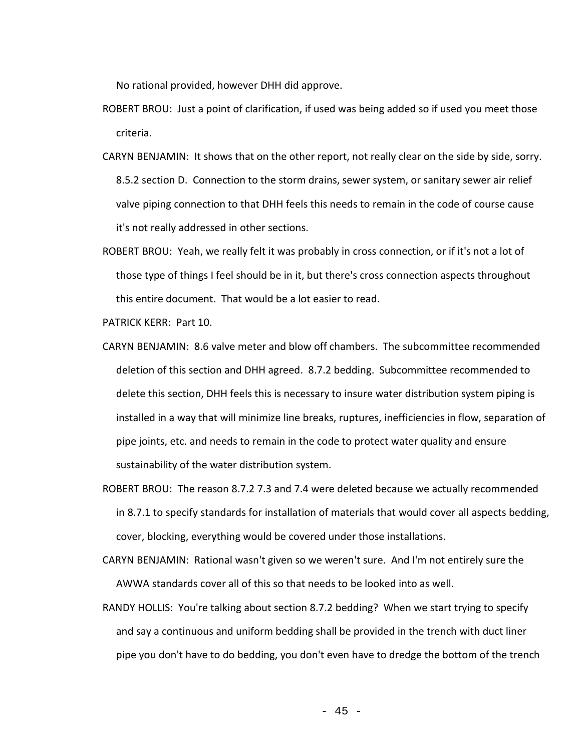No rational provided, however DHH did approve.

ROBERT BROU: Just a point of clarification, if used was being added so if used you meet those criteria.

CARYN BENJAMIN: It shows that on the other report, not really clear on the side by side, sorry. 8.5.2 section D. Connection to the storm drains, sewer system, or sanitary sewer air relief valve piping connection to that DHH feels this needs to remain in the code of course cause it's not really addressed in other sections.

ROBERT BROU: Yeah, we really felt it was probably in cross connection, or if it's not a lot of those type of things I feel should be in it, but there's cross connection aspects throughout this entire document. That would be a lot easier to read.

PATRICK KERR: Part 10.

CARYN BENJAMIN: 8.6 valve meter and blow off chambers. The subcommittee recommended deletion of this section and DHH agreed. 8.7.2 bedding. Subcommittee recommended to delete this section, DHH feels this is necessary to insure water distribution system piping is installed in a way that will minimize line breaks, ruptures, inefficiencies in flow, separation of pipe joints, etc. and needs to remain in the code to protect water quality and ensure sustainability of the water distribution system.

ROBERT BROU: The reason 8.7.2 7.3 and 7.4 were deleted because we actually recommended in 8.7.1 to specify standards for installation of materials that would cover all aspects bedding, cover, blocking, everything would be covered under those installations.

CARYN BENJAMIN: Rational wasn't given so we weren't sure. And I'm not entirely sure the AWWA standards cover all of this so that needs to be looked into as well.

RANDY HOLLIS: You're talking about section 8.7.2 bedding? When we start trying to specify and say a continuous and uniform bedding shall be provided in the trench with duct liner pipe you don't have to do bedding, you don't even have to dredge the bottom of the trench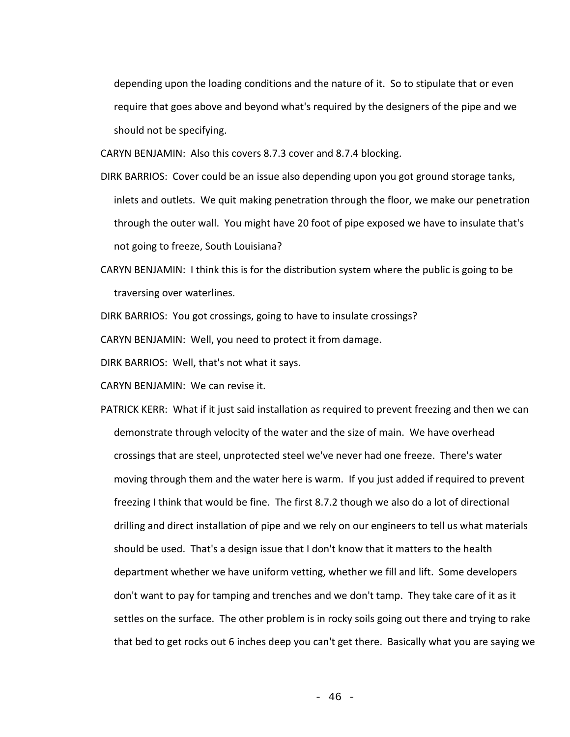depending upon the loading conditions and the nature of it. So to stipulate that or even require that goes above and beyond what's required by the designers of the pipe and we should not be specifying.

CARYN BENJAMIN: Also this covers 8.7.3 cover and 8.7.4 blocking.

DIRK BARRIOS: Cover could be an issue also depending upon you got ground storage tanks, inlets and outlets. We quit making penetration through the floor, we make our penetration through the outer wall. You might have 20 foot of pipe exposed we have to insulate that's not going to freeze, South Louisiana?

CARYN BENJAMIN: I think this is for the distribution system where the public is going to be traversing over waterlines.

DIRK BARRIOS: You got crossings, going to have to insulate crossings?

CARYN BENJAMIN: Well, you need to protect it from damage.

DIRK BARRIOS: Well, that's not what it says.

CARYN BENJAMIN: We can revise it.

PATRICK KERR: What if it just said installation as required to prevent freezing and then we can demonstrate through velocity of the water and the size of main. We have overhead crossings that are steel, unprotected steel we've never had one freeze. There's water moving through them and the water here is warm. If you just added if required to prevent freezing I think that would be fine. The first 8.7.2 though we also do a lot of directional drilling and direct installation of pipe and we rely on our engineers to tell us what materials should be used. That's a design issue that I don't know that it matters to the health department whether we have uniform vetting, whether we fill and lift. Some developers don't want to pay for tamping and trenches and we don't tamp. They take care of it as it settles on the surface. The other problem is in rocky soils going out there and trying to rake that bed to get rocks out 6 inches deep you can't get there. Basically what you are saying we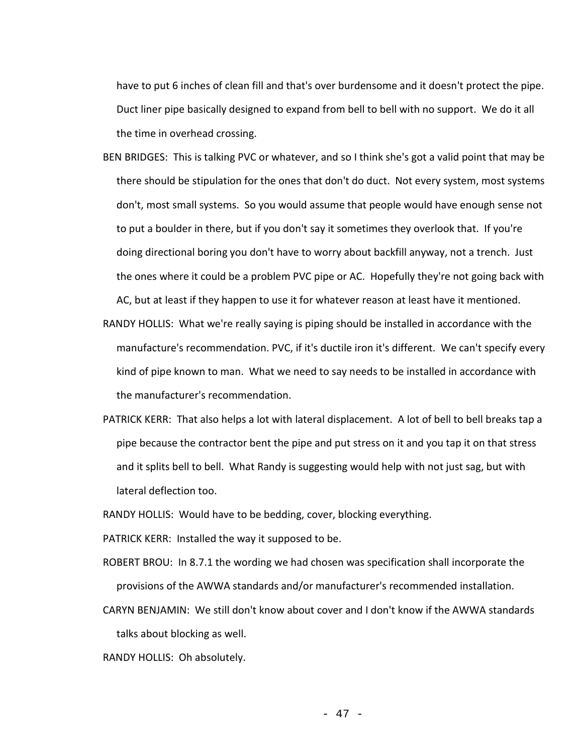have to put 6 inches of clean fill and that's over burdensome and it doesn't protect the pipe. Duct liner pipe basically designed to expand from bell to bell with no support. We do it all the time in overhead crossing.

BEN BRIDGES: This is talking PVC or whatever, and so I think she's got a valid point that may be there should be stipulation for the ones that don't do duct. Not every system, most systems don't, most small systems. So you would assume that people would have enough sense not to put a boulder in there, but if you don't say it sometimes they overlook that. If you're doing directional boring you don't have to worry about backfill anyway, not a trench. Just the ones where it could be a problem PVC pipe or AC. Hopefully they're not going back with AC, but at least if they happen to use it for whatever reason at least have it mentioned.

RANDY HOLLIS: What we're really saying is piping should be installed in accordance with the manufacture's recommendation. PVC, if it's ductile iron it's different. We can't specify every kind of pipe known to man. What we need to say needs to be installed in accordance with the manufacturer's recommendation.

PATRICK KERR: That also helps a lot with lateral displacement. A lot of bell to bell breaks tap a pipe because the contractor bent the pipe and put stress on it and you tap it on that stress and it splits bell to bell. What Randy is suggesting would help with not just sag, but with lateral deflection too.

RANDY HOLLIS: Would have to be bedding, cover, blocking everything.

PATRICK KERR: Installed the way it supposed to be.

ROBERT BROU: In 8.7.1 the wording we had chosen was specification shall incorporate the provisions of the AWWA standards and/or manufacturer's recommended installation.

CARYN BENJAMIN: We still don't know about cover and I don't know if the AWWA standards talks about blocking as well.

RANDY HOLLIS: Oh absolutely.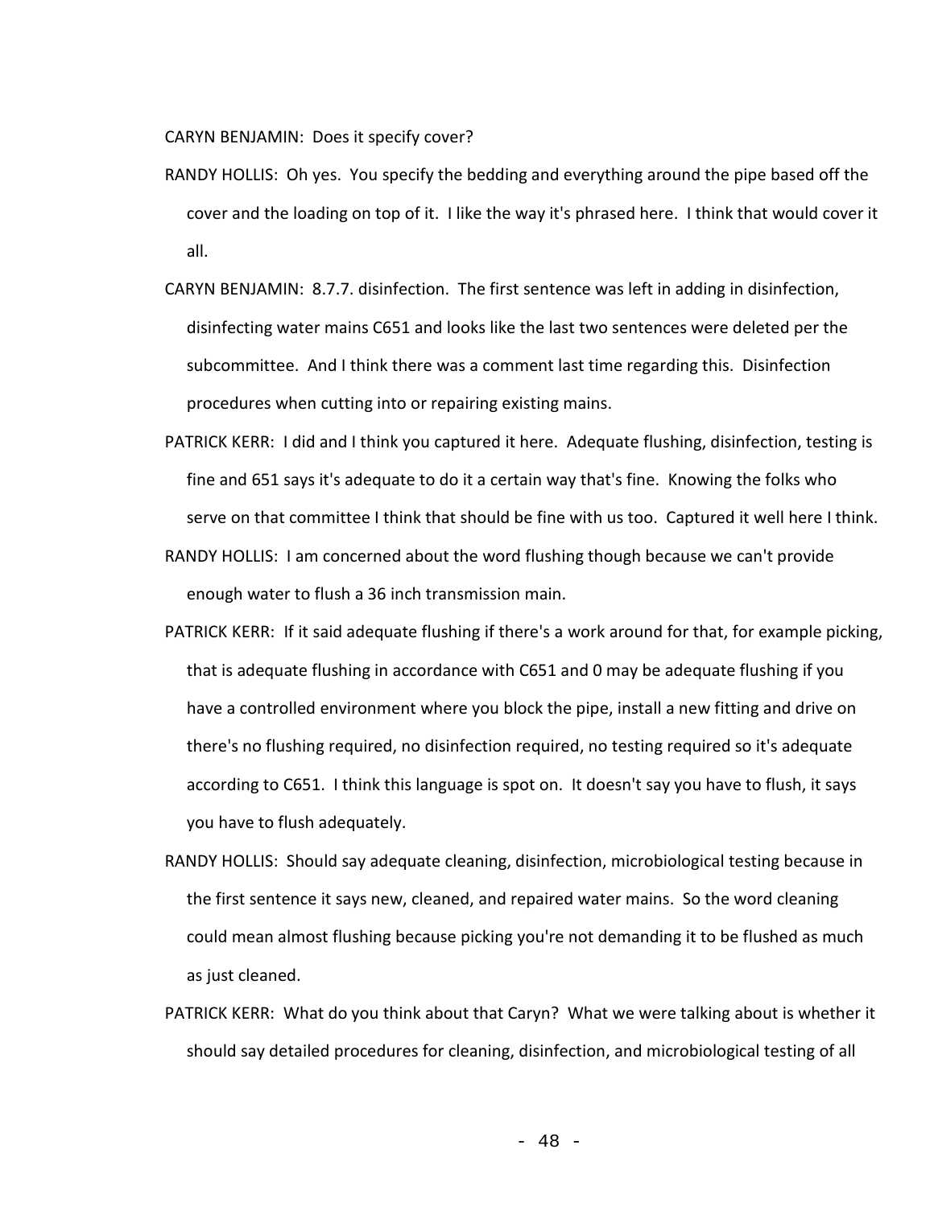CARYN BENJAMIN: Does it specify cover?

RANDY HOLLIS: Oh yes. You specify the bedding and everything around the pipe based off the cover and the loading on top of it. I like the way it's phrased here. I think that would cover it all.

CARYN BENJAMIN: 8.7.7. disinfection. The first sentence was left in adding in disinfection, disinfecting water mains C651 and looks like the last two sentences were deleted per the subcommittee. And I think there was a comment last time regarding this. Disinfection procedures when cutting into or repairing existing mains.

PATRICK KERR: I did and I think you captured it here. Adequate flushing, disinfection, testing is fine and 651 says it's adequate to do it a certain way that's fine. Knowing the folks who serve on that committee I think that should be fine with us too. Captured it well here I think.

RANDY HOLLIS: I am concerned about the word flushing though because we can't provide enough water to flush a 36 inch transmission main.

PATRICK KERR: If it said adequate flushing if there's a work around for that, for example picking, that is adequate flushing in accordance with C651 and 0 may be adequate flushing if you have a controlled environment where you block the pipe, install a new fitting and drive on there's no flushing required, no disinfection required, no testing required so it's adequate according to C651. I think this language is spot on. It doesn't say you have to flush, it says you have to flush adequately.

RANDY HOLLIS: Should say adequate cleaning, disinfection, microbiological testing because in the first sentence it says new, cleaned, and repaired water mains. So the word cleaning could mean almost flushing because picking you're not demanding it to be flushed as much as just cleaned.

PATRICK KERR: What do you think about that Caryn? What we were talking about is whether it should say detailed procedures for cleaning, disinfection, and microbiological testing of all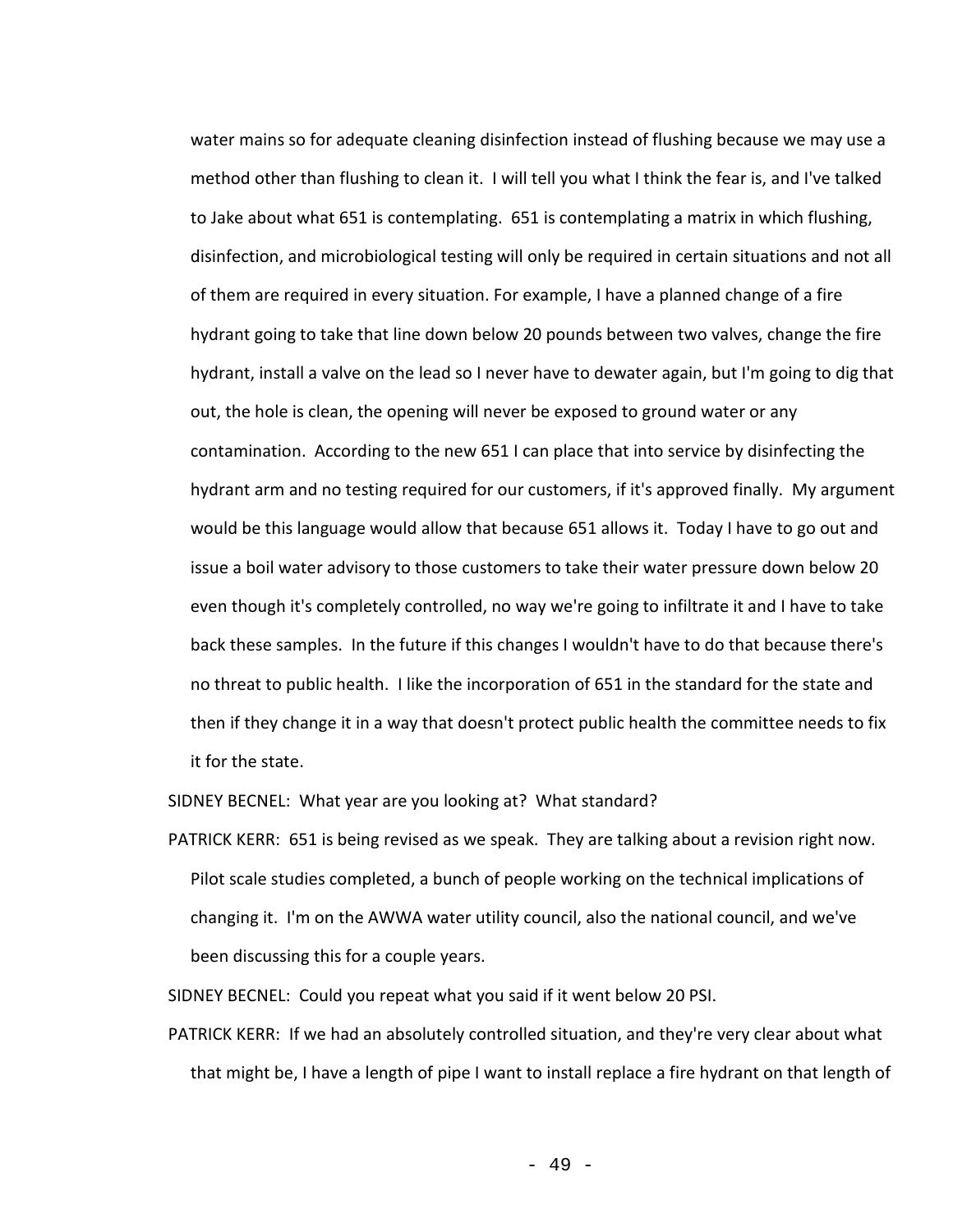water mains so for adequate cleaning disinfection instead of flushing because we may use a method other than flushing to clean it. I will tell you what I think the fear is, and I've talked to Jake about what 651 is contemplating. 651 is contemplating a matrix in which flushing, disinfection, and microbiological testing will only be required in certain situations and not all of them are required in every situation. For example, I have a planned change of a fire hydrant going to take that line down below 20 pounds between two valves, change the fire hydrant, install a valve on the lead so I never have to dewater again, but I'm going to dig that out, the hole is clean, the opening will never be exposed to ground water or any contamination. According to the new 651 I can place that into service by disinfecting the hydrant arm and no testing required for our customers, if it's approved finally. My argument would be this language would allow that because 651 allows it. Today I have to go out and issue a boil water advisory to those customers to take their water pressure down below 20 even though it's completely controlled, no way we're going to infiltrate it and I have to take back these samples. In the future if this changes I wouldn't have to do that because there's no threat to public health. I like the incorporation of 651 in the standard for the state and then if they change it in a way that doesn't protect public health the committee needs to fix it for the state.

SIDNEY BECNEL: What year are you looking at? What standard?

PATRICK KERR: 651 is being revised as we speak. They are talking about a revision right now. Pilot scale studies completed, a bunch of people working on the technical implications of changing it. I'm on the AWWA water utility council, also the national council, and we've been discussing this for a couple years.

SIDNEY BECNEL: Could you repeat what you said if it went below 20 PSI.

PATRICK KERR: If we had an absolutely controlled situation, and they're very clear about what that might be, I have a length of pipe I want to install replace a fire hydrant on that length of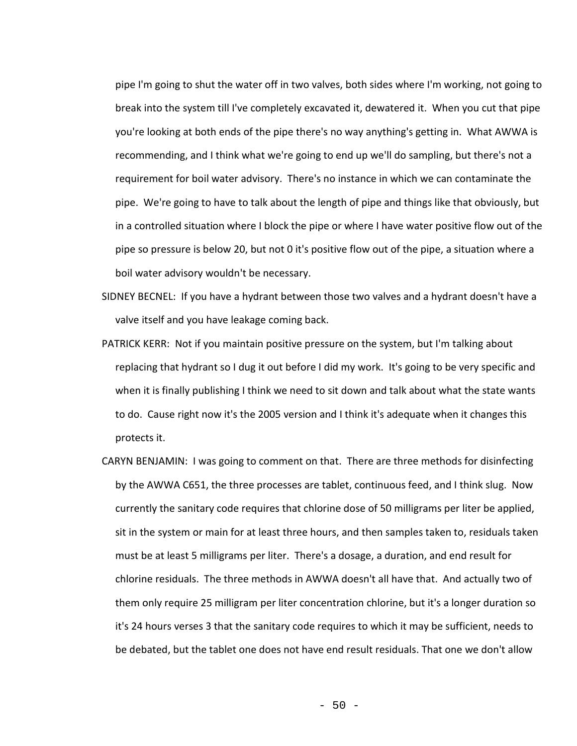pipe I'm going to shut the water off in two valves, both sides where I'm working, not going to break into the system till I've completely excavated it, dewatered it. When you cut that pipe you're looking at both ends of the pipe there's no way anything's getting in. What AWWA is recommending, and I think what we're going to end up we'll do sampling, but there's not a requirement for boil water advisory. There's no instance in which we can contaminate the pipe. We're going to have to talk about the length of pipe and things like that obviously, but in a controlled situation where I block the pipe or where I have water positive flow out of the pipe so pressure is below 20, but not 0 it's positive flow out of the pipe, a situation where a boil water advisory wouldn't be necessary.

SIDNEY BECNEL: If you have a hydrant between those two valves and a hydrant doesn't have a valve itself and you have leakage coming back.

PATRICK KERR: Not if you maintain positive pressure on the system, but I'm talking about replacing that hydrant so I dug it out before I did my work. It's going to be very specific and when it is finally publishing I think we need to sit down and talk about what the state wants to do. Cause right now it's the 2005 version and I think it's adequate when it changes this protects it.

CARYN BENJAMIN: I was going to comment on that. There are three methods for disinfecting by the AWWA C651, the three processes are tablet, continuous feed, and I think slug. Now currently the sanitary code requires that chlorine dose of 50 milligrams per liter be applied, sit in the system or main for at least three hours, and then samples taken to, residuals taken must be at least 5 milligrams per liter. There's a dosage, a duration, and end result for chlorine residuals. The three methods in AWWA doesn't all have that. And actually two of them only require 25 milligram per liter concentration chlorine, but it's a longer duration so it's 24 hours verses 3 that the sanitary code requires to which it may be sufficient, needs to be debated, but the tablet one does not have end result residuals. That one we don't allow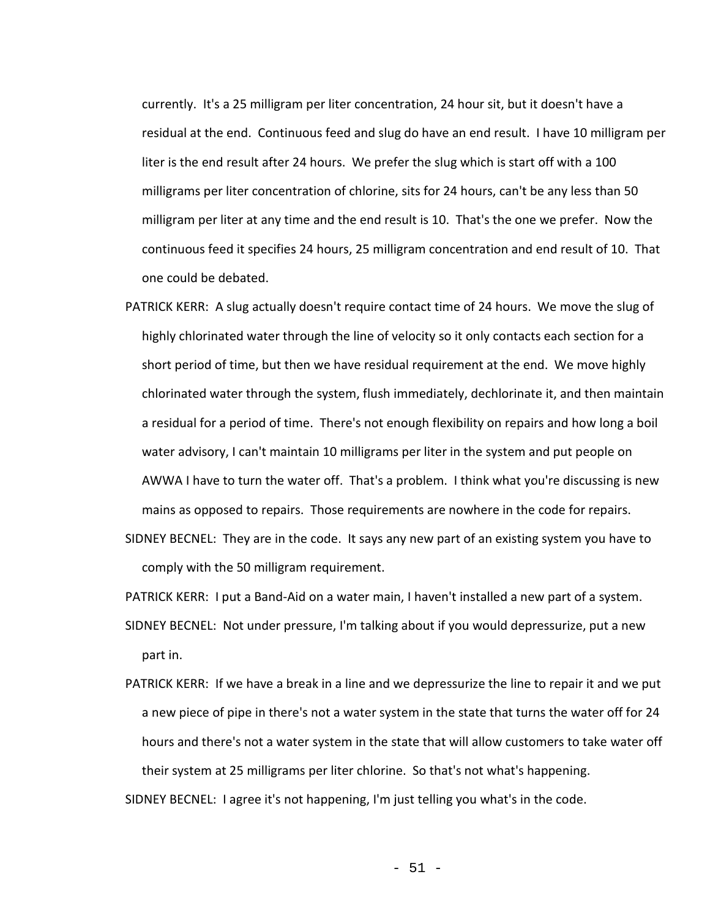currently. It's a 25 milligram per liter concentration, 24 hour sit, but it doesn't have a residual at the end. Continuous feed and slug do have an end result. I have 10 milligram per liter is the end result after 24 hours. We prefer the slug which is start off with a 100 milligrams per liter concentration of chlorine, sits for 24 hours, can't be any less than 50 milligram per liter at any time and the end result is 10. That's the one we prefer. Now the continuous feed it specifies 24 hours, 25 milligram concentration and end result of 10. That one could be debated.

PATRICK KERR: A slug actually doesn't require contact time of 24 hours. We move the slug of highly chlorinated water through the line of velocity so it only contacts each section for a short period of time, but then we have residual requirement at the end. We move highly chlorinated water through the system, flush immediately, dechlorinate it, and then maintain a residual for a period of time. There's not enough flexibility on repairs and how long a boil water advisory, I can't maintain 10 milligrams per liter in the system and put people on AWWA I have to turn the water off. That's a problem. I think what you're discussing is new mains as opposed to repairs. Those requirements are nowhere in the code for repairs.

SIDNEY BECNEL: They are in the code. It says any new part of an existing system you have to comply with the 50 milligram requirement.

PATRICK KERR: I put a Band-Aid on a water main, I haven't installed a new part of a system.

SIDNEY BECNEL: Not under pressure, I'm talking about if you would depressurize, put a new part in.

PATRICK KERR: If we have a break in a line and we depressurize the line to repair it and we put a new piece of pipe in there's not a water system in the state that turns the water off for 24 hours and there's not a water system in the state that will allow customers to take water off their system at 25 milligrams per liter chlorine. So that's not what's happening.

SIDNEY BECNEL: I agree it's not happening, I'm just telling you what's in the code.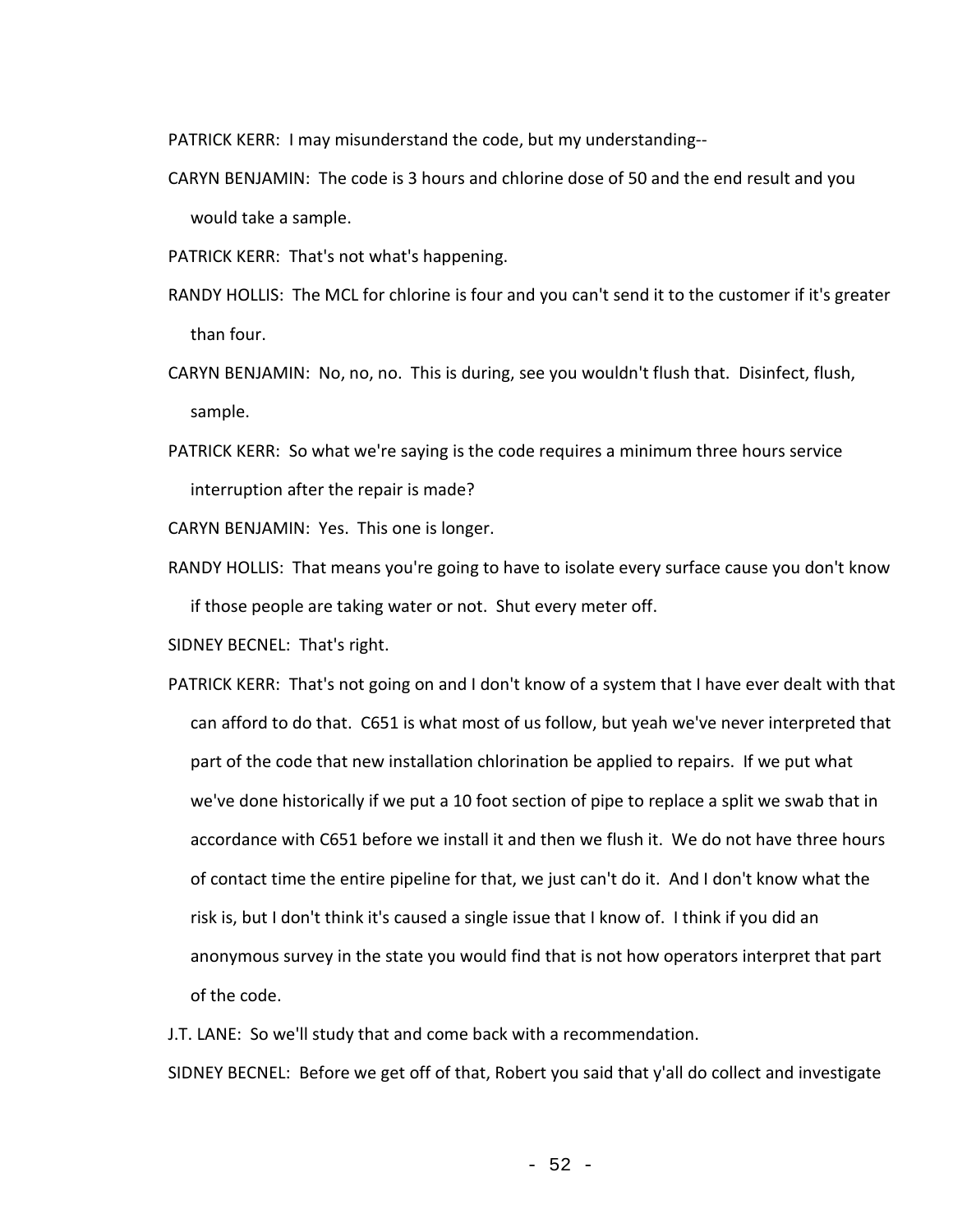PATRICK KERR: I may misunderstand the code, but my understanding--

CARYN BENJAMIN: The code is 3 hours and chlorine dose of 50 and the end result and you would take a sample.

PATRICK KERR: That's not what's happening.

RANDY HOLLIS: The MCL for chlorine is four and you can't send it to the customer if it's greater than four.

CARYN BENJAMIN: No, no, no. This is during, see you wouldn't flush that. Disinfect, flush, sample.

PATRICK KERR: So what we're saying is the code requires a minimum three hours service interruption after the repair is made?

CARYN BENJAMIN: Yes. This one is longer.

RANDY HOLLIS: That means you're going to have to isolate every surface cause you don't know if those people are taking water or not. Shut every meter off.

SIDNEY BECNEL: That's right.

PATRICK KERR: That's not going on and I don't know of a system that I have ever dealt with that can afford to do that. C651 is what most of us follow, but yeah we've never interpreted that part of the code that new installation chlorination be applied to repairs. If we put what we've done historically if we put a 10 foot section of pipe to replace a split we swab that in accordance with C651 before we install it and then we flush it. We do not have three hours of contact time the entire pipeline for that, we just can't do it. And I don't know what the risk is, but I don't think it's caused a single issue that I know of. I think if you did an anonymous survey in the state you would find that is not how operators interpret that part of the code.

J.T. LANE: So we'll study that and come back with a recommendation.

SIDNEY BECNEL: Before we get off of that, Robert you said that y'all do collect and investigate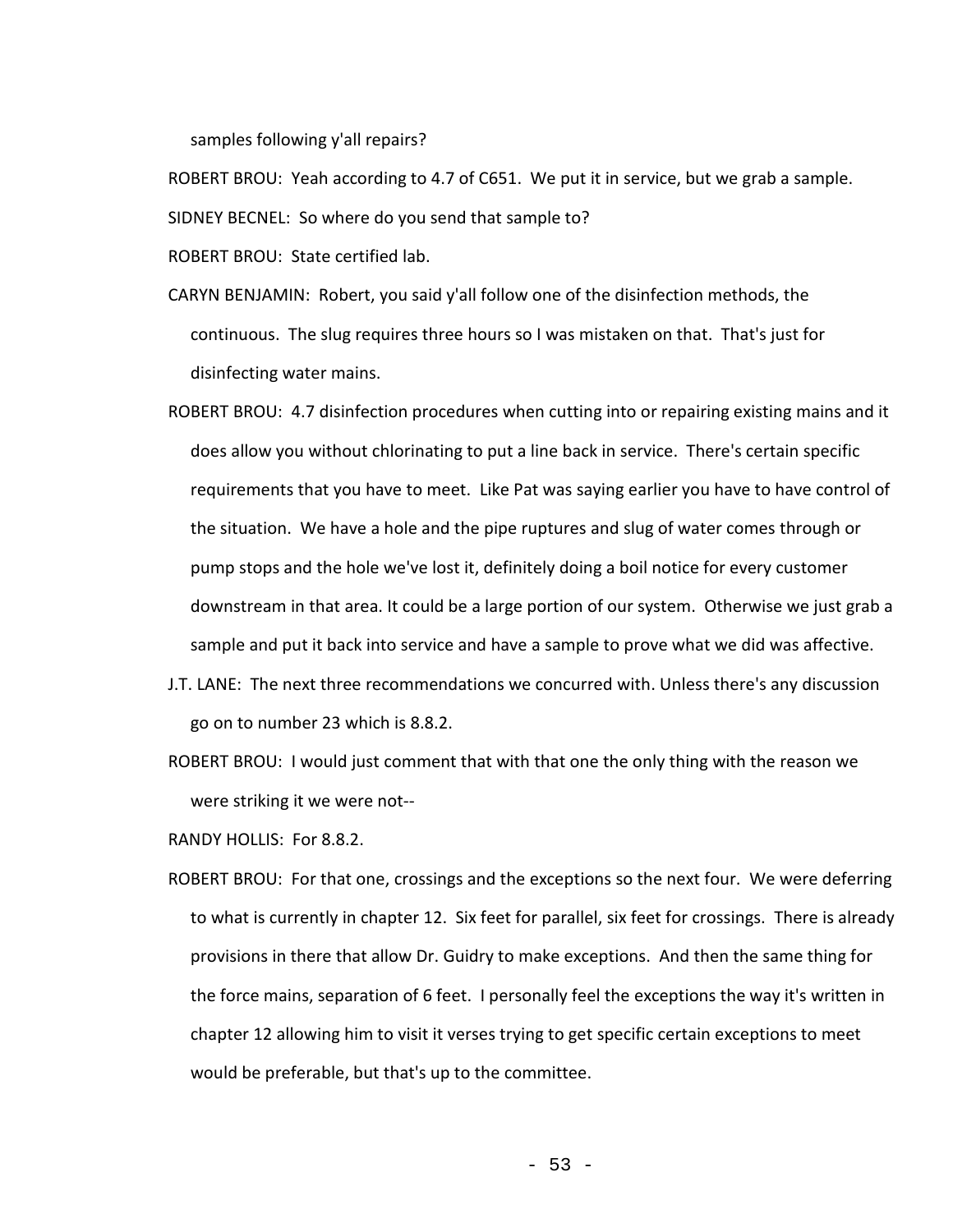samples following y'all repairs?

ROBERT BROU: Yeah according to 4.7 of C651. We put it in service, but we grab a sample.

SIDNEY BECNEL: So where do you send that sample to?

ROBERT BROU: State certified lab.

CARYN BENJAMIN: Robert, you said y'all follow one of the disinfection methods, the continuous. The slug requires three hours so I was mistaken on that. That's just for disinfecting water mains.

ROBERT BROU: 4.7 disinfection procedures when cutting into or repairing existing mains and it does allow you without chlorinating to put a line back in service. There's certain specific requirements that you have to meet. Like Pat was saying earlier you have to have control of the situation. We have a hole and the pipe ruptures and slug of water comes through or pump stops and the hole we've lost it, definitely doing a boil notice for every customer downstream in that area. It could be a large portion of our system. Otherwise we just grab a sample and put it back into service and have a sample to prove what we did was affective.

J.T. LANE: The next three recommendations we concurred with. Unless there's any discussion go on to number 23 which is 8.8.2.

ROBERT BROU: I would just comment that with that one the only thing with the reason we were striking it we were not--

RANDY HOLLIS: For 8.8.2.

ROBERT BROU: For that one, crossings and the exceptions so the next four. We were deferring to what is currently in chapter 12. Six feet for parallel, six feet for crossings. There is already provisions in there that allow Dr. Guidry to make exceptions. And then the same thing for the force mains, separation of 6 feet. I personally feel the exceptions the way it's written in chapter 12 allowing him to visit it verses trying to get specific certain exceptions to meet would be preferable, but that's up to the committee.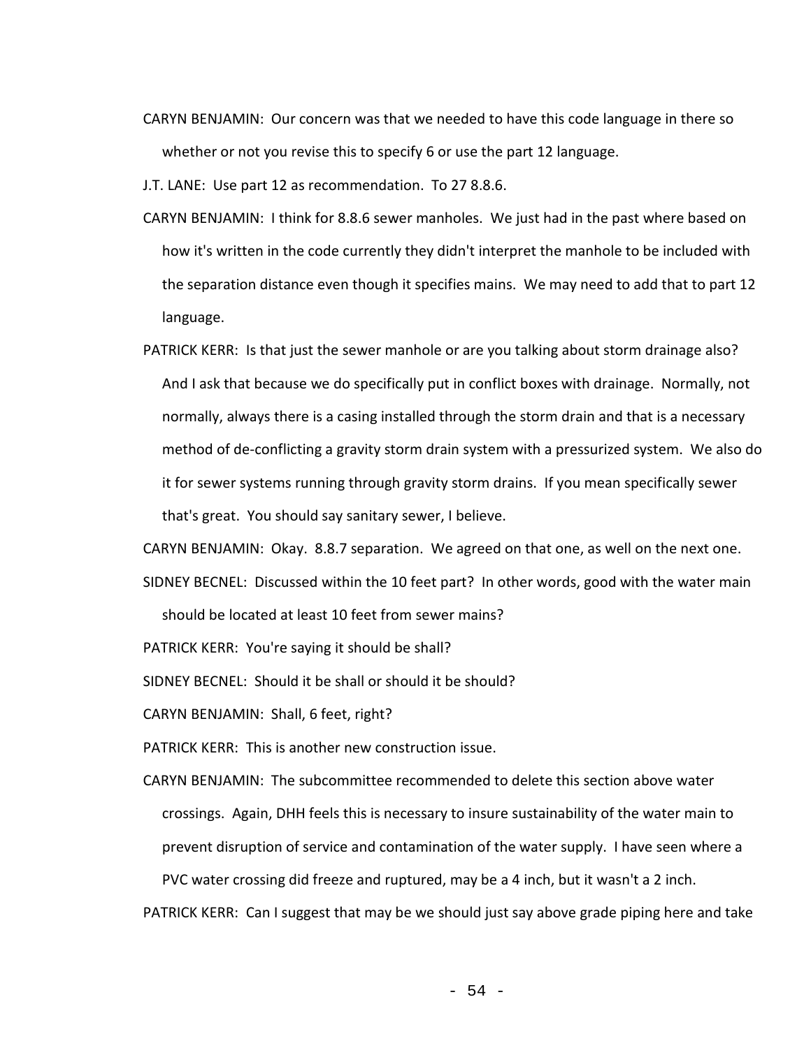CARYN BENJAMIN: Our concern was that we needed to have this code language in there so whether or not you revise this to specify 6 or use the part 12 language.

J.T. LANE: Use part 12 as recommendation. To 27 8.8.6.

CARYN BENJAMIN: I think for 8.8.6 sewer manholes. We just had in the past where based on how it's written in the code currently they didn't interpret the manhole to be included with the separation distance even though it specifies mains. We may need to add that to part 12 language.

PATRICK KERR: Is that just the sewer manhole or are you talking about storm drainage also? And I ask that because we do specifically put in conflict boxes with drainage. Normally, not normally, always there is a casing installed through the storm drain and that is a necessary method of de-conflicting a gravity storm drain system with a pressurized system. We also do it for sewer systems running through gravity storm drains. If you mean specifically sewer that's great. You should say sanitary sewer, I believe.

CARYN BENJAMIN: Okay. 8.8.7 separation. We agreed on that one, as well on the next one.

SIDNEY BECNEL: Discussed within the 10 feet part? In other words, good with the water main should be located at least 10 feet from sewer mains?

PATRICK KERR: You're saying it should be shall?

SIDNEY BECNEL: Should it be shall or should it be should?

CARYN BENJAMIN: Shall, 6 feet, right?

PATRICK KERR: This is another new construction issue.

CARYN BENJAMIN: The subcommittee recommended to delete this section above water crossings. Again, DHH feels this is necessary to insure sustainability of the water main to prevent disruption of service and contamination of the water supply. I have seen where a PVC water crossing did freeze and ruptured, may be a 4 inch, but it wasn't a 2 inch.

PATRICK KERR: Can I suggest that may be we should just say above grade piping here and take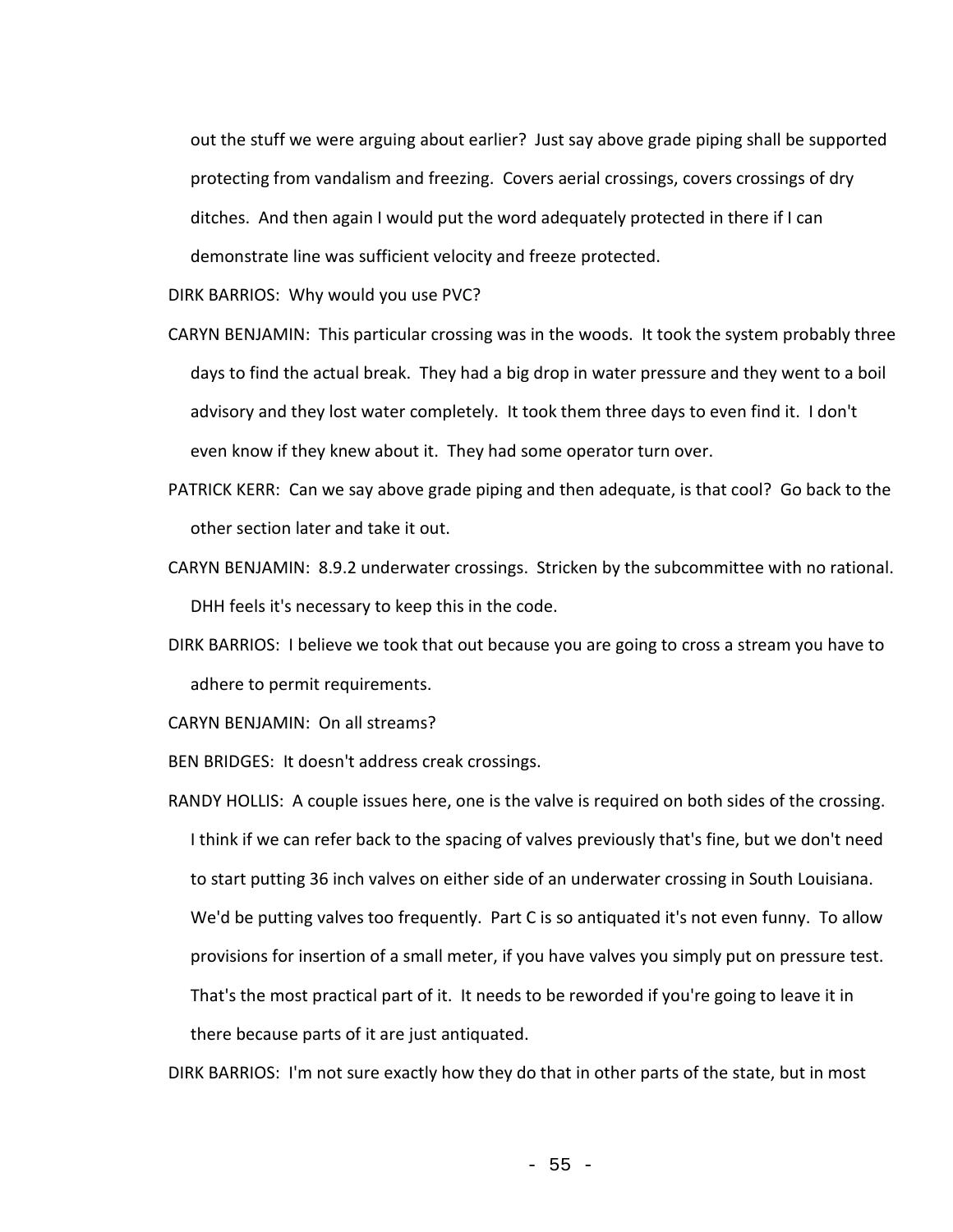out the stuff we were arguing about earlier? Just say above grade piping shall be supported protecting from vandalism and freezing. Covers aerial crossings, covers crossings of dry ditches. And then again I would put the word adequately protected in there if I can demonstrate line was sufficient velocity and freeze protected.

DIRK BARRIOS: Why would you use PVC?

CARYN BENJAMIN: This particular crossing was in the woods. It took the system probably three days to find the actual break. They had a big drop in water pressure and they went to a boil advisory and they lost water completely. It took them three days to even find it. I don't even know if they knew about it. They had some operator turn over.

PATRICK KERR: Can we say above grade piping and then adequate, is that cool? Go back to the other section later and take it out.

CARYN BENJAMIN: 8.9.2 underwater crossings. Stricken by the subcommittee with no rational. DHH feels it's necessary to keep this in the code.

DIRK BARRIOS: I believe we took that out because you are going to cross a stream you have to adhere to permit requirements.

CARYN BENJAMIN: On all streams?

BEN BRIDGES: It doesn't address creak crossings.

RANDY HOLLIS: A couple issues here, one is the valve is required on both sides of the crossing. I think if we can refer back to the spacing of valves previously that's fine, but we don't need to start putting 36 inch valves on either side of an underwater crossing in South Louisiana. We'd be putting valves too frequently. Part C is so antiquated it's not even funny. To allow provisions for insertion of a small meter, if you have valves you simply put on pressure test. That's the most practical part of it. It needs to be reworded if you're going to leave it in there because parts of it are just antiquated.

DIRK BARRIOS: I'm not sure exactly how they do that in other parts of the state, but in most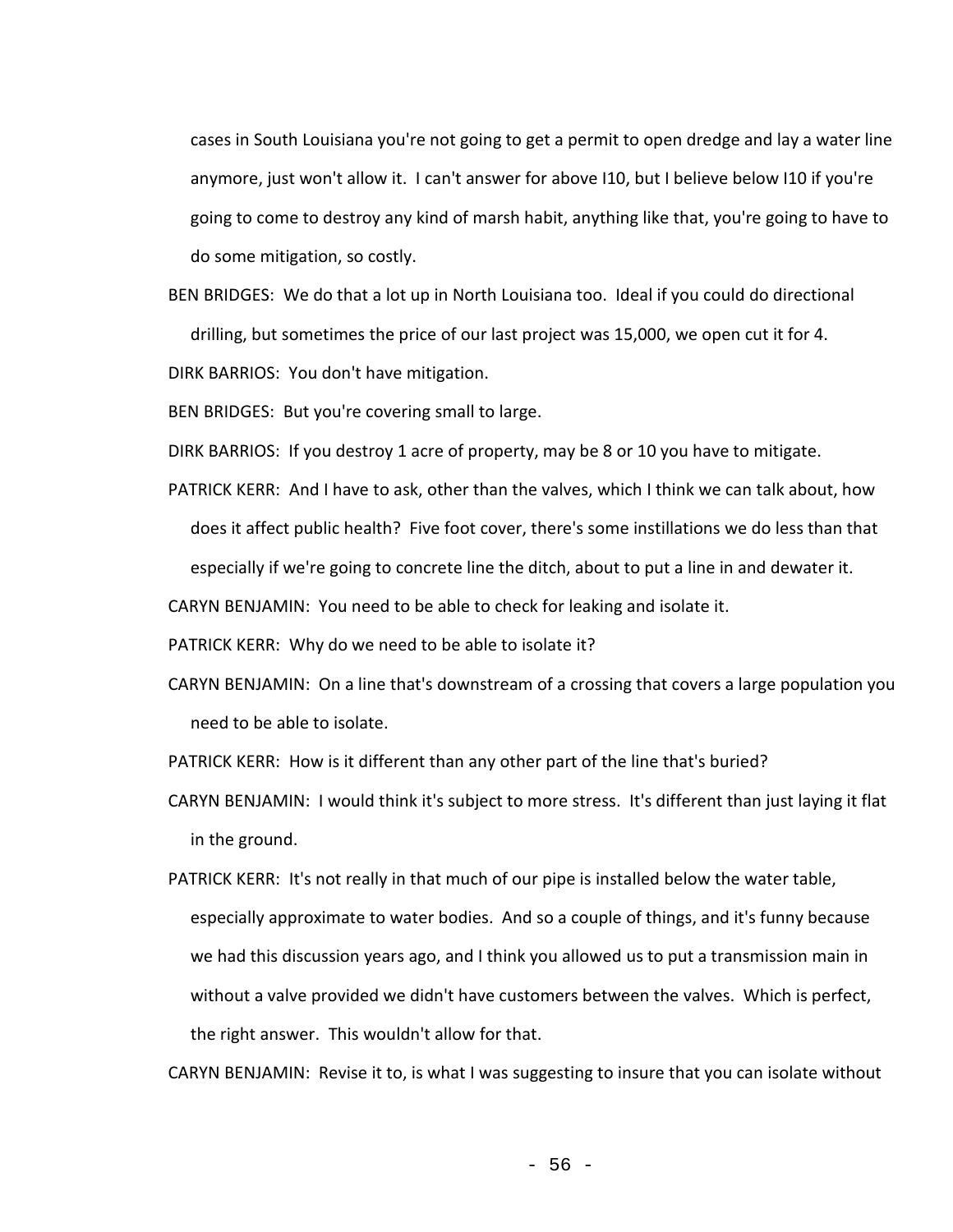cases in South Louisiana you're not going to get a permit to open dredge and lay a water line anymore, just won't allow it. I can't answer for above I10, but I believe below I10 if you're going to come to destroy any kind of marsh habit, anything like that, you're going to have to do some mitigation, so costly.

BEN BRIDGES: We do that a lot up in North Louisiana too. Ideal if you could do directional drilling, but sometimes the price of our last project was 15,000, we open cut it for 4.

DIRK BARRIOS: You don't have mitigation.

BEN BRIDGES: But you're covering small to large.

DIRK BARRIOS: If you destroy 1 acre of property, may be 8 or 10 you have to mitigate.

PATRICK KERR: And I have to ask, other than the valves, which I think we can talk about, how does it affect public health? Five foot cover, there's some instillations we do less than that especially if we're going to concrete line the ditch, about to put a line in and dewater it.

CARYN BENJAMIN: You need to be able to check for leaking and isolate it.

PATRICK KERR: Why do we need to be able to isolate it?

CARYN BENJAMIN: On a line that's downstream of a crossing that covers a large population you need to be able to isolate.

PATRICK KERR: How is it different than any other part of the line that's buried?

CARYN BENJAMIN: I would think it's subject to more stress. It's different than just laying it flat in the ground.

PATRICK KERR: It's not really in that much of our pipe is installed below the water table, especially approximate to water bodies. And so a couple of things, and it's funny because we had this discussion years ago, and I think you allowed us to put a transmission main in without a valve provided we didn't have customers between the valves. Which is perfect, the right answer. This wouldn't allow for that.

CARYN BENJAMIN: Revise it to, is what I was suggesting to insure that you can isolate without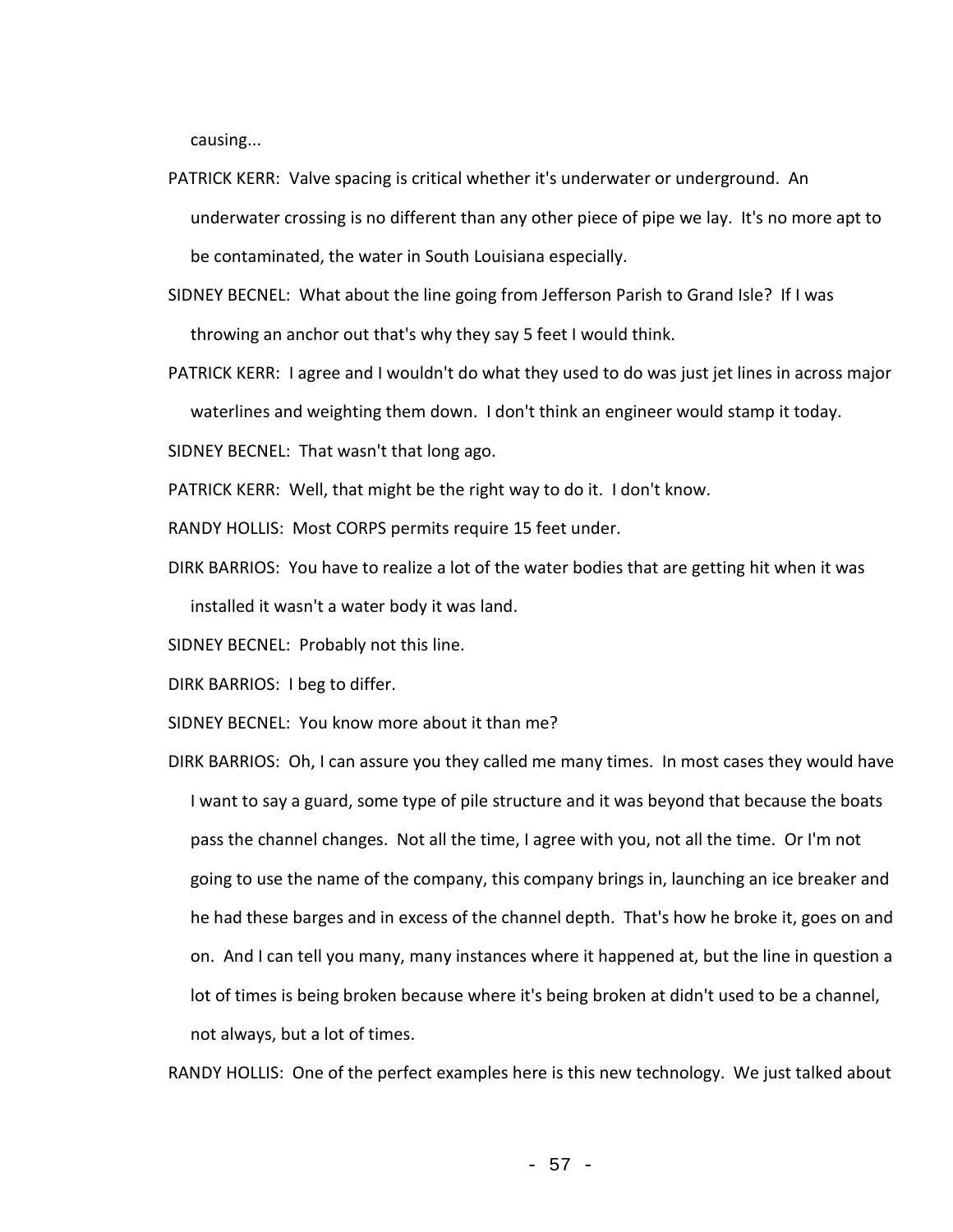causing...

PATRICK KERR: Valve spacing is critical whether it's underwater or underground. An underwater crossing is no different than any other piece of pipe we lay. It's no more apt to be contaminated, the water in South Louisiana especially.

SIDNEY BECNEL: What about the line going from Jefferson Parish to Grand Isle? If I was throwing an anchor out that's why they say 5 feet I would think.

PATRICK KERR: I agree and I wouldn't do what they used to do was just jet lines in across major waterlines and weighting them down. I don't think an engineer would stamp it today.

SIDNEY BECNEL: That wasn't that long ago.

PATRICK KERR: Well, that might be the right way to do it. I don't know.

RANDY HOLLIS: Most CORPS permits require 15 feet under.

DIRK BARRIOS: You have to realize a lot of the water bodies that are getting hit when it was installed it wasn't a water body it was land.

SIDNEY BECNEL: Probably not this line.

DIRK BARRIOS: I beg to differ.

SIDNEY BECNEL: You know more about it than me?

DIRK BARRIOS: Oh, I can assure you they called me many times. In most cases they would have I want to say a guard, some type of pile structure and it was beyond that because the boats pass the channel changes. Not all the time, I agree with you, not all the time. Or I'm not going to use the name of the company, this company brings in, launching an ice breaker and he had these barges and in excess of the channel depth. That's how he broke it, goes on and on. And I can tell you many, many instances where it happened at, but the line in question a lot of times is being broken because where it's being broken at didn't used to be a channel, not always, but a lot of times.

RANDY HOLLIS: One of the perfect examples here is this new technology. We just talked about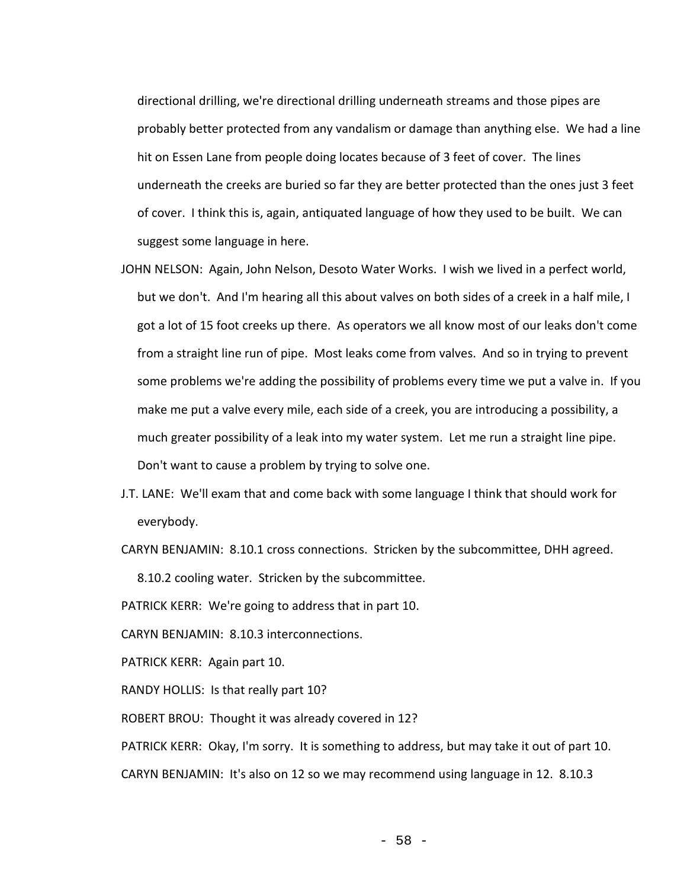directional drilling, we're directional drilling underneath streams and those pipes are probably better protected from any vandalism or damage than anything else. We had a line hit on Essen Lane from people doing locates because of 3 feet of cover. The lines underneath the creeks are buried so far they are better protected than the ones just 3 feet of cover. I think this is, again, antiquated language of how they used to be built. We can suggest some language in here.

JOHN NELSON: Again, John Nelson, Desoto Water Works. I wish we lived in a perfect world, but we don't. And I'm hearing all this about valves on both sides of a creek in a half mile, I got a lot of 15 foot creeks up there. As operators we all know most of our leaks don't come from a straight line run of pipe. Most leaks come from valves. And so in trying to prevent some problems we're adding the possibility of problems every time we put a valve in. If you make me put a valve every mile, each side of a creek, you are introducing a possibility, a much greater possibility of a leak into my water system. Let me run a straight line pipe. Don't want to cause a problem by trying to solve one.

J.T. LANE: We'll exam that and come back with some language I think that should work for everybody.

CARYN BENJAMIN: 8.10.1 cross connections. Stricken by the subcommittee, DHH agreed. 8.10.2 cooling water. Stricken by the subcommittee.

PATRICK KERR: We're going to address that in part 10.

CARYN BENJAMIN: 8.10.3 interconnections.

PATRICK KERR: Again part 10.

RANDY HOLLIS: Is that really part 10?

ROBERT BROU: Thought it was already covered in 12?

PATRICK KERR: Okay, I'm sorry. It is something to address, but may take it out of part 10.

CARYN BENJAMIN: It's also on 12 so we may recommend using language in 12. 8.10.3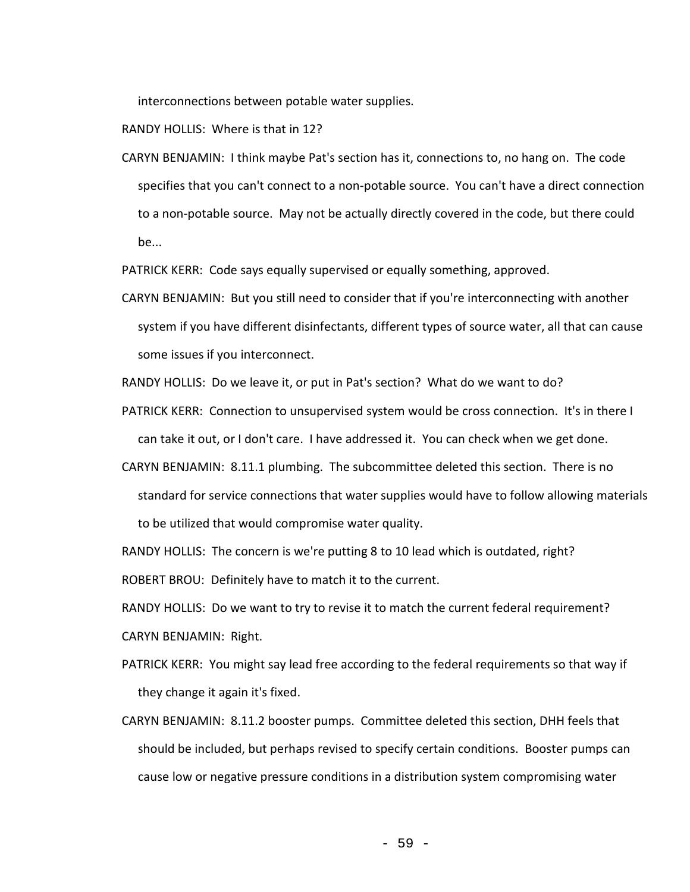interconnections between potable water supplies.

RANDY HOLLIS: Where is that in 12?

CARYN BENJAMIN: I think maybe Pat's section has it, connections to, no hang on. The code specifies that you can't connect to a non-potable source. You can't have a direct connection to a non-potable source. May not be actually directly covered in the code, but there could be...

PATRICK KERR: Code says equally supervised or equally something, approved.

CARYN BENJAMIN: But you still need to consider that if you're interconnecting with another system if you have different disinfectants, different types of source water, all that can cause some issues if you interconnect.

RANDY HOLLIS: Do we leave it, or put in Pat's section? What do we want to do?

PATRICK KERR: Connection to unsupervised system would be cross connection. It's in there I can take it out, or I don't care. I have addressed it. You can check when we get done.

CARYN BENJAMIN: 8.11.1 plumbing. The subcommittee deleted this section. There is no standard for service connections that water supplies would have to follow allowing materials to be utilized that would compromise water quality.

RANDY HOLLIS: The concern is we're putting 8 to 10 lead which is outdated, right?

ROBERT BROU: Definitely have to match it to the current.

RANDY HOLLIS: Do we want to try to revise it to match the current federal requirement?

CARYN BENJAMIN: Right.

PATRICK KERR: You might say lead free according to the federal requirements so that way if they change it again it's fixed.

CARYN BENJAMIN: 8.11.2 booster pumps. Committee deleted this section, DHH feels that should be included, but perhaps revised to specify certain conditions. Booster pumps can cause low or negative pressure conditions in a distribution system compromising water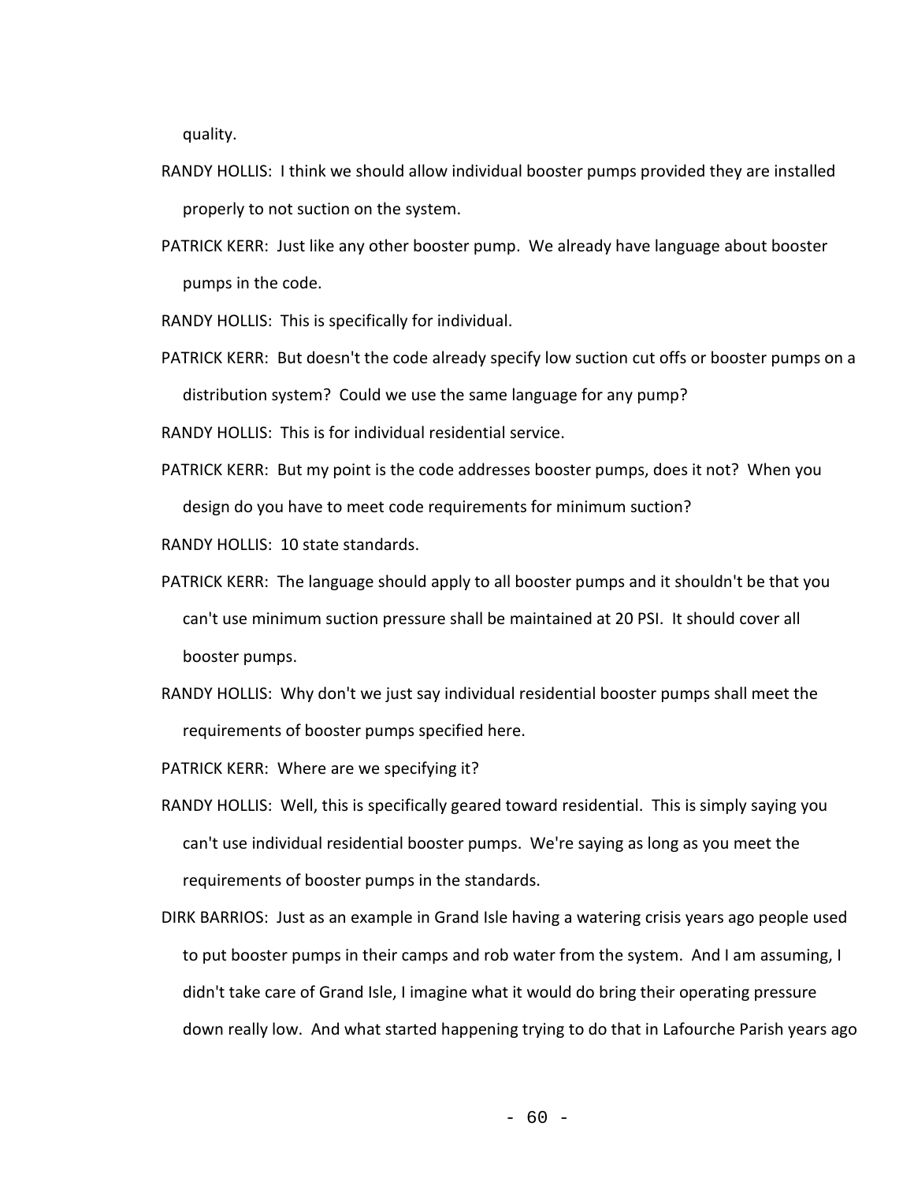quality.

RANDY HOLLIS: I think we should allow individual booster pumps provided they are installed properly to not suction on the system.

PATRICK KERR: Just like any other booster pump. We already have language about booster pumps in the code.

RANDY HOLLIS: This is specifically for individual.

PATRICK KERR: But doesn't the code already specify low suction cut offs or booster pumps on a distribution system? Could we use the same language for any pump?

RANDY HOLLIS: This is for individual residential service.

PATRICK KERR: But my point is the code addresses booster pumps, does it not? When you design do you have to meet code requirements for minimum suction?

RANDY HOLLIS: 10 state standards.

PATRICK KERR: The language should apply to all booster pumps and it shouldn't be that you can't use minimum suction pressure shall be maintained at 20 PSI. It should cover all booster pumps.

RANDY HOLLIS: Why don't we just say individual residential booster pumps shall meet the requirements of booster pumps specified here.

PATRICK KERR: Where are we specifying it?

RANDY HOLLIS: Well, this is specifically geared toward residential. This is simply saying you can't use individual residential booster pumps. We're saying as long as you meet the requirements of booster pumps in the standards.

DIRK BARRIOS: Just as an example in Grand Isle having a watering crisis years ago people used to put booster pumps in their camps and rob water from the system. And I am assuming, I didn't take care of Grand Isle, I imagine what it would do bring their operating pressure down really low. And what started happening trying to do that in Lafourche Parish years ago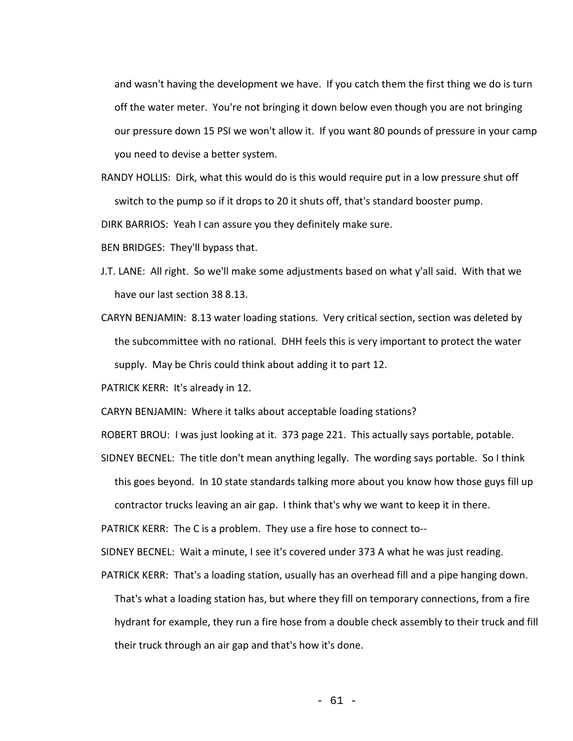and wasn't having the development we have. If you catch them the first thing we do is turn off the water meter. You're not bringing it down below even though you are not bringing our pressure down 15 PSI we won't allow it. If you want 80 pounds of pressure in your camp you need to devise a better system.

RANDY HOLLIS: Dirk, what this would do is this would require put in a low pressure shut off switch to the pump so if it drops to 20 it shuts off, that's standard booster pump.

DIRK BARRIOS: Yeah I can assure you they definitely make sure.

BEN BRIDGES: They'll bypass that.

J.T. LANE: All right. So we'll make some adjustments based on what y'all said. With that we have our last section 38 8.13.

CARYN BENJAMIN: 8.13 water loading stations. Very critical section, section was deleted by the subcommittee with no rational. DHH feels this is very important to protect the water supply. May be Chris could think about adding it to part 12.

PATRICK KERR: It's already in 12.

CARYN BENJAMIN: Where it talks about acceptable loading stations?

ROBERT BROU: I was just looking at it. 373 page 221. This actually says portable, potable.

SIDNEY BECNEL: The title don't mean anything legally. The wording says portable. So I think this goes beyond. In 10 state standards talking more about you know how those guys fill up contractor trucks leaving an air gap. I think that's why we want to keep it in there.

PATRICK KERR: The C is a problem. They use a fire hose to connect to--

SIDNEY BECNEL: Wait a minute, I see it's covered under 373 A what he was just reading.

PATRICK KERR: That's a loading station, usually has an overhead fill and a pipe hanging down. That's what a loading station has, but where they fill on temporary connections, from a fire hydrant for example, they run a fire hose from a double check assembly to their truck and fill their truck through an air gap and that's how it's done.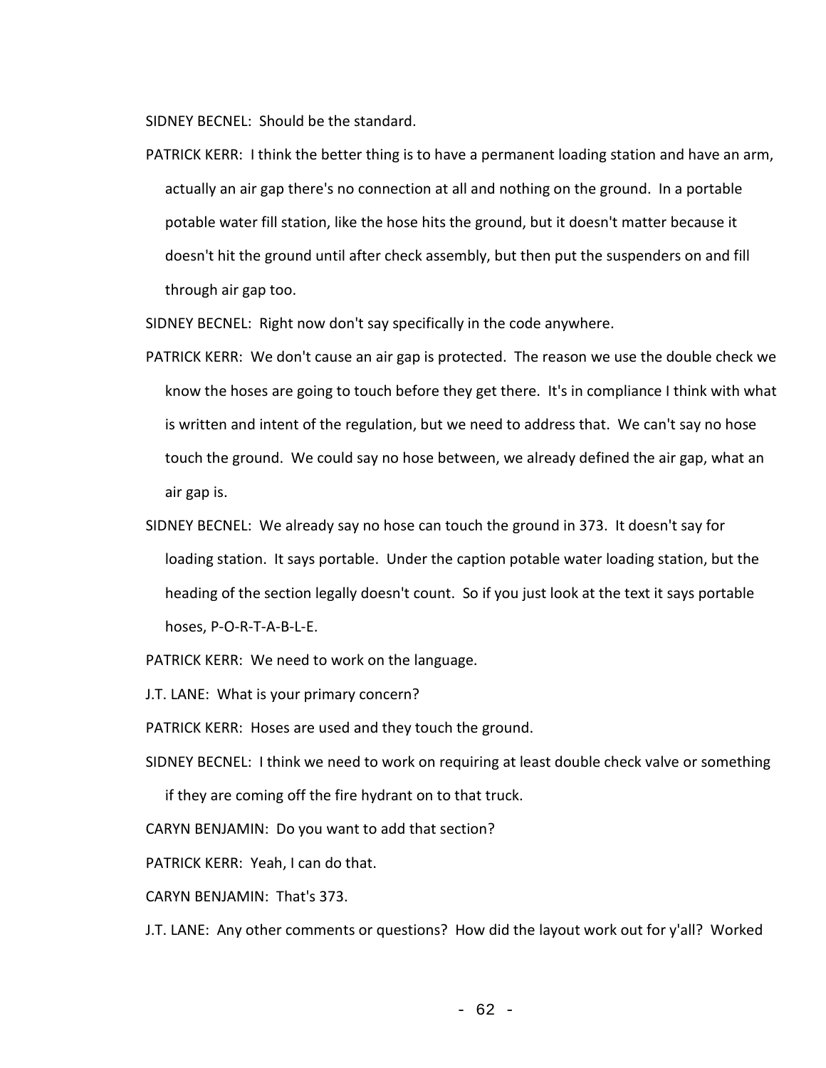SIDNEY BECNEL: Should be the standard.

PATRICK KERR: I think the better thing is to have a permanent loading station and have an arm, actually an air gap there's no connection at all and nothing on the ground. In a portable potable water fill station, like the hose hits the ground, but it doesn't matter because it doesn't hit the ground until after check assembly, but then put the suspenders on and fill through air gap too.

SIDNEY BECNEL: Right now don't say specifically in the code anywhere.

PATRICK KERR: We don't cause an air gap is protected. The reason we use the double check we know the hoses are going to touch before they get there. It's in compliance I think with what is written and intent of the regulation, but we need to address that. We can't say no hose touch the ground. We could say no hose between, we already defined the air gap, what an air gap is.

SIDNEY BECNEL: We already say no hose can touch the ground in 373. It doesn't say for loading station. It says portable. Under the caption potable water loading station, but the heading of the section legally doesn't count. So if you just look at the text it says portable hoses, P-O-R-T-A-B-L-E.

PATRICK KERR: We need to work on the language.

J.T. LANE: What is your primary concern?

PATRICK KERR: Hoses are used and they touch the ground.

SIDNEY BECNEL: I think we need to work on requiring at least double check valve or something if they are coming off the fire hydrant on to that truck.

CARYN BENJAMIN: Do you want to add that section?

PATRICK KERR: Yeah, I can do that.

CARYN BENJAMIN: That's 373.

J.T. LANE: Any other comments or questions? How did the layout work out for y'all? Worked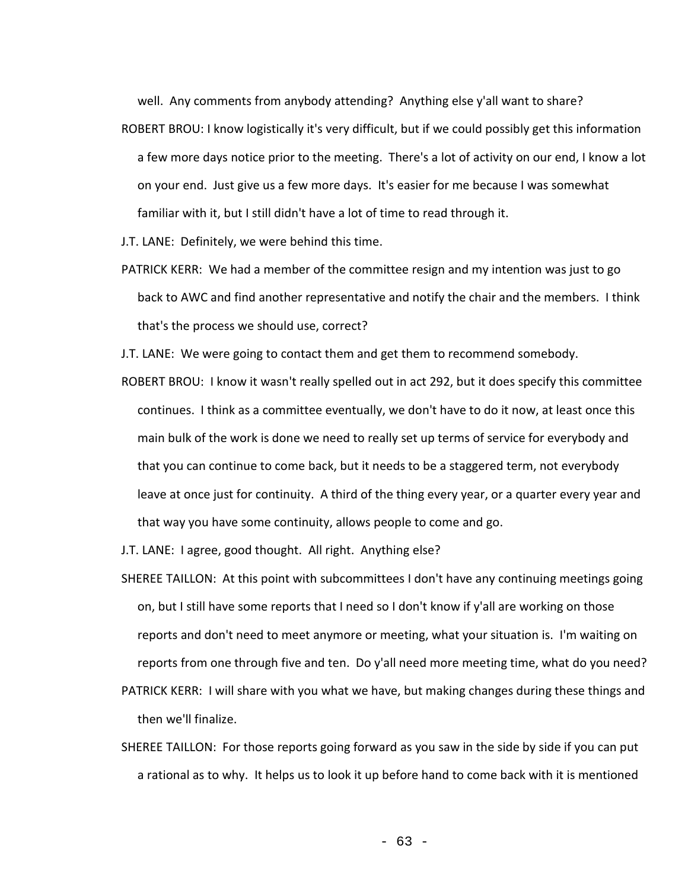well. Any comments from anybody attending? Anything else y'all want to share?

ROBERT BROU: I know logistically it's very difficult, but if we could possibly get this information a few more days notice prior to the meeting. There's a lot of activity on our end, I know a lot on your end. Just give us a few more days. It's easier for me because I was somewhat familiar with it, but I still didn't have a lot of time to read through it.

J.T. LANE: Definitely, we were behind this time.

PATRICK KERR: We had a member of the committee resign and my intention was just to go back to AWC and find another representative and notify the chair and the members. I think that's the process we should use, correct?

J.T. LANE: We were going to contact them and get them to recommend somebody.

ROBERT BROU: I know it wasn't really spelled out in act 292, but it does specify this committee continues. I think as a committee eventually, we don't have to do it now, at least once this main bulk of the work is done we need to really set up terms of service for everybody and that you can continue to come back, but it needs to be a staggered term, not everybody leave at once just for continuity. A third of the thing every year, or a quarter every year and that way you have some continuity, allows people to come and go.

J.T. LANE: I agree, good thought. All right. Anything else?

SHEREE TAILLON: At this point with subcommittees I don't have any continuing meetings going on, but I still have some reports that I need so I don't know if y'all are working on those reports and don't need to meet anymore or meeting, what your situation is. I'm waiting on reports from one through five and ten. Do y'all need more meeting time, what do you need?

PATRICK KERR: I will share with you what we have, but making changes during these things and then we'll finalize.

SHEREE TAILLON: For those reports going forward as you saw in the side by side if you can put a rational as to why. It helps us to look it up before hand to come back with it is mentioned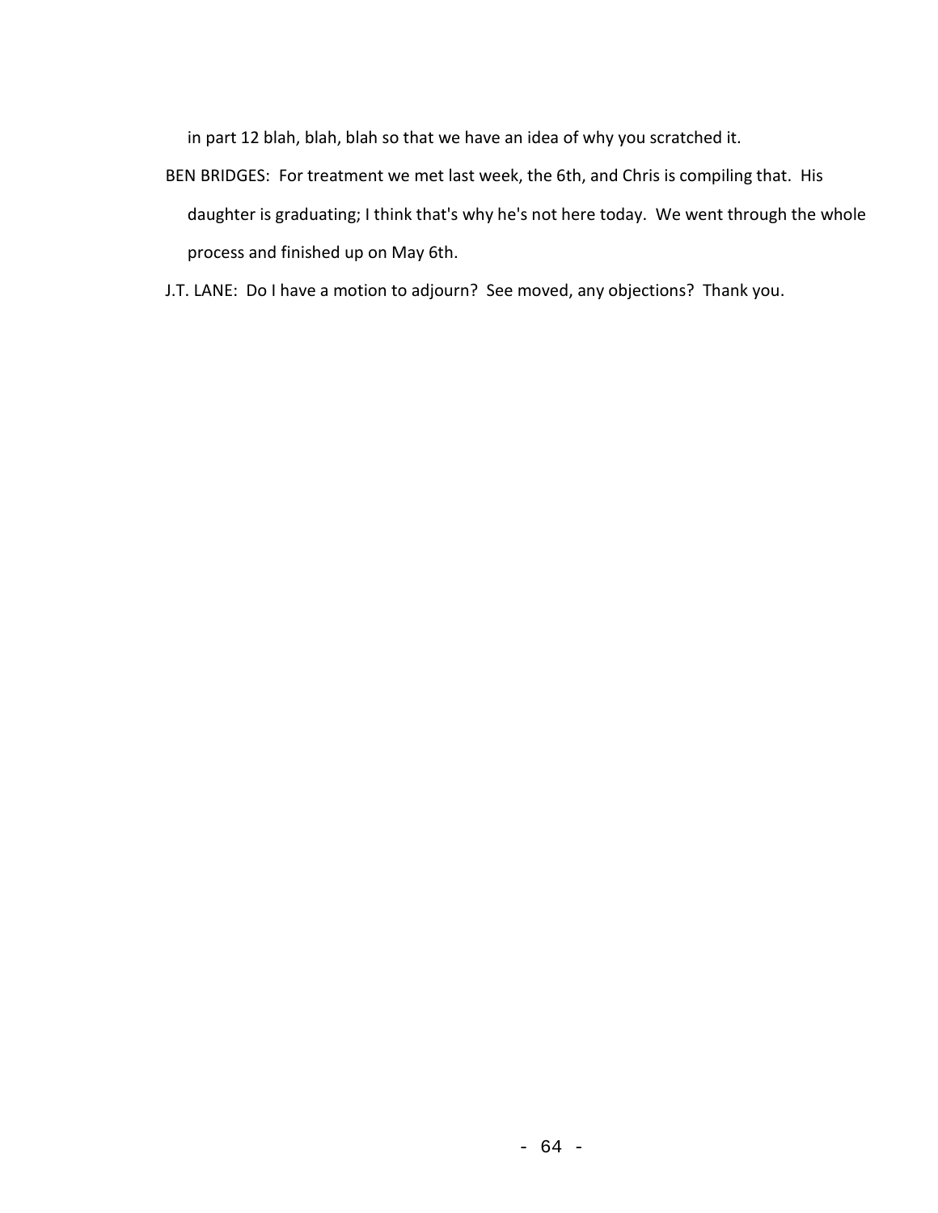in part 12 blah, blah, blah so that we have an idea of why you scratched it.

BEN BRIDGES: For treatment we met last week, the 6th, and Chris is compiling that. His daughter is graduating; I think that's why he's not here today. We went through the whole process and finished up on May 6th.

J.T. LANE: Do I have a motion to adjourn? See moved, any objections? Thank you.